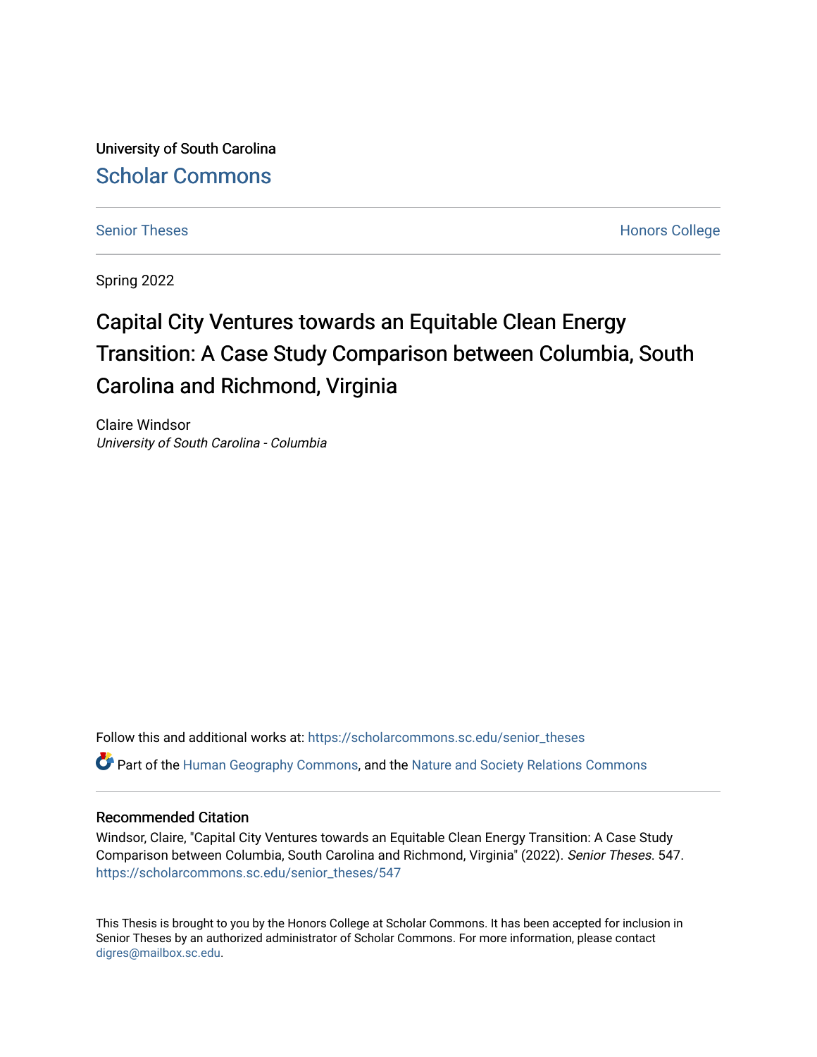University of South Carolina

## Scholar Commons

Senior Theses

Honors College

Spring 2022

# Capital City Ventures towards an Equitable Clean Energy Transition: A Case Study Comparison between Columbia, South Carolina and Richmond, Virginia

Claire Windsor

*University of South Carolina - Columbia*

Follow this and additional works at: https://scholarcommons.sc.edu/senior_theses

Part of the Human Geography Commons, and the Nature and Society Relations Commons

### Recommended Citation

Windsor, Claire, "Capital City Ventures towards an Equitable Clean Energy Transition: A Case Study Comparison between Columbia, South Carolina and Richmond, Virginia" (2022). *Senior Theses*. 547.
https://scholarcommons.sc.edu/senior_theses/547

This Thesis is brought to you by the Honors College at Scholar Commons. It has been accepted for inclusion in Senior Theses by an authorized administrator of Scholar Commons. For more information, please contact digres@mailbox.sc.edu.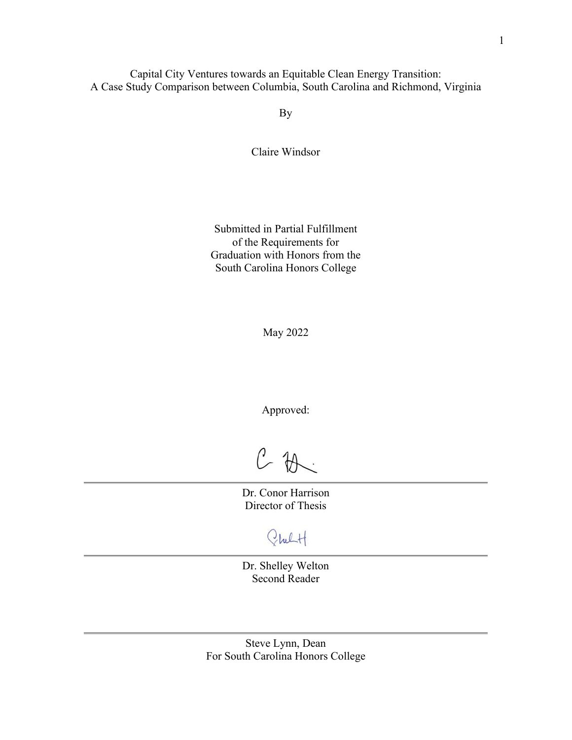# Capital City Ventures towards an Equitable Clean Energy Transition: A Case Study Comparison between Columbia, South Carolina and Richmond, Virginia

By

Claire Windsor

Submitted in Partial Fulfillment
of the Requirements for
Graduation with Honors from the
South Carolina Honors College

May 2022

Approved:

Dr. Conor Harrison
Director of Thesis

Dr. Shelley Welton
Second Reader

Steve Lynn, Dean
For South Carolina Honors College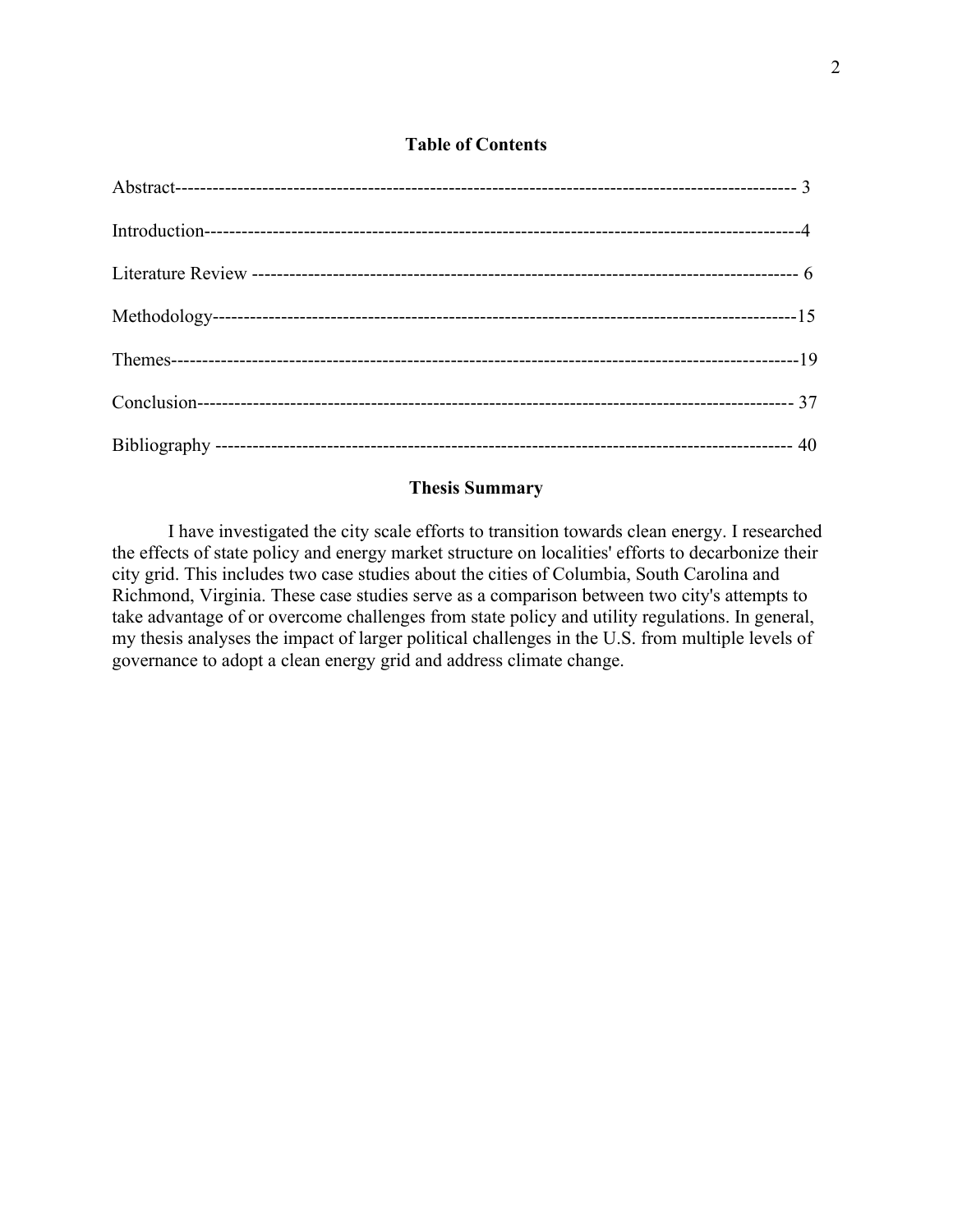## Table of Contents

Abstract------------------------------------------------------------------------------------------------- 3

Introduction------------------------------------------------------------------------------------------------4

Literature Review ---------------------------------------------------------------------------------------- 6

Methodology-------------------------------------------------------------------------------------------15

Themes--------------------------------------------------------------------------------------------------19

Conclusion-------------------------------------------------------------------------------------------- 37

Bibliography ------------------------------------------------------------------------------------------ 40

## Thesis Summary

I have investigated the city scale efforts to transition towards clean energy. I researched the effects of state policy and energy market structure on localities' efforts to decarbonize their city grid. This includes two case studies about the cities of Columbia, South Carolina and Richmond, Virginia. These case studies serve as a comparison between two city's attempts to take advantage of or overcome challenges from state policy and utility regulations. In general, my thesis analyses the impact of larger political challenges in the U.S. from multiple levels of governance to adopt a clean energy grid and address climate change.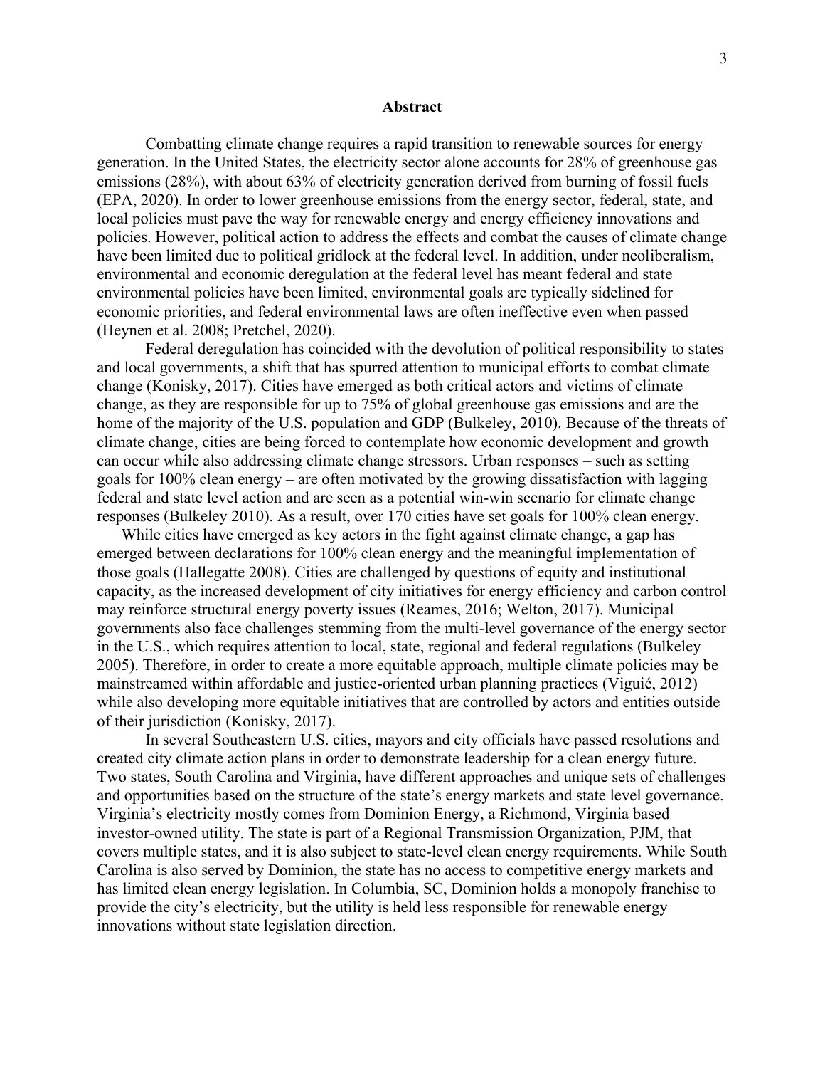**Abstract**

Combatting climate change requires a rapid transition to renewable sources for energy generation. In the United States, the electricity sector alone accounts for 28% of greenhouse gas emissions (28%), with about 63% of electricity generation derived from burning of fossil fuels (EPA, 2020). In order to lower greenhouse emissions from the energy sector, federal, state, and local policies must pave the way for renewable energy and energy efficiency innovations and policies. However, political action to address the effects and combat the causes of climate change have been limited due to political gridlock at the federal level. In addition, under neoliberalism, environmental and economic deregulation at the federal level has meant federal and state environmental policies have been limited, environmental goals are typically sidelined for economic priorities, and federal environmental laws are often ineffective even when passed (Heynen et al. 2008; Pretchel, 2020).

Federal deregulation has coincided with the devolution of political responsibility to states and local governments, a shift that has spurred attention to municipal efforts to combat climate change (Konisky, 2017). Cities have emerged as both critical actors and victims of climate change, as they are responsible for up to 75% of global greenhouse gas emissions and are the home of the majority of the U.S. population and GDP (Bulkeley, 2010). Because of the threats of climate change, cities are being forced to contemplate how economic development and growth can occur while also addressing climate change stressors. Urban responses – such as setting goals for 100% clean energy – are often motivated by the growing dissatisfaction with lagging federal and state level action and are seen as a potential win-win scenario for climate change responses (Bulkeley 2010). As a result, over 170 cities have set goals for 100% clean energy.

While cities have emerged as key actors in the fight against climate change, a gap has emerged between declarations for 100% clean energy and the meaningful implementation of those goals (Hallegatte 2008). Cities are challenged by questions of equity and institutional capacity, as the increased development of city initiatives for energy efficiency and carbon control may reinforce structural energy poverty issues (Reames, 2016; Welton, 2017). Municipal governments also face challenges stemming from the multi-level governance of the energy sector in the U.S., which requires attention to local, state, regional and federal regulations (Bulkeley 2005). Therefore, in order to create a more equitable approach, multiple climate policies may be mainstreamed within affordable and justice-oriented urban planning practices (Viguié, 2012) while also developing more equitable initiatives that are controlled by actors and entities outside of their jurisdiction (Konisky, 2017).

In several Southeastern U.S. cities, mayors and city officials have passed resolutions and created city climate action plans in order to demonstrate leadership for a clean energy future. Two states, South Carolina and Virginia, have different approaches and unique sets of challenges and opportunities based on the structure of the state's energy markets and state level governance. Virginia's electricity mostly comes from Dominion Energy, a Richmond, Virginia based investor-owned utility. The state is part of a Regional Transmission Organization, PJM, that covers multiple states, and it is also subject to state-level clean energy requirements. While South Carolina is also served by Dominion, the state has no access to competitive energy markets and has limited clean energy legislation. In Columbia, SC, Dominion holds a monopoly franchise to provide the city's electricity, but the utility is held less responsible for renewable energy innovations without state legislation direction.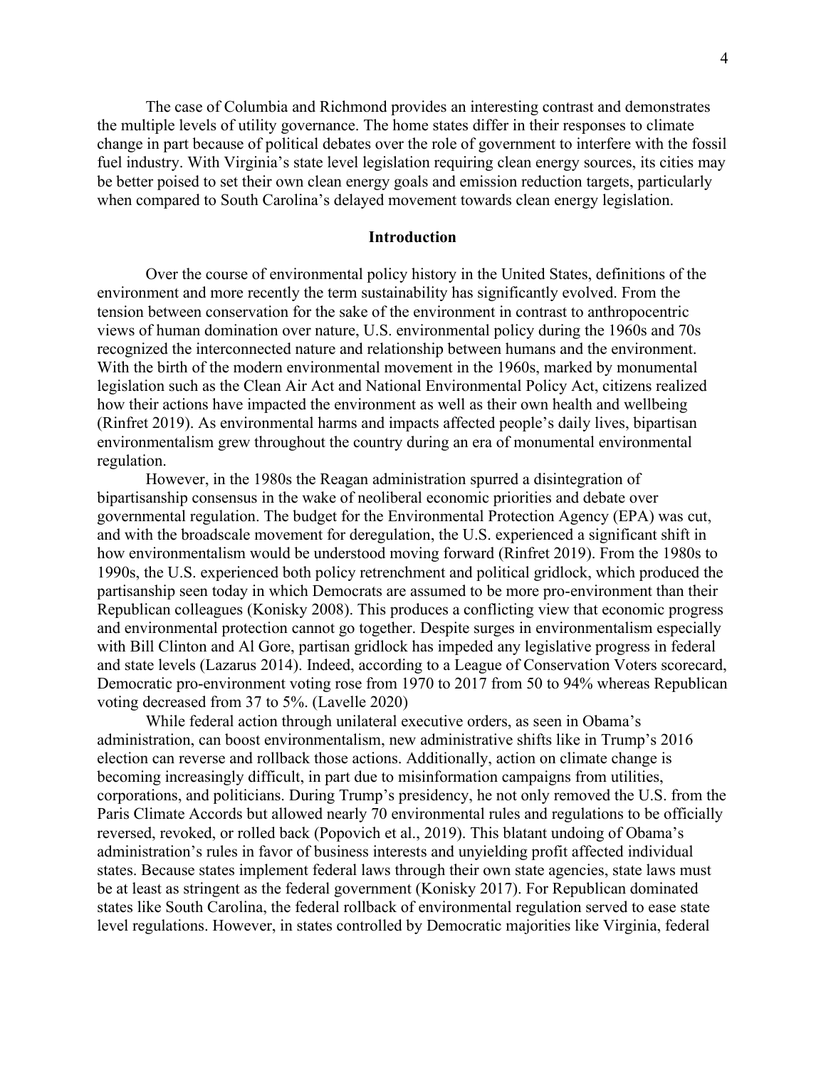The case of Columbia and Richmond provides an interesting contrast and demonstrates the multiple levels of utility governance. The home states differ in their responses to climate change in part because of political debates over the role of government to interfere with the fossil fuel industry. With Virginia's state level legislation requiring clean energy sources, its cities may be better poised to set their own clean energy goals and emission reduction targets, particularly when compared to South Carolina's delayed movement towards clean energy legislation.

## Introduction

Over the course of environmental policy history in the United States, definitions of the environment and more recently the term sustainability has significantly evolved. From the tension between conservation for the sake of the environment in contrast to anthropocentric views of human domination over nature, U.S. environmental policy during the 1960s and 70s recognized the interconnected nature and relationship between humans and the environment. With the birth of the modern environmental movement in the 1960s, marked by monumental legislation such as the Clean Air Act and National Environmental Policy Act, citizens realized how their actions have impacted the environment as well as their own health and wellbeing (Rinfret 2019). As environmental harms and impacts affected people's daily lives, bipartisan environmentalism grew throughout the country during an era of monumental environmental regulation.

However, in the 1980s the Reagan administration spurred a disintegration of bipartisanship consensus in the wake of neoliberal economic priorities and debate over governmental regulation. The budget for the Environmental Protection Agency (EPA) was cut, and with the broadscale movement for deregulation, the U.S. experienced a significant shift in how environmentalism would be understood moving forward (Rinfret 2019). From the 1980s to 1990s, the U.S. experienced both policy retrenchment and political gridlock, which produced the partisanship seen today in which Democrats are assumed to be more pro-environment than their Republican colleagues (Konisky 2008). This produces a conflicting view that economic progress and environmental protection cannot go together. Despite surges in environmentalism especially with Bill Clinton and Al Gore, partisan gridlock has impeded any legislative progress in federal and state levels (Lazarus 2014). Indeed, according to a League of Conservation Voters scorecard, Democratic pro-environment voting rose from 1970 to 2017 from 50 to 94% whereas Republican voting decreased from 37 to 5%. (Lavelle 2020)

While federal action through unilateral executive orders, as seen in Obama's administration, can boost environmentalism, new administrative shifts like in Trump's 2016 election can reverse and rollback those actions. Additionally, action on climate change is becoming increasingly difficult, in part due to misinformation campaigns from utilities, corporations, and politicians. During Trump's presidency, he not only removed the U.S. from the Paris Climate Accords but allowed nearly 70 environmental rules and regulations to be officially reversed, revoked, or rolled back (Popovich et al., 2019). This blatant undoing of Obama's administration's rules in favor of business interests and unyielding profit affected individual states. Because states implement federal laws through their own state agencies, state laws must be at least as stringent as the federal government (Konisky 2017). For Republican dominated states like South Carolina, the federal rollback of environmental regulation served to ease state level regulations. However, in states controlled by Democratic majorities like Virginia, federal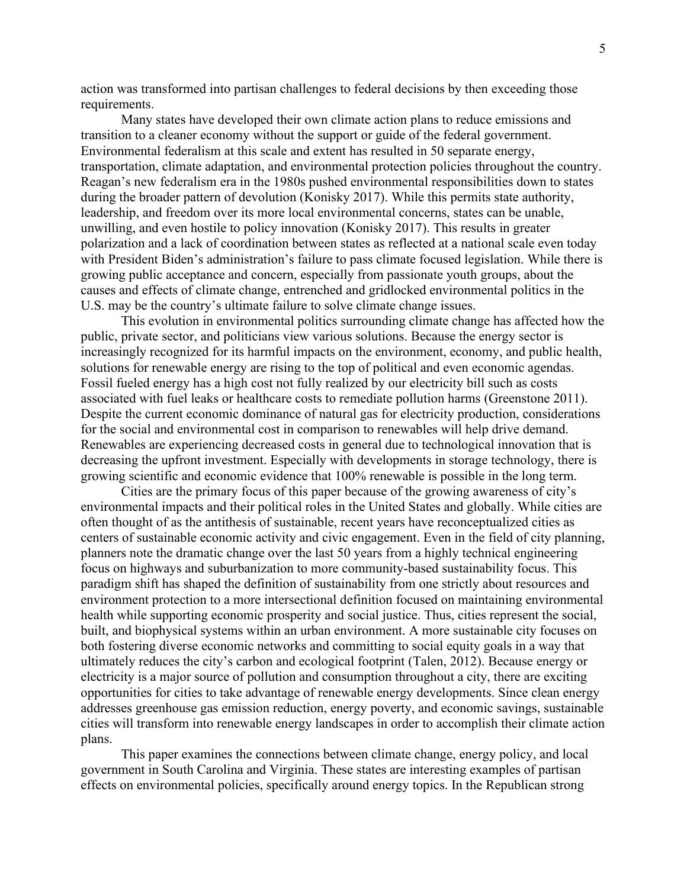action was transformed into partisan challenges to federal decisions by then exceeding those requirements.

Many states have developed their own climate action plans to reduce emissions and transition to a cleaner economy without the support or guide of the federal government. Environmental federalism at this scale and extent has resulted in 50 separate energy, transportation, climate adaptation, and environmental protection policies throughout the country. Reagan's new federalism era in the 1980s pushed environmental responsibilities down to states during the broader pattern of devolution (Konisky 2017). While this permits state authority, leadership, and freedom over its more local environmental concerns, states can be unable, unwilling, and even hostile to policy innovation (Konisky 2017). This results in greater polarization and a lack of coordination between states as reflected at a national scale even today with President Biden's administration's failure to pass climate focused legislation. While there is growing public acceptance and concern, especially from passionate youth groups, about the causes and effects of climate change, entrenched and gridlocked environmental politics in the U.S. may be the country's ultimate failure to solve climate change issues.

This evolution in environmental politics surrounding climate change has affected how the public, private sector, and politicians view various solutions. Because the energy sector is increasingly recognized for its harmful impacts on the environment, economy, and public health, solutions for renewable energy are rising to the top of political and even economic agendas. Fossil fueled energy has a high cost not fully realized by our electricity bill such as costs associated with fuel leaks or healthcare costs to remediate pollution harms (Greenstone 2011). Despite the current economic dominance of natural gas for electricity production, considerations for the social and environmental cost in comparison to renewables will help drive demand. Renewables are experiencing decreased costs in general due to technological innovation that is decreasing the upfront investment. Especially with developments in storage technology, there is growing scientific and economic evidence that 100% renewable is possible in the long term.

Cities are the primary focus of this paper because of the growing awareness of city's environmental impacts and their political roles in the United States and globally. While cities are often thought of as the antithesis of sustainable, recent years have reconceptualized cities as centers of sustainable economic activity and civic engagement. Even in the field of city planning, planners note the dramatic change over the last 50 years from a highly technical engineering focus on highways and suburbanization to more community-based sustainability focus. This paradigm shift has shaped the definition of sustainability from one strictly about resources and environment protection to a more intersectional definition focused on maintaining environmental health while supporting economic prosperity and social justice. Thus, cities represent the social, built, and biophysical systems within an urban environment. A more sustainable city focuses on both fostering diverse economic networks and committing to social equity goals in a way that ultimately reduces the city's carbon and ecological footprint (Talen, 2012). Because energy or electricity is a major source of pollution and consumption throughout a city, there are exciting opportunities for cities to take advantage of renewable energy developments. Since clean energy addresses greenhouse gas emission reduction, energy poverty, and economic savings, sustainable cities will transform into renewable energy landscapes in order to accomplish their climate action plans.

This paper examines the connections between climate change, energy policy, and local government in South Carolina and Virginia. These states are interesting examples of partisan effects on environmental policies, specifically around energy topics. In the Republican strong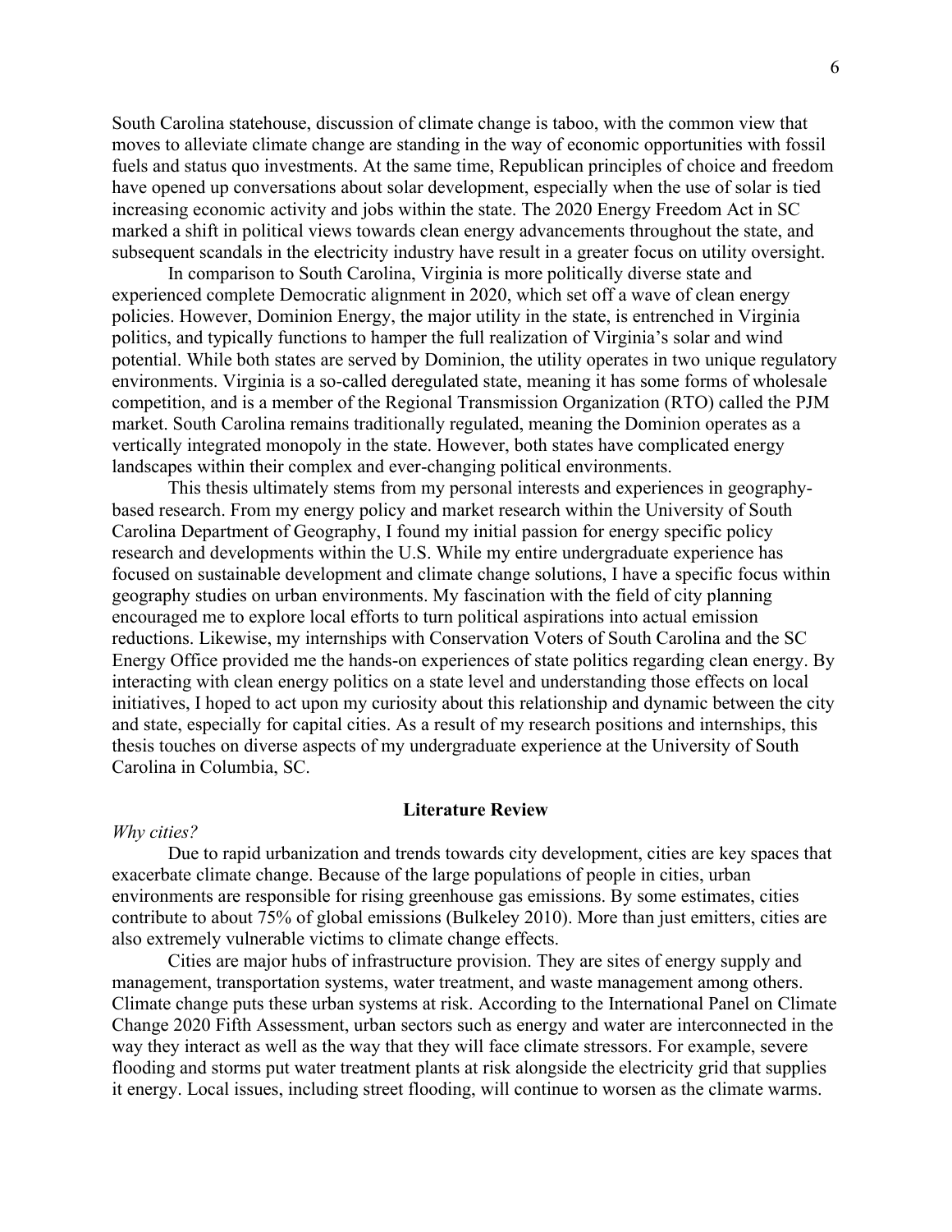South Carolina statehouse, discussion of climate change is taboo, with the common view that moves to alleviate climate change are standing in the way of economic opportunities with fossil fuels and status quo investments. At the same time, Republican principles of choice and freedom have opened up conversations about solar development, especially when the use of solar is tied increasing economic activity and jobs within the state. The 2020 Energy Freedom Act in SC marked a shift in political views towards clean energy advancements throughout the state, and subsequent scandals in the electricity industry have result in a greater focus on utility oversight.

In comparison to South Carolina, Virginia is more politically diverse state and experienced complete Democratic alignment in 2020, which set off a wave of clean energy policies. However, Dominion Energy, the major utility in the state, is entrenched in Virginia politics, and typically functions to hamper the full realization of Virginia's solar and wind potential. While both states are served by Dominion, the utility operates in two unique regulatory environments. Virginia is a so-called deregulated state, meaning it has some forms of wholesale competition, and is a member of the Regional Transmission Organization (RTO) called the PJM market. South Carolina remains traditionally regulated, meaning the Dominion operates as a vertically integrated monopoly in the state. However, both states have complicated energy landscapes within their complex and ever-changing political environments.

This thesis ultimately stems from my personal interests and experiences in geography-based research. From my energy policy and market research within the University of South Carolina Department of Geography, I found my initial passion for energy specific policy research and developments within the U.S. While my entire undergraduate experience has focused on sustainable development and climate change solutions, I have a specific focus within geography studies on urban environments. My fascination with the field of city planning encouraged me to explore local efforts to turn political aspirations into actual emission reductions. Likewise, my internships with Conservation Voters of South Carolina and the SC Energy Office provided me the hands-on experiences of state politics regarding clean energy. By interacting with clean energy politics on a state level and understanding those effects on local initiatives, I hoped to act upon my curiosity about this relationship and dynamic between the city and state, especially for capital cities. As a result of my research positions and internships, this thesis touches on diverse aspects of my undergraduate experience at the University of South Carolina in Columbia, SC.

## Literature Review

*Why cities?*

Due to rapid urbanization and trends towards city development, cities are key spaces that exacerbate climate change. Because of the large populations of people in cities, urban environments are responsible for rising greenhouse gas emissions. By some estimates, cities contribute to about 75% of global emissions (Bulkeley 2010). More than just emitters, cities are also extremely vulnerable victims to climate change effects.

Cities are major hubs of infrastructure provision. They are sites of energy supply and management, transportation systems, water treatment, and waste management among others. Climate change puts these urban systems at risk. According to the International Panel on Climate Change 2020 Fifth Assessment, urban sectors such as energy and water are interconnected in the way they interact as well as the way that they will face climate stressors. For example, severe flooding and storms put water treatment plants at risk alongside the electricity grid that supplies it energy. Local issues, including street flooding, will continue to worsen as the climate warms.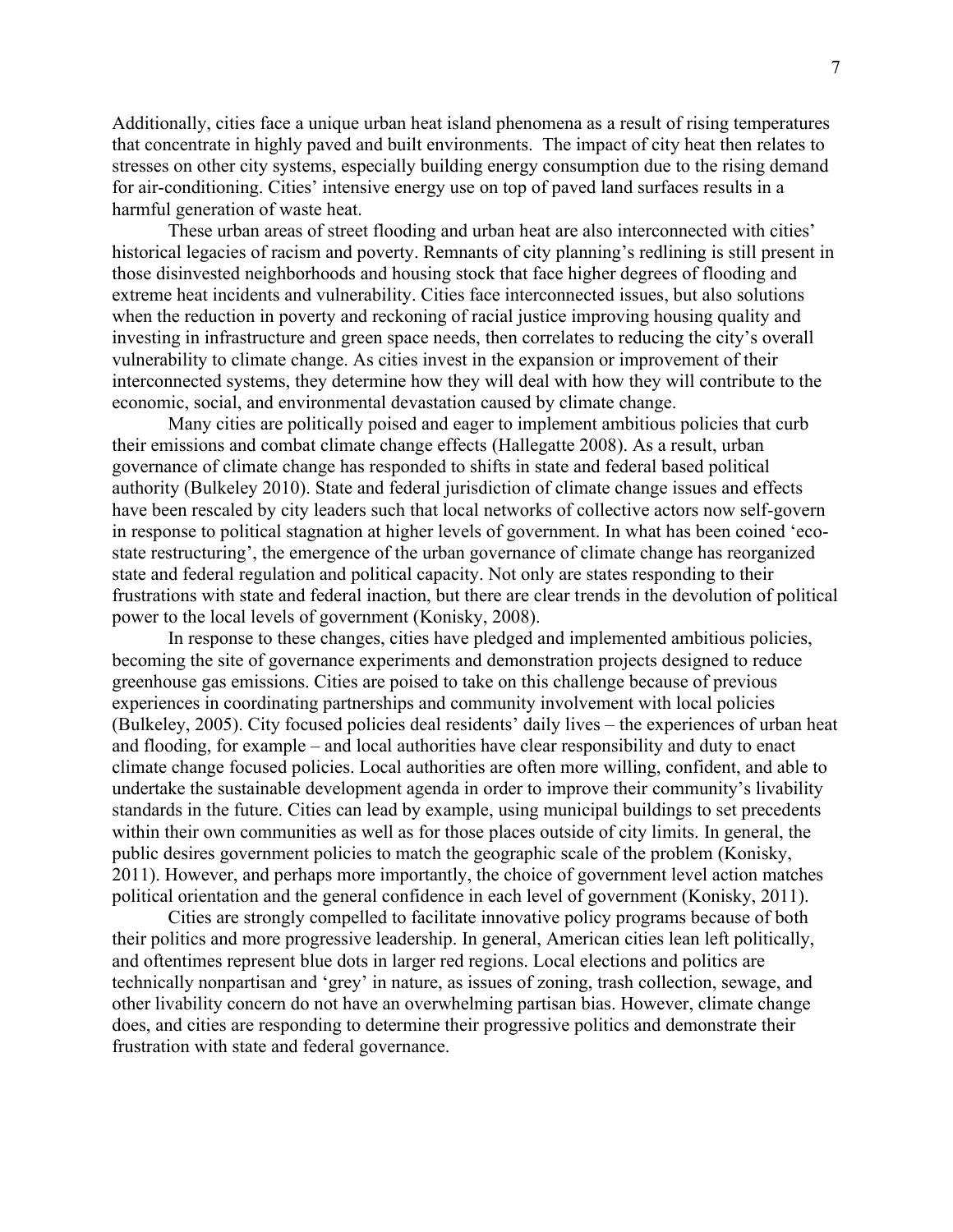Additionally, cities face a unique urban heat island phenomena as a result of rising temperatures that concentrate in highly paved and built environments. The impact of city heat then relates to stresses on other city systems, especially building energy consumption due to the rising demand for air-conditioning. Cities' intensive energy use on top of paved land surfaces results in a harmful generation of waste heat.

These urban areas of street flooding and urban heat are also interconnected with cities' historical legacies of racism and poverty. Remnants of city planning's redlining is still present in those disinvested neighborhoods and housing stock that face higher degrees of flooding and extreme heat incidents and vulnerability. Cities face interconnected issues, but also solutions when the reduction in poverty and reckoning of racial justice improving housing quality and investing in infrastructure and green space needs, then correlates to reducing the city's overall vulnerability to climate change. As cities invest in the expansion or improvement of their interconnected systems, they determine how they will deal with how they will contribute to the economic, social, and environmental devastation caused by climate change.

Many cities are politically poised and eager to implement ambitious policies that curb their emissions and combat climate change effects (Hallegatte 2008). As a result, urban governance of climate change has responded to shifts in state and federal based political authority (Bulkeley 2010). State and federal jurisdiction of climate change issues and effects have been rescaled by city leaders such that local networks of collective actors now self-govern in response to political stagnation at higher levels of government. In what has been coined 'eco-state restructuring', the emergence of the urban governance of climate change has reorganized state and federal regulation and political capacity. Not only are states responding to their frustrations with state and federal inaction, but there are clear trends in the devolution of political power to the local levels of government (Konisky, 2008).

In response to these changes, cities have pledged and implemented ambitious policies, becoming the site of governance experiments and demonstration projects designed to reduce greenhouse gas emissions. Cities are poised to take on this challenge because of previous experiences in coordinating partnerships and community involvement with local policies (Bulkeley, 2005). City focused policies deal residents' daily lives – the experiences of urban heat and flooding, for example – and local authorities have clear responsibility and duty to enact climate change focused policies. Local authorities are often more willing, confident, and able to undertake the sustainable development agenda in order to improve their community's livability standards in the future. Cities can lead by example, using municipal buildings to set precedents within their own communities as well as for those places outside of city limits. In general, the public desires government policies to match the geographic scale of the problem (Konisky, 2011). However, and perhaps more importantly, the choice of government level action matches political orientation and the general confidence in each level of government (Konisky, 2011).

Cities are strongly compelled to facilitate innovative policy programs because of both their politics and more progressive leadership. In general, American cities lean left politically, and oftentimes represent blue dots in larger red regions. Local elections and politics are technically nonpartisan and 'grey' in nature, as issues of zoning, trash collection, sewage, and other livability concern do not have an overwhelming partisan bias. However, climate change does, and cities are responding to determine their progressive politics and demonstrate their frustration with state and federal governance.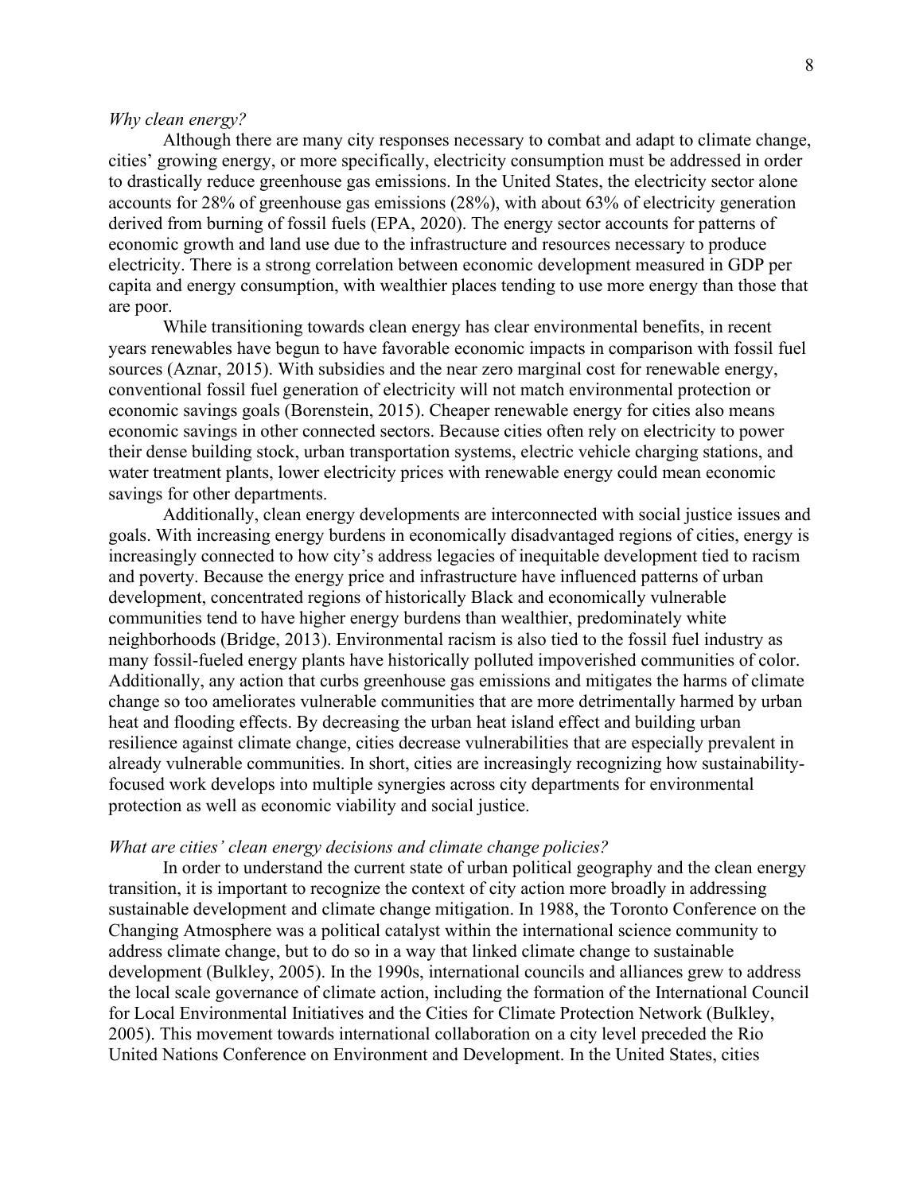*Why clean energy?*

Although there are many city responses necessary to combat and adapt to climate change, cities' growing energy, or more specifically, electricity consumption must be addressed in order to drastically reduce greenhouse gas emissions. In the United States, the electricity sector alone accounts for 28% of greenhouse gas emissions (28%), with about 63% of electricity generation derived from burning of fossil fuels (EPA, 2020). The energy sector accounts for patterns of economic growth and land use due to the infrastructure and resources necessary to produce electricity. There is a strong correlation between economic development measured in GDP per capita and energy consumption, with wealthier places tending to use more energy than those that are poor.

While transitioning towards clean energy has clear environmental benefits, in recent years renewables have begun to have favorable economic impacts in comparison with fossil fuel sources (Aznar, 2015). With subsidies and the near zero marginal cost for renewable energy, conventional fossil fuel generation of electricity will not match environmental protection or economic savings goals (Borenstein, 2015). Cheaper renewable energy for cities also means economic savings in other connected sectors. Because cities often rely on electricity to power their dense building stock, urban transportation systems, electric vehicle charging stations, and water treatment plants, lower electricity prices with renewable energy could mean economic savings for other departments.

Additionally, clean energy developments are interconnected with social justice issues and goals. With increasing energy burdens in economically disadvantaged regions of cities, energy is increasingly connected to how city's address legacies of inequitable development tied to racism and poverty. Because the energy price and infrastructure have influenced patterns of urban development, concentrated regions of historically Black and economically vulnerable communities tend to have higher energy burdens than wealthier, predominately white neighborhoods (Bridge, 2013). Environmental racism is also tied to the fossil fuel industry as many fossil-fueled energy plants have historically polluted impoverished communities of color. Additionally, any action that curbs greenhouse gas emissions and mitigates the harms of climate change so too ameliorates vulnerable communities that are more detrimentally harmed by urban heat and flooding effects. By decreasing the urban heat island effect and building urban resilience against climate change, cities decrease vulnerabilities that are especially prevalent in already vulnerable communities. In short, cities are increasingly recognizing how sustainability-focused work develops into multiple synergies across city departments for environmental protection as well as economic viability and social justice.

*What are cities' clean energy decisions and climate change policies?*

In order to understand the current state of urban political geography and the clean energy transition, it is important to recognize the context of city action more broadly in addressing sustainable development and climate change mitigation. In 1988, the Toronto Conference on the Changing Atmosphere was a political catalyst within the international science community to address climate change, but to do so in a way that linked climate change to sustainable development (Bulkley, 2005). In the 1990s, international councils and alliances grew to address the local scale governance of climate action, including the formation of the International Council for Local Environmental Initiatives and the Cities for Climate Protection Network (Bulkley, 2005). This movement towards international collaboration on a city level preceded the Rio United Nations Conference on Environment and Development. In the United States, cities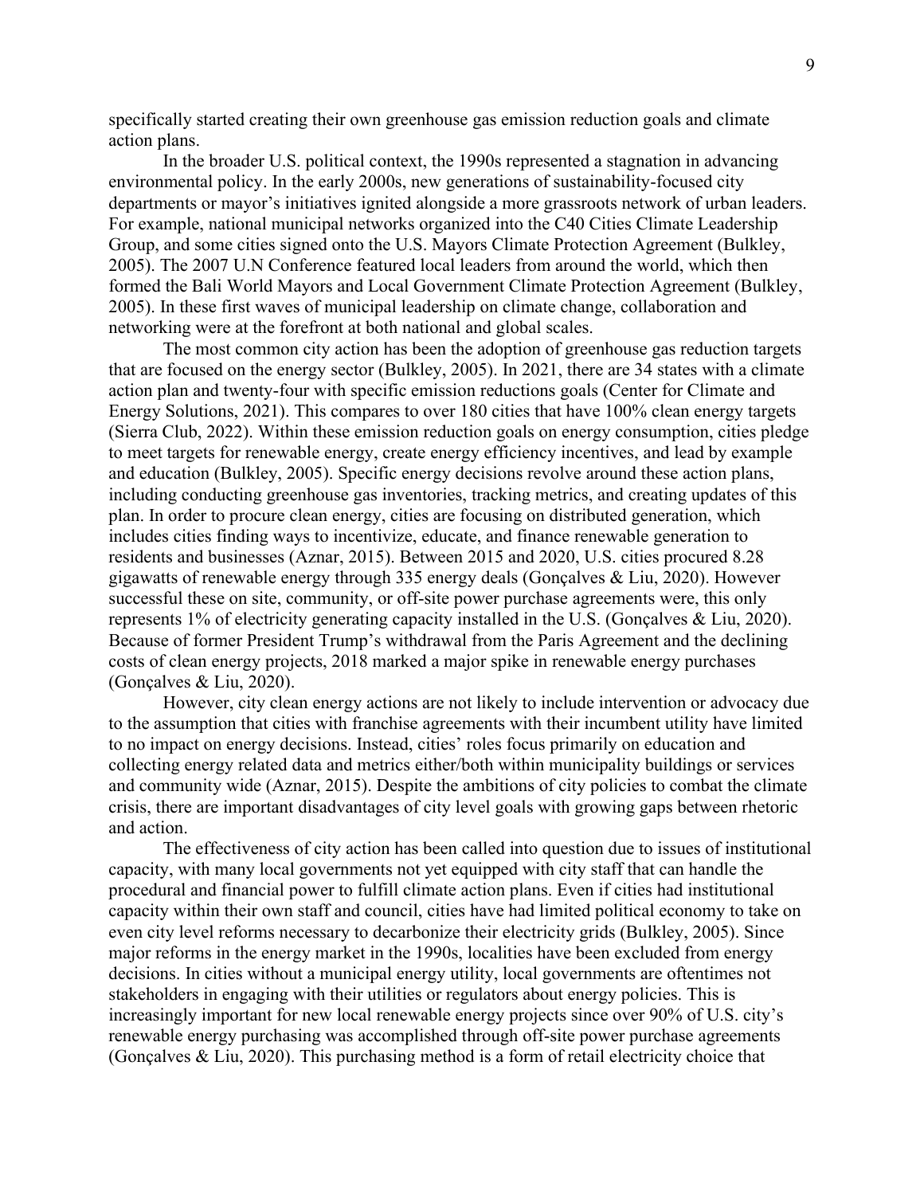specifically started creating their own greenhouse gas emission reduction goals and climate action plans.

In the broader U.S. political context, the 1990s represented a stagnation in advancing environmental policy. In the early 2000s, new generations of sustainability-focused city departments or mayor's initiatives ignited alongside a more grassroots network of urban leaders. For example, national municipal networks organized into the C40 Cities Climate Leadership Group, and some cities signed onto the U.S. Mayors Climate Protection Agreement (Bulkley, 2005). The 2007 U.N Conference featured local leaders from around the world, which then formed the Bali World Mayors and Local Government Climate Protection Agreement (Bulkley, 2005). In these first waves of municipal leadership on climate change, collaboration and networking were at the forefront at both national and global scales.

The most common city action has been the adoption of greenhouse gas reduction targets that are focused on the energy sector (Bulkley, 2005). In 2021, there are 34 states with a climate action plan and twenty-four with specific emission reductions goals (Center for Climate and Energy Solutions, 2021). This compares to over 180 cities that have 100% clean energy targets (Sierra Club, 2022). Within these emission reduction goals on energy consumption, cities pledge to meet targets for renewable energy, create energy efficiency incentives, and lead by example and education (Bulkley, 2005). Specific energy decisions revolve around these action plans, including conducting greenhouse gas inventories, tracking metrics, and creating updates of this plan. In order to procure clean energy, cities are focusing on distributed generation, which includes cities finding ways to incentivize, educate, and finance renewable generation to residents and businesses (Aznar, 2015). Between 2015 and 2020, U.S. cities procured 8.28 gigawatts of renewable energy through 335 energy deals (Gonçalves & Liu, 2020). However successful these on site, community, or off-site power purchase agreements were, this only represents 1% of electricity generating capacity installed in the U.S. (Gonçalves & Liu, 2020). Because of former President Trump's withdrawal from the Paris Agreement and the declining costs of clean energy projects, 2018 marked a major spike in renewable energy purchases (Gonçalves & Liu, 2020).

However, city clean energy actions are not likely to include intervention or advocacy due to the assumption that cities with franchise agreements with their incumbent utility have limited to no impact on energy decisions. Instead, cities' roles focus primarily on education and collecting energy related data and metrics either/both within municipality buildings or services and community wide (Aznar, 2015). Despite the ambitions of city policies to combat the climate crisis, there are important disadvantages of city level goals with growing gaps between rhetoric and action.

The effectiveness of city action has been called into question due to issues of institutional capacity, with many local governments not yet equipped with city staff that can handle the procedural and financial power to fulfill climate action plans. Even if cities had institutional capacity within their own staff and council, cities have had limited political economy to take on even city level reforms necessary to decarbonize their electricity grids (Bulkley, 2005). Since major reforms in the energy market in the 1990s, localities have been excluded from energy decisions. In cities without a municipal energy utility, local governments are oftentimes not stakeholders in engaging with their utilities or regulators about energy policies. This is increasingly important for new local renewable energy projects since over 90% of U.S. city's renewable energy purchasing was accomplished through off-site power purchase agreements (Gonçalves & Liu, 2020). This purchasing method is a form of retail electricity choice that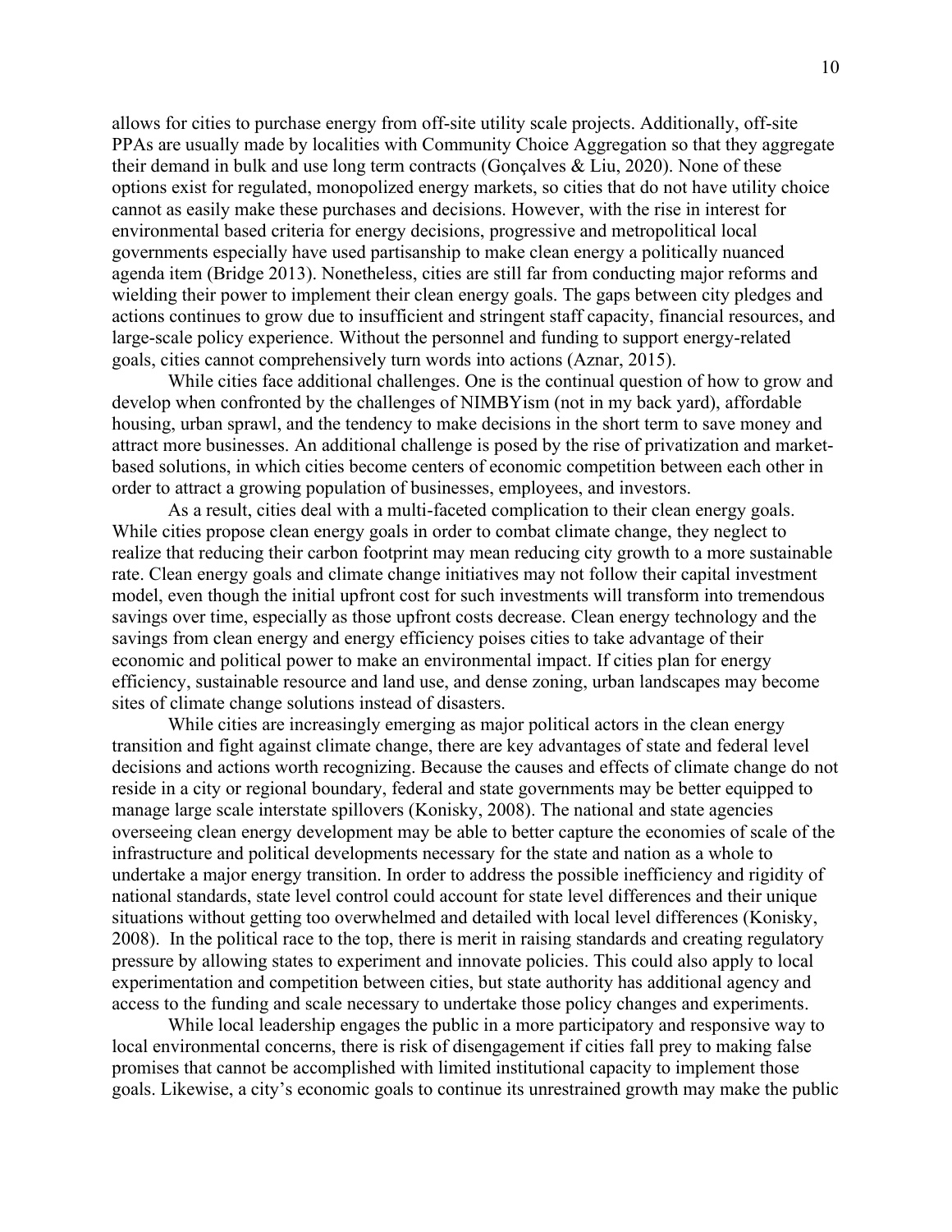allows for cities to purchase energy from off-site utility scale projects. Additionally, off-site PPAs are usually made by localities with Community Choice Aggregation so that they aggregate their demand in bulk and use long term contracts (Gonçalves & Liu, 2020). None of these options exist for regulated, monopolized energy markets, so cities that do not have utility choice cannot as easily make these purchases and decisions. However, with the rise in interest for environmental based criteria for energy decisions, progressive and metropolitical local governments especially have used partisanship to make clean energy a politically nuanced agenda item (Bridge 2013). Nonetheless, cities are still far from conducting major reforms and wielding their power to implement their clean energy goals. The gaps between city pledges and actions continues to grow due to insufficient and stringent staff capacity, financial resources, and large-scale policy experience. Without the personnel and funding to support energy-related goals, cities cannot comprehensively turn words into actions (Aznar, 2015).

While cities face additional challenges. One is the continual question of how to grow and develop when confronted by the challenges of NIMBYism (not in my back yard), affordable housing, urban sprawl, and the tendency to make decisions in the short term to save money and attract more businesses. An additional challenge is posed by the rise of privatization and market-based solutions, in which cities become centers of economic competition between each other in order to attract a growing population of businesses, employees, and investors.

As a result, cities deal with a multi-faceted complication to their clean energy goals. While cities propose clean energy goals in order to combat climate change, they neglect to realize that reducing their carbon footprint may mean reducing city growth to a more sustainable rate. Clean energy goals and climate change initiatives may not follow their capital investment model, even though the initial upfront cost for such investments will transform into tremendous savings over time, especially as those upfront costs decrease. Clean energy technology and the savings from clean energy and energy efficiency poises cities to take advantage of their economic and political power to make an environmental impact. If cities plan for energy efficiency, sustainable resource and land use, and dense zoning, urban landscapes may become sites of climate change solutions instead of disasters.

While cities are increasingly emerging as major political actors in the clean energy transition and fight against climate change, there are key advantages of state and federal level decisions and actions worth recognizing. Because the causes and effects of climate change do not reside in a city or regional boundary, federal and state governments may be better equipped to manage large scale interstate spillovers (Konisky, 2008). The national and state agencies overseeing clean energy development may be able to better capture the economies of scale of the infrastructure and political developments necessary for the state and nation as a whole to undertake a major energy transition. In order to address the possible inefficiency and rigidity of national standards, state level control could account for state level differences and their unique situations without getting too overwhelmed and detailed with local level differences (Konisky, 2008). In the political race to the top, there is merit in raising standards and creating regulatory pressure by allowing states to experiment and innovate policies. This could also apply to local experimentation and competition between cities, but state authority has additional agency and access to the funding and scale necessary to undertake those policy changes and experiments.

While local leadership engages the public in a more participatory and responsive way to local environmental concerns, there is risk of disengagement if cities fall prey to making false promises that cannot be accomplished with limited institutional capacity to implement those goals. Likewise, a city's economic goals to continue its unrestrained growth may make the public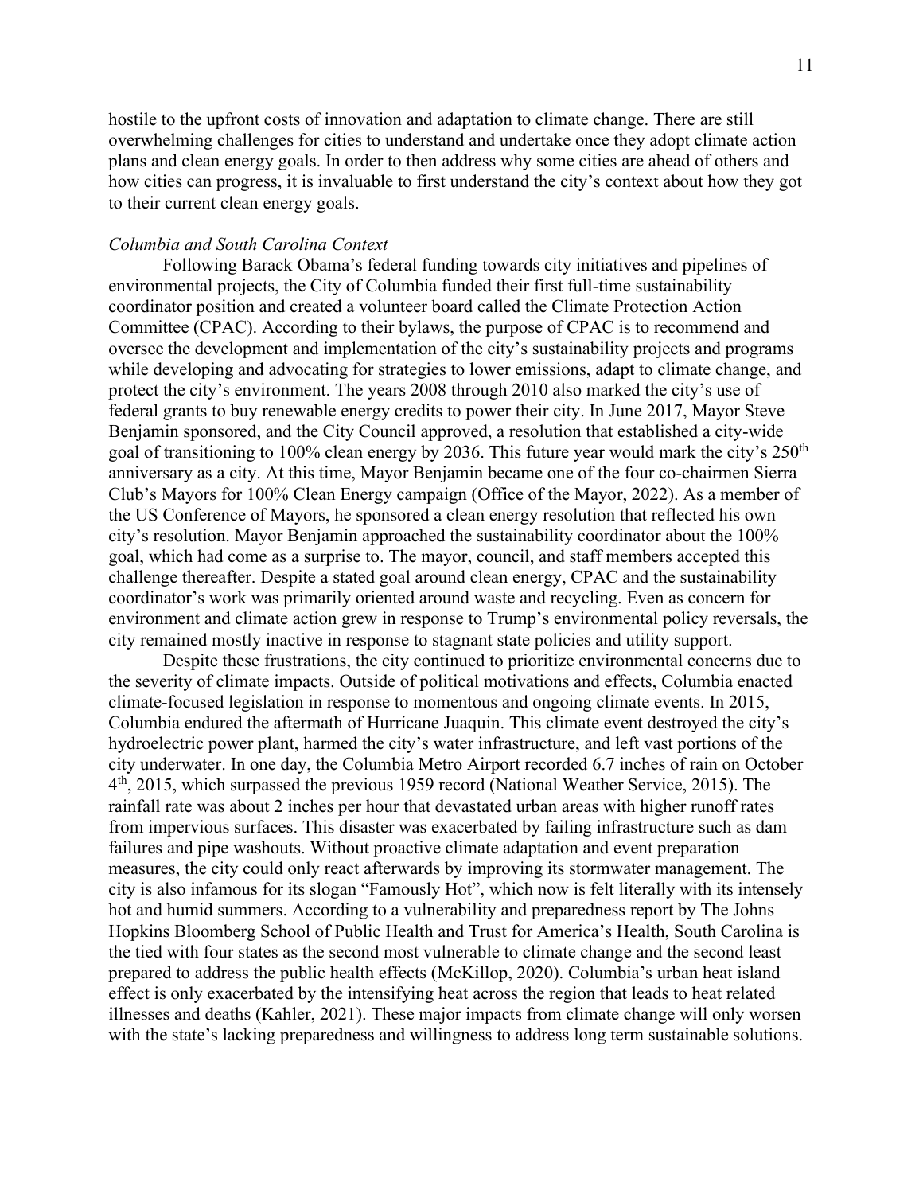hostile to the upfront costs of innovation and adaptation to climate change. There are still overwhelming challenges for cities to understand and undertake once they adopt climate action plans and clean energy goals. In order to then address why some cities are ahead of others and how cities can progress, it is invaluable to first understand the city's context about how they got to their current clean energy goals.

*Columbia and South Carolina Context*

Following Barack Obama's federal funding towards city initiatives and pipelines of environmental projects, the City of Columbia funded their first full-time sustainability coordinator position and created a volunteer board called the Climate Protection Action Committee (CPAC). According to their bylaws, the purpose of CPAC is to recommend and oversee the development and implementation of the city's sustainability projects and programs while developing and advocating for strategies to lower emissions, adapt to climate change, and protect the city's environment. The years 2008 through 2010 also marked the city's use of federal grants to buy renewable energy credits to power their city. In June 2017, Mayor Steve Benjamin sponsored, and the City Council approved, a resolution that established a city-wide goal of transitioning to 100% clean energy by 2036. This future year would mark the city's 250th anniversary as a city. At this time, Mayor Benjamin became one of the four co-chairmen Sierra Club's Mayors for 100% Clean Energy campaign (Office of the Mayor, 2022). As a member of the US Conference of Mayors, he sponsored a clean energy resolution that reflected his own city's resolution. Mayor Benjamin approached the sustainability coordinator about the 100% goal, which had come as a surprise to. The mayor, council, and staff members accepted this challenge thereafter. Despite a stated goal around clean energy, CPAC and the sustainability coordinator's work was primarily oriented around waste and recycling. Even as concern for environment and climate action grew in response to Trump's environmental policy reversals, the city remained mostly inactive in response to stagnant state policies and utility support.

Despite these frustrations, the city continued to prioritize environmental concerns due to the severity of climate impacts. Outside of political motivations and effects, Columbia enacted climate-focused legislation in response to momentous and ongoing climate events. In 2015, Columbia endured the aftermath of Hurricane Juaquin. This climate event destroyed the city's hydroelectric power plant, harmed the city's water infrastructure, and left vast portions of the city underwater. In one day, the Columbia Metro Airport recorded 6.7 inches of rain on October 4th, 2015, which surpassed the previous 1959 record (National Weather Service, 2015). The rainfall rate was about 2 inches per hour that devastated urban areas with higher runoff rates from impervious surfaces. This disaster was exacerbated by failing infrastructure such as dam failures and pipe washouts. Without proactive climate adaptation and event preparation measures, the city could only react afterwards by improving its stormwater management. The city is also infamous for its slogan "Famously Hot", which now is felt literally with its intensely hot and humid summers. According to a vulnerability and preparedness report by The Johns Hopkins Bloomberg School of Public Health and Trust for America's Health, South Carolina is the tied with four states as the second most vulnerable to climate change and the second least prepared to address the public health effects (McKillop, 2020). Columbia's urban heat island effect is only exacerbated by the intensifying heat across the region that leads to heat related illnesses and deaths (Kahler, 2021). These major impacts from climate change will only worsen with the state's lacking preparedness and willingness to address long term sustainable solutions.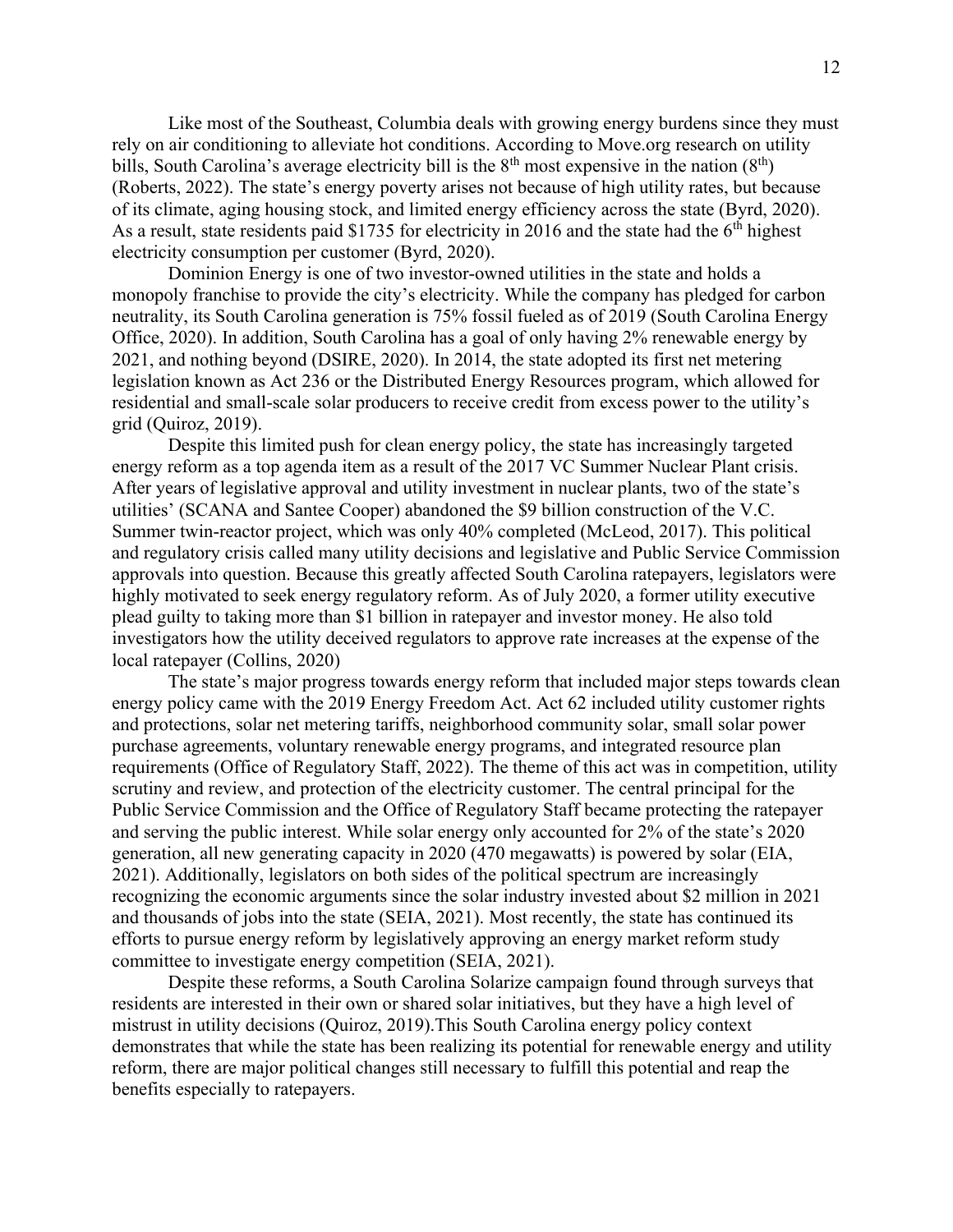Like most of the Southeast, Columbia deals with growing energy burdens since they must rely on air conditioning to alleviate hot conditions. According to Move.org research on utility bills, South Carolina's average electricity bill is the 8th most expensive in the nation (8th) (Roberts, 2022). The state's energy poverty arises not because of high utility rates, but because of its climate, aging housing stock, and limited energy efficiency across the state (Byrd, 2020). As a result, state residents paid $1735 for electricity in 2016 and the state had the 6th highest electricity consumption per customer (Byrd, 2020).

Dominion Energy is one of two investor-owned utilities in the state and holds a monopoly franchise to provide the city's electricity. While the company has pledged for carbon neutrality, its South Carolina generation is 75% fossil fueled as of 2019 (South Carolina Energy Office, 2020). In addition, South Carolina has a goal of only having 2% renewable energy by 2021, and nothing beyond (DSIRE, 2020). In 2014, the state adopted its first net metering legislation known as Act 236 or the Distributed Energy Resources program, which allowed for residential and small-scale solar producers to receive credit from excess power to the utility's grid (Quiroz, 2019).

Despite this limited push for clean energy policy, the state has increasingly targeted energy reform as a top agenda item as a result of the 2017 VC Summer Nuclear Plant crisis. After years of legislative approval and utility investment in nuclear plants, two of the state's utilities' (SCANA and Santee Cooper) abandoned the $9 billion construction of the V.C. Summer twin-reactor project, which was only 40% completed (McLeod, 2017). This political and regulatory crisis called many utility decisions and legislative and Public Service Commission approvals into question. Because this greatly affected South Carolina ratepayers, legislators were highly motivated to seek energy regulatory reform. As of July 2020, a former utility executive plead guilty to taking more than $1 billion in ratepayer and investor money. He also told investigators how the utility deceived regulators to approve rate increases at the expense of the local ratepayer (Collins, 2020)

The state's major progress towards energy reform that included major steps towards clean energy policy came with the 2019 Energy Freedom Act. Act 62 included utility customer rights and protections, solar net metering tariffs, neighborhood community solar, small solar power purchase agreements, voluntary renewable energy programs, and integrated resource plan requirements (Office of Regulatory Staff, 2022). The theme of this act was in competition, utility scrutiny and review, and protection of the electricity customer. The central principal for the Public Service Commission and the Office of Regulatory Staff became protecting the ratepayer and serving the public interest. While solar energy only accounted for 2% of the state's 2020 generation, all new generating capacity in 2020 (470 megawatts) is powered by solar (EIA, 2021). Additionally, legislators on both sides of the political spectrum are increasingly recognizing the economic arguments since the solar industry invested about $2 million in 2021 and thousands of jobs into the state (SEIA, 2021). Most recently, the state has continued its efforts to pursue energy reform by legislatively approving an energy market reform study committee to investigate energy competition (SEIA, 2021).

Despite these reforms, a South Carolina Solarize campaign found through surveys that residents are interested in their own or shared solar initiatives, but they have a high level of mistrust in utility decisions (Quiroz, 2019).This South Carolina energy policy context demonstrates that while the state has been realizing its potential for renewable energy and utility reform, there are major political changes still necessary to fulfill this potential and reap the benefits especially to ratepayers.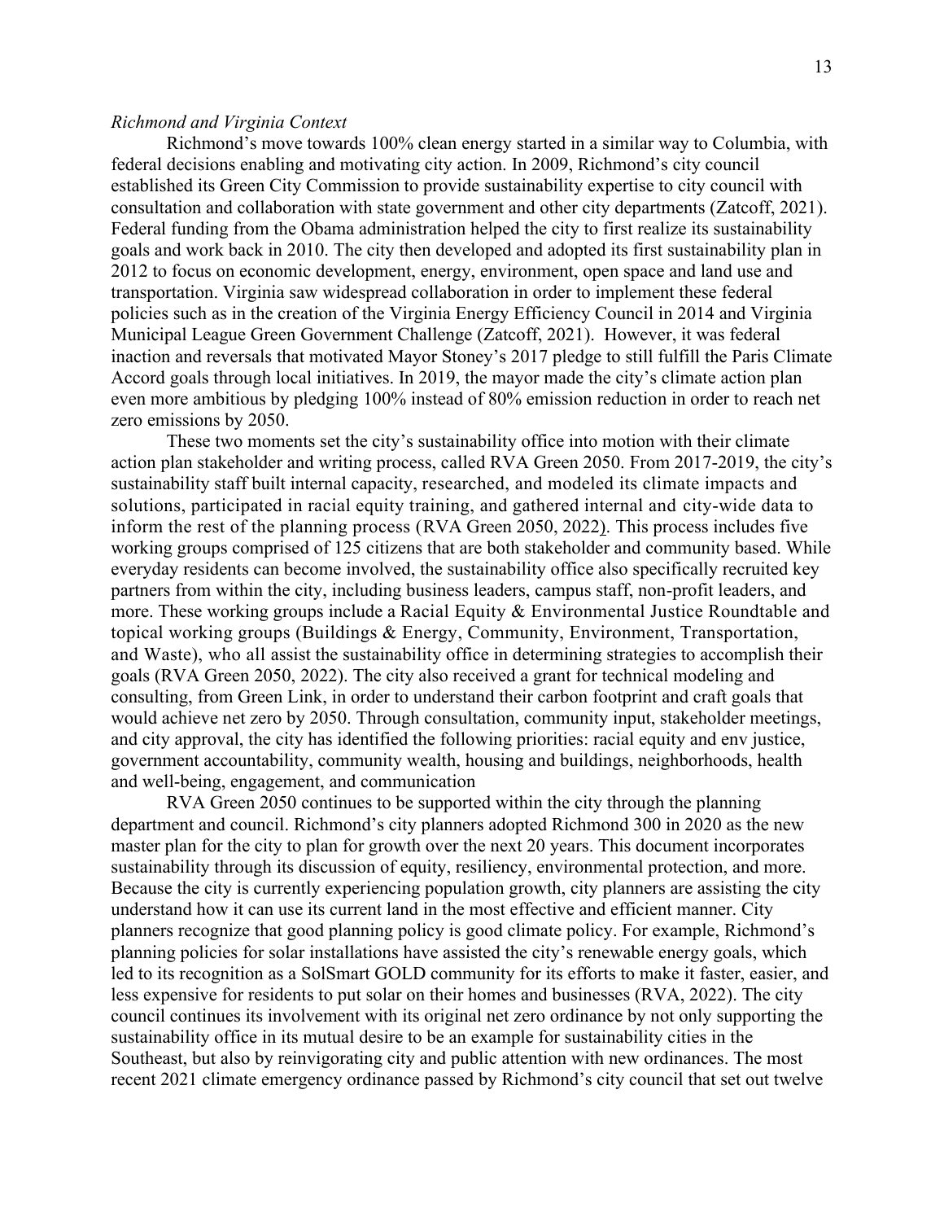*Richmond and Virginia Context*

Richmond's move towards 100% clean energy started in a similar way to Columbia, with federal decisions enabling and motivating city action. In 2009, Richmond's city council established its Green City Commission to provide sustainability expertise to city council with consultation and collaboration with state government and other city departments (Zatcoff, 2021). Federal funding from the Obama administration helped the city to first realize its sustainability goals and work back in 2010. The city then developed and adopted its first sustainability plan in 2012 to focus on economic development, energy, environment, open space and land use and transportation. Virginia saw widespread collaboration in order to implement these federal policies such as in the creation of the Virginia Energy Efficiency Council in 2014 and Virginia Municipal League Green Government Challenge (Zatcoff, 2021). However, it was federal inaction and reversals that motivated Mayor Stoney's 2017 pledge to still fulfill the Paris Climate Accord goals through local initiatives. In 2019, the mayor made the city's climate action plan even more ambitious by pledging 100% instead of 80% emission reduction in order to reach net zero emissions by 2050.

These two moments set the city's sustainability office into motion with their climate action plan stakeholder and writing process, called RVA Green 2050. From 2017-2019, the city's sustainability staff built internal capacity, researched, and modeled its climate impacts and solutions, participated in racial equity training, and gathered internal and city-wide data to inform the rest of the planning process (RVA Green 2050, 2022). This process includes five working groups comprised of 125 citizens that are both stakeholder and community based. While everyday residents can become involved, the sustainability office also specifically recruited key partners from within the city, including business leaders, campus staff, non-profit leaders, and more. These working groups include a Racial Equity & Environmental Justice Roundtable and topical working groups (Buildings & Energy, Community, Environment, Transportation, and Waste), who all assist the sustainability office in determining strategies to accomplish their goals (RVA Green 2050, 2022). The city also received a grant for technical modeling and consulting, from Green Link, in order to understand their carbon footprint and craft goals that would achieve net zero by 2050. Through consultation, community input, stakeholder meetings, and city approval, the city has identified the following priorities: racial equity and env justice, government accountability, community wealth, housing and buildings, neighborhoods, health and well-being, engagement, and communication

RVA Green 2050 continues to be supported within the city through the planning department and council. Richmond's city planners adopted Richmond 300 in 2020 as the new master plan for the city to plan for growth over the next 20 years. This document incorporates sustainability through its discussion of equity, resiliency, environmental protection, and more. Because the city is currently experiencing population growth, city planners are assisting the city understand how it can use its current land in the most effective and efficient manner. City planners recognize that good planning policy is good climate policy. For example, Richmond's planning policies for solar installations have assisted the city's renewable energy goals, which led to its recognition as a SolSmart GOLD community for its efforts to make it faster, easier, and less expensive for residents to put solar on their homes and businesses (RVA, 2022). The city council continues its involvement with its original net zero ordinance by not only supporting the sustainability office in its mutual desire to be an example for sustainability cities in the Southeast, but also by reinvigorating city and public attention with new ordinances. The most recent 2021 climate emergency ordinance passed by Richmond's city council that set out twelve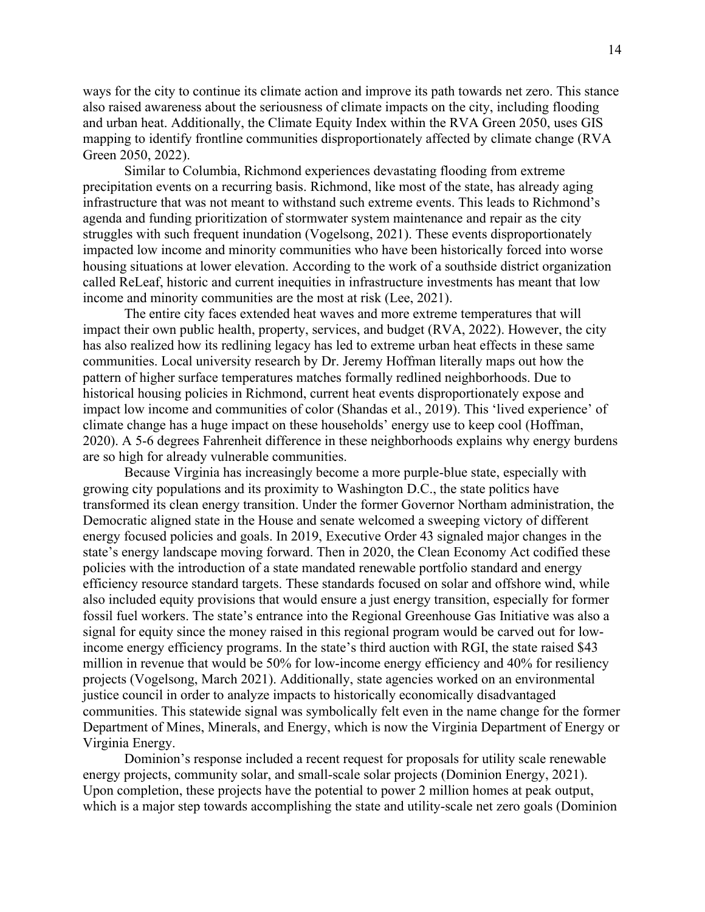ways for the city to continue its climate action and improve its path towards net zero. This stance also raised awareness about the seriousness of climate impacts on the city, including flooding and urban heat. Additionally, the Climate Equity Index within the RVA Green 2050, uses GIS mapping to identify frontline communities disproportionately affected by climate change (RVA Green 2050, 2022).

Similar to Columbia, Richmond experiences devastating flooding from extreme precipitation events on a recurring basis. Richmond, like most of the state, has already aging infrastructure that was not meant to withstand such extreme events. This leads to Richmond's agenda and funding prioritization of stormwater system maintenance and repair as the city struggles with such frequent inundation (Vogelsong, 2021). These events disproportionately impacted low income and minority communities who have been historically forced into worse housing situations at lower elevation. According to the work of a southside district organization called ReLeaf, historic and current inequities in infrastructure investments has meant that low income and minority communities are the most at risk (Lee, 2021).

The entire city faces extended heat waves and more extreme temperatures that will impact their own public health, property, services, and budget (RVA, 2022). However, the city has also realized how its redlining legacy has led to extreme urban heat effects in these same communities. Local university research by Dr. Jeremy Hoffman literally maps out how the pattern of higher surface temperatures matches formally redlined neighborhoods. Due to historical housing policies in Richmond, current heat events disproportionately expose and impact low income and communities of color (Shandas et al., 2019). This 'lived experience' of climate change has a huge impact on these households' energy use to keep cool (Hoffman, 2020). A 5-6 degrees Fahrenheit difference in these neighborhoods explains why energy burdens are so high for already vulnerable communities.

Because Virginia has increasingly become a more purple-blue state, especially with growing city populations and its proximity to Washington D.C., the state politics have transformed its clean energy transition. Under the former Governor Northam administration, the Democratic aligned state in the House and senate welcomed a sweeping victory of different energy focused policies and goals. In 2019, Executive Order 43 signaled major changes in the state's energy landscape moving forward. Then in 2020, the Clean Economy Act codified these policies with the introduction of a state mandated renewable portfolio standard and energy efficiency resource standard targets. These standards focused on solar and offshore wind, while also included equity provisions that would ensure a just energy transition, especially for former fossil fuel workers. The state's entrance into the Regional Greenhouse Gas Initiative was also a signal for equity since the money raised in this regional program would be carved out for low-income energy efficiency programs. In the state's third auction with RGI, the state raised $43 million in revenue that would be 50% for low-income energy efficiency and 40% for resiliency projects (Vogelsong, March 2021). Additionally, state agencies worked on an environmental justice council in order to analyze impacts to historically economically disadvantaged communities. This statewide signal was symbolically felt even in the name change for the former Department of Mines, Minerals, and Energy, which is now the Virginia Department of Energy or Virginia Energy.

Dominion's response included a recent request for proposals for utility scale renewable energy projects, community solar, and small-scale solar projects (Dominion Energy, 2021). Upon completion, these projects have the potential to power 2 million homes at peak output, which is a major step towards accomplishing the state and utility-scale net zero goals (Dominion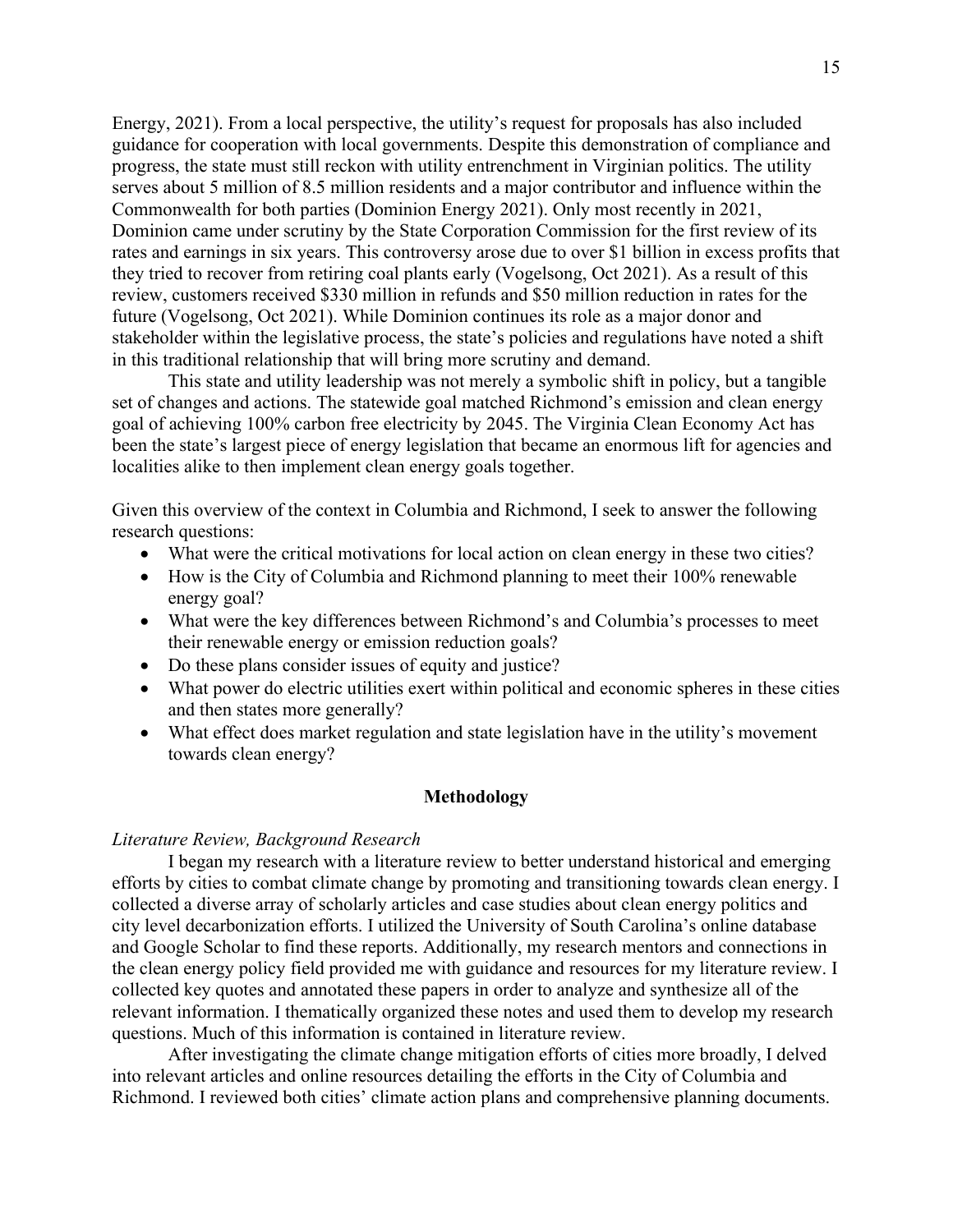Energy, 2021). From a local perspective, the utility's request for proposals has also included guidance for cooperation with local governments. Despite this demonstration of compliance and progress, the state must still reckon with utility entrenchment in Virginian politics. The utility serves about 5 million of 8.5 million residents and a major contributor and influence within the Commonwealth for both parties (Dominion Energy 2021). Only most recently in 2021, Dominion came under scrutiny by the State Corporation Commission for the first review of its rates and earnings in six years. This controversy arose due to over $1 billion in excess profits that they tried to recover from retiring coal plants early (Vogelsong, Oct 2021). As a result of this review, customers received $330 million in refunds and $50 million reduction in rates for the future (Vogelsong, Oct 2021). While Dominion continues its role as a major donor and stakeholder within the legislative process, the state's policies and regulations have noted a shift in this traditional relationship that will bring more scrutiny and demand.

This state and utility leadership was not merely a symbolic shift in policy, but a tangible set of changes and actions. The statewide goal matched Richmond's emission and clean energy goal of achieving 100% carbon free electricity by 2045. The Virginia Clean Economy Act has been the state's largest piece of energy legislation that became an enormous lift for agencies and localities alike to then implement clean energy goals together.

Given this overview of the context in Columbia and Richmond, I seek to answer the following research questions:

- What were the critical motivations for local action on clean energy in these two cities?
- How is the City of Columbia and Richmond planning to meet their 100% renewable energy goal?
- What were the key differences between Richmond's and Columbia's processes to meet their renewable energy or emission reduction goals?
- Do these plans consider issues of equity and justice?
- What power do electric utilities exert within political and economic spheres in these cities and then states more generally?
- What effect does market regulation and state legislation have in the utility's movement towards clean energy?

## Methodology

### *Literature Review, Background Research*

I began my research with a literature review to better understand historical and emerging efforts by cities to combat climate change by promoting and transitioning towards clean energy. I collected a diverse array of scholarly articles and case studies about clean energy politics and city level decarbonization efforts. I utilized the University of South Carolina's online database and Google Scholar to find these reports. Additionally, my research mentors and connections in the clean energy policy field provided me with guidance and resources for my literature review. I collected key quotes and annotated these papers in order to analyze and synthesize all of the relevant information. I thematically organized these notes and used them to develop my research questions. Much of this information is contained in literature review.

After investigating the climate change mitigation efforts of cities more broadly, I delved into relevant articles and online resources detailing the efforts in the City of Columbia and Richmond. I reviewed both cities' climate action plans and comprehensive planning documents.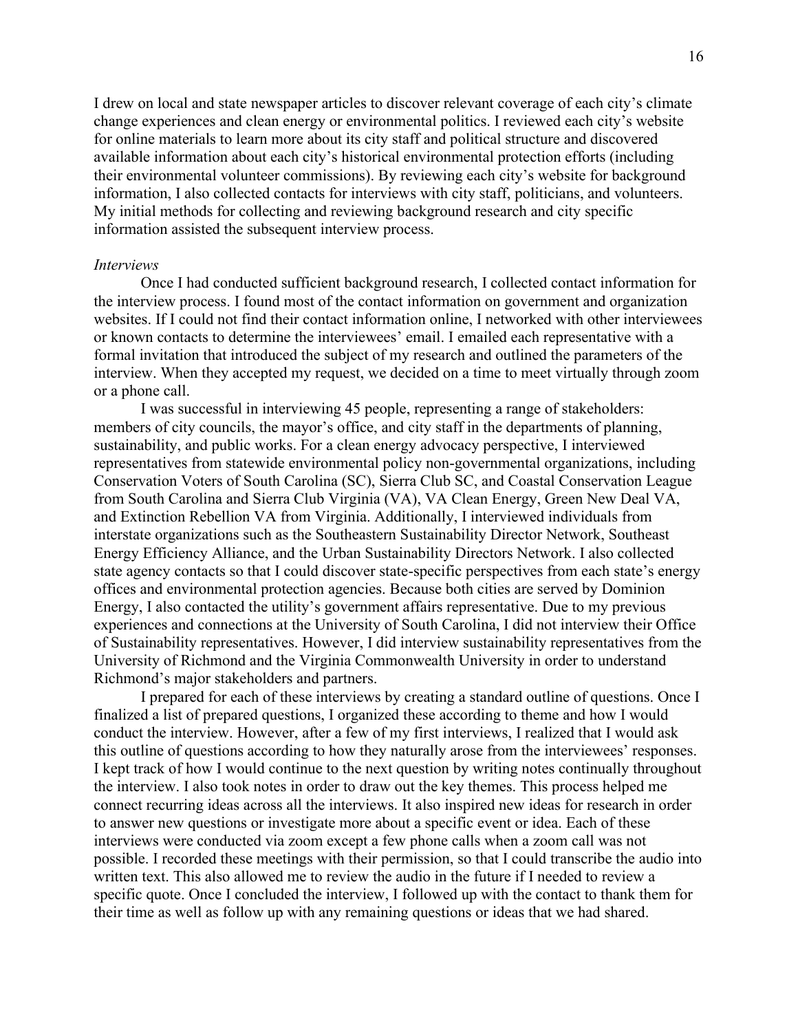I drew on local and state newspaper articles to discover relevant coverage of each city's climate change experiences and clean energy or environmental politics. I reviewed each city's website for online materials to learn more about its city staff and political structure and discovered available information about each city's historical environmental protection efforts (including their environmental volunteer commissions). By reviewing each city's website for background information, I also collected contacts for interviews with city staff, politicians, and volunteers. My initial methods for collecting and reviewing background research and city specific information assisted the subsequent interview process.

*Interviews*

Once I had conducted sufficient background research, I collected contact information for the interview process. I found most of the contact information on government and organization websites. If I could not find their contact information online, I networked with other interviewees or known contacts to determine the interviewees' email. I emailed each representative with a formal invitation that introduced the subject of my research and outlined the parameters of the interview. When they accepted my request, we decided on a time to meet virtually through zoom or a phone call.

I was successful in interviewing 45 people, representing a range of stakeholders: members of city councils, the mayor's office, and city staff in the departments of planning, sustainability, and public works. For a clean energy advocacy perspective, I interviewed representatives from statewide environmental policy non-governmental organizations, including Conservation Voters of South Carolina (SC), Sierra Club SC, and Coastal Conservation League from South Carolina and Sierra Club Virginia (VA), VA Clean Energy, Green New Deal VA, and Extinction Rebellion VA from Virginia. Additionally, I interviewed individuals from interstate organizations such as the Southeastern Sustainability Director Network, Southeast Energy Efficiency Alliance, and the Urban Sustainability Directors Network. I also collected state agency contacts so that I could discover state-specific perspectives from each state's energy offices and environmental protection agencies. Because both cities are served by Dominion Energy, I also contacted the utility's government affairs representative. Due to my previous experiences and connections at the University of South Carolina, I did not interview their Office of Sustainability representatives. However, I did interview sustainability representatives from the University of Richmond and the Virginia Commonwealth University in order to understand Richmond's major stakeholders and partners.

I prepared for each of these interviews by creating a standard outline of questions. Once I finalized a list of prepared questions, I organized these according to theme and how I would conduct the interview. However, after a few of my first interviews, I realized that I would ask this outline of questions according to how they naturally arose from the interviewees' responses. I kept track of how I would continue to the next question by writing notes continually throughout the interview. I also took notes in order to draw out the key themes. This process helped me connect recurring ideas across all the interviews. It also inspired new ideas for research in order to answer new questions or investigate more about a specific event or idea. Each of these interviews were conducted via zoom except a few phone calls when a zoom call was not possible. I recorded these meetings with their permission, so that I could transcribe the audio into written text. This also allowed me to review the audio in the future if I needed to review a specific quote. Once I concluded the interview, I followed up with the contact to thank them for their time as well as follow up with any remaining questions or ideas that we had shared.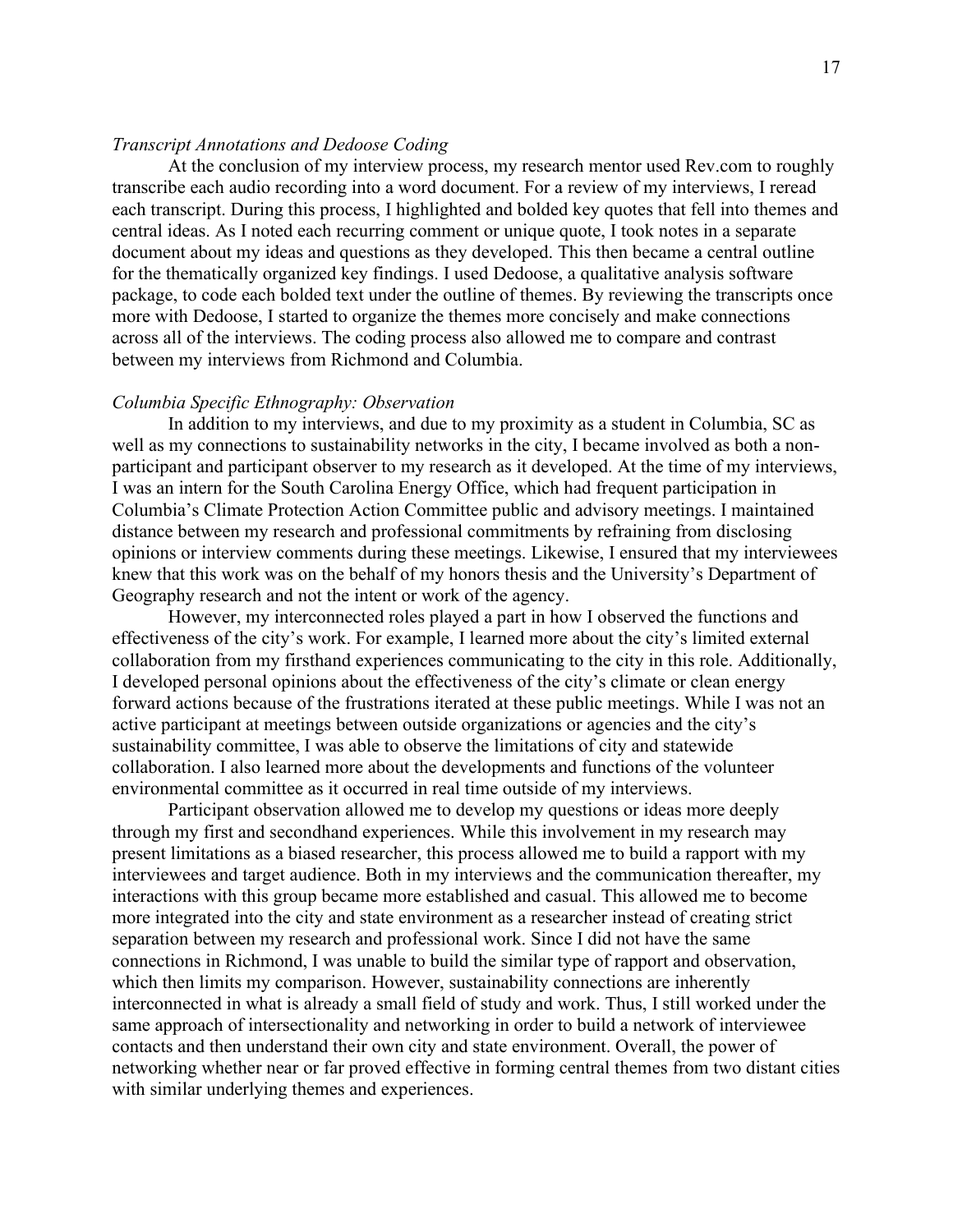*Transcript Annotations and Dedoose Coding*

At the conclusion of my interview process, my research mentor used Rev.com to roughly transcribe each audio recording into a word document. For a review of my interviews, I reread each transcript. During this process, I highlighted and bolded key quotes that fell into themes and central ideas. As I noted each recurring comment or unique quote, I took notes in a separate document about my ideas and questions as they developed. This then became a central outline for the thematically organized key findings. I used Dedoose, a qualitative analysis software package, to code each bolded text under the outline of themes. By reviewing the transcripts once more with Dedoose, I started to organize the themes more concisely and make connections across all of the interviews. The coding process also allowed me to compare and contrast between my interviews from Richmond and Columbia.

*Columbia Specific Ethnography: Observation*

In addition to my interviews, and due to my proximity as a student in Columbia, SC as well as my connections to sustainability networks in the city, I became involved as both a non-participant and participant observer to my research as it developed. At the time of my interviews, I was an intern for the South Carolina Energy Office, which had frequent participation in Columbia's Climate Protection Action Committee public and advisory meetings. I maintained distance between my research and professional commitments by refraining from disclosing opinions or interview comments during these meetings. Likewise, I ensured that my interviewees knew that this work was on the behalf of my honors thesis and the University's Department of Geography research and not the intent or work of the agency.

However, my interconnected roles played a part in how I observed the functions and effectiveness of the city's work. For example, I learned more about the city's limited external collaboration from my firsthand experiences communicating to the city in this role. Additionally, I developed personal opinions about the effectiveness of the city's climate or clean energy forward actions because of the frustrations iterated at these public meetings. While I was not an active participant at meetings between outside organizations or agencies and the city's sustainability committee, I was able to observe the limitations of city and statewide collaboration. I also learned more about the developments and functions of the volunteer environmental committee as it occurred in real time outside of my interviews.

Participant observation allowed me to develop my questions or ideas more deeply through my first and secondhand experiences. While this involvement in my research may present limitations as a biased researcher, this process allowed me to build a rapport with my interviewees and target audience. Both in my interviews and the communication thereafter, my interactions with this group became more established and casual. This allowed me to become more integrated into the city and state environment as a researcher instead of creating strict separation between my research and professional work. Since I did not have the same connections in Richmond, I was unable to build the similar type of rapport and observation, which then limits my comparison. However, sustainability connections are inherently interconnected in what is already a small field of study and work. Thus, I still worked under the same approach of intersectionality and networking in order to build a network of interviewee contacts and then understand their own city and state environment. Overall, the power of networking whether near or far proved effective in forming central themes from two distant cities with similar underlying themes and experiences.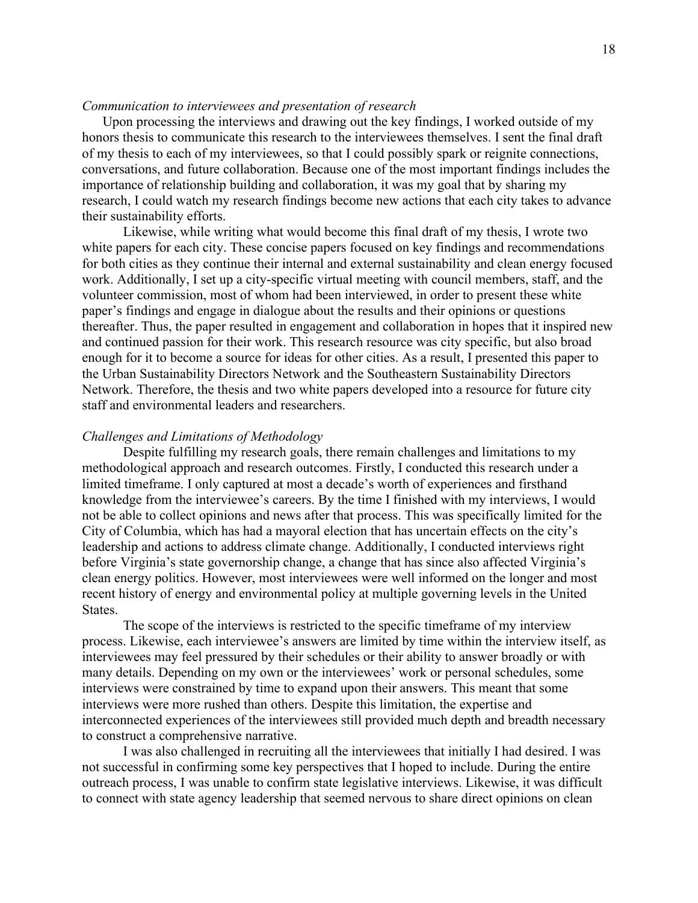*Communication to interviewees and presentation of research*

Upon processing the interviews and drawing out the key findings, I worked outside of my honors thesis to communicate this research to the interviewees themselves. I sent the final draft of my thesis to each of my interviewees, so that I could possibly spark or reignite connections, conversations, and future collaboration. Because one of the most important findings includes the importance of relationship building and collaboration, it was my goal that by sharing my research, I could watch my research findings become new actions that each city takes to advance their sustainability efforts.

Likewise, while writing what would become this final draft of my thesis, I wrote two white papers for each city. These concise papers focused on key findings and recommendations for both cities as they continue their internal and external sustainability and clean energy focused work. Additionally, I set up a city-specific virtual meeting with council members, staff, and the volunteer commission, most of whom had been interviewed, in order to present these white paper's findings and engage in dialogue about the results and their opinions or questions thereafter. Thus, the paper resulted in engagement and collaboration in hopes that it inspired new and continued passion for their work. This research resource was city specific, but also broad enough for it to become a source for ideas for other cities. As a result, I presented this paper to the Urban Sustainability Directors Network and the Southeastern Sustainability Directors Network. Therefore, the thesis and two white papers developed into a resource for future city staff and environmental leaders and researchers.

*Challenges and Limitations of Methodology*

Despite fulfilling my research goals, there remain challenges and limitations to my methodological approach and research outcomes. Firstly, I conducted this research under a limited timeframe. I only captured at most a decade's worth of experiences and firsthand knowledge from the interviewee's careers. By the time I finished with my interviews, I would not be able to collect opinions and news after that process. This was specifically limited for the City of Columbia, which has had a mayoral election that has uncertain effects on the city's leadership and actions to address climate change. Additionally, I conducted interviews right before Virginia's state governorship change, a change that has since also affected Virginia's clean energy politics. However, most interviewees were well informed on the longer and most recent history of energy and environmental policy at multiple governing levels in the United States.

The scope of the interviews is restricted to the specific timeframe of my interview process. Likewise, each interviewee's answers are limited by time within the interview itself, as interviewees may feel pressured by their schedules or their ability to answer broadly or with many details. Depending on my own or the interviewees' work or personal schedules, some interviews were constrained by time to expand upon their answers. This meant that some interviews were more rushed than others. Despite this limitation, the expertise and interconnected experiences of the interviewees still provided much depth and breadth necessary to construct a comprehensive narrative.

I was also challenged in recruiting all the interviewees that initially I had desired. I was not successful in confirming some key perspectives that I hoped to include. During the entire outreach process, I was unable to confirm state legislative interviews. Likewise, it was difficult to connect with state agency leadership that seemed nervous to share direct opinions on clean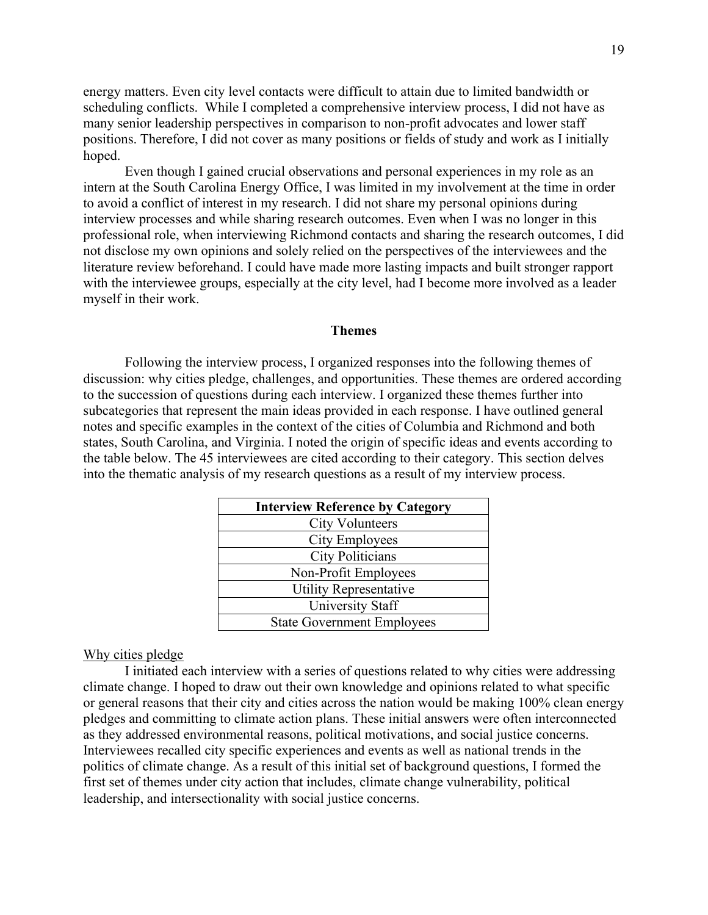energy matters. Even city level contacts were difficult to attain due to limited bandwidth or scheduling conflicts. While I completed a comprehensive interview process, I did not have as many senior leadership perspectives in comparison to non-profit advocates and lower staff positions. Therefore, I did not cover as many positions or fields of study and work as I initially hoped.

Even though I gained crucial observations and personal experiences in my role as an intern at the South Carolina Energy Office, I was limited in my involvement at the time in order to avoid a conflict of interest in my research. I did not share my personal opinions during interview processes and while sharing research outcomes. Even when I was no longer in this professional role, when interviewing Richmond contacts and sharing the research outcomes, I did not disclose my own opinions and solely relied on the perspectives of the interviewees and the literature review beforehand. I could have made more lasting impacts and built stronger rapport with the interviewee groups, especially at the city level, had I become more involved as a leader myself in their work.

## Themes

Following the interview process, I organized responses into the following themes of discussion: why cities pledge, challenges, and opportunities. These themes are ordered according to the succession of questions during each interview. I organized these themes further into subcategories that represent the main ideas provided in each response. I have outlined general notes and specific examples in the context of the cities of Columbia and Richmond and both states, South Carolina, and Virginia. I noted the origin of specific ideas and events according to the table below. The 45 interviewees are cited according to their category. This section delves into the thematic analysis of my research questions as a result of my interview process.

| Interview Reference by Category |
| --- |
| City Volunteers |
| City Employees |
| City Politicians |
| Non-Profit Employees |
| Utility Representative |
| University Staff |
| State Government Employees |

### Why cities pledge

I initiated each interview with a series of questions related to why cities were addressing climate change. I hoped to draw out their own knowledge and opinions related to what specific or general reasons that their city and cities across the nation would be making 100% clean energy pledges and committing to climate action plans. These initial answers were often interconnected as they addressed environmental reasons, political motivations, and social justice concerns. Interviewees recalled city specific experiences and events as well as national trends in the politics of climate change. As a result of this initial set of background questions, I formed the first set of themes under city action that includes, climate change vulnerability, political leadership, and intersectionality with social justice concerns.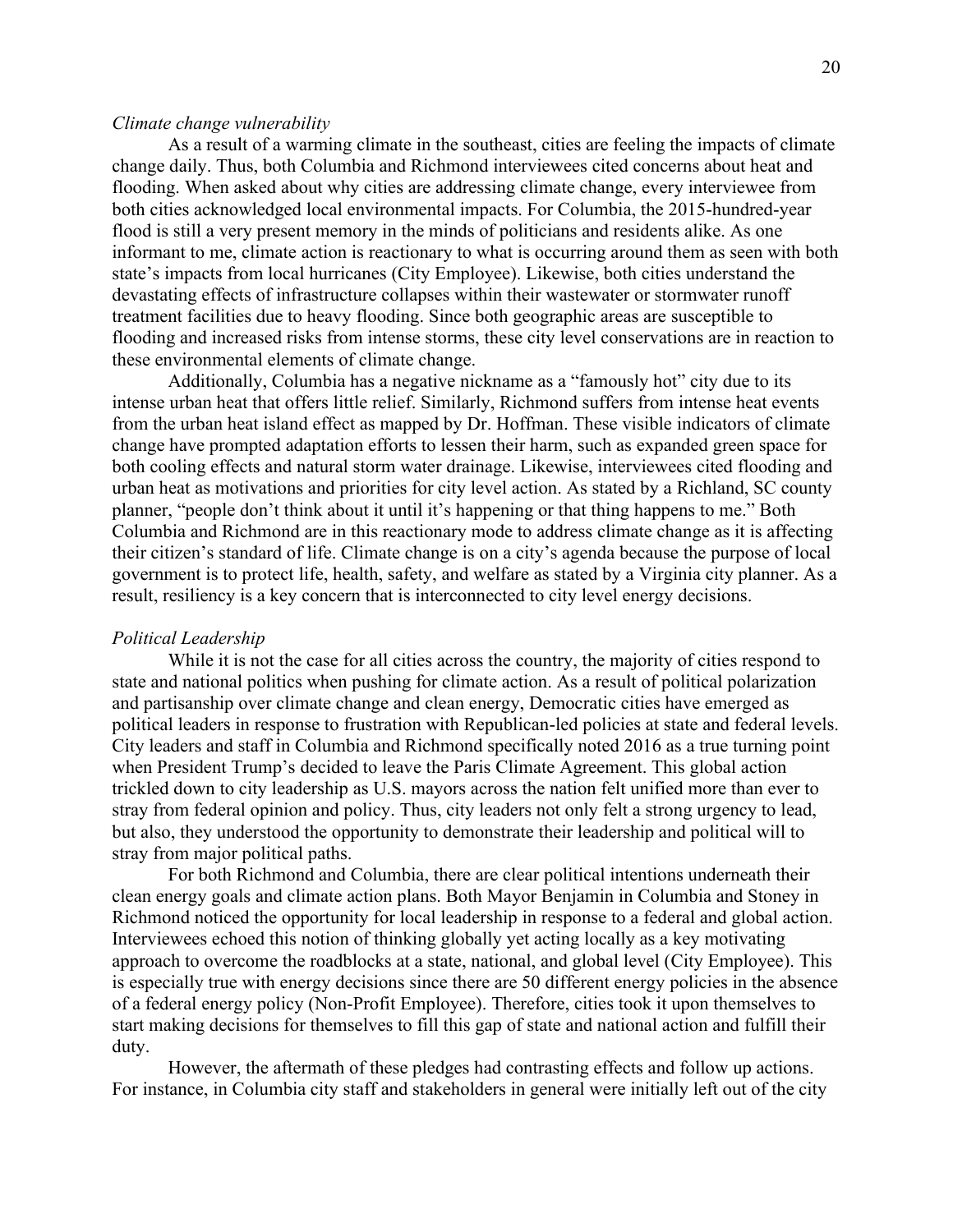*Climate change vulnerability*

As a result of a warming climate in the southeast, cities are feeling the impacts of climate change daily. Thus, both Columbia and Richmond interviewees cited concerns about heat and flooding. When asked about why cities are addressing climate change, every interviewee from both cities acknowledged local environmental impacts. For Columbia, the 2015-hundred-year flood is still a very present memory in the minds of politicians and residents alike. As one informant to me, climate action is reactionary to what is occurring around them as seen with both state's impacts from local hurricanes (City Employee). Likewise, both cities understand the devastating effects of infrastructure collapses within their wastewater or stormwater runoff treatment facilities due to heavy flooding. Since both geographic areas are susceptible to flooding and increased risks from intense storms, these city level conservations are in reaction to these environmental elements of climate change.

Additionally, Columbia has a negative nickname as a "famously hot" city due to its intense urban heat that offers little relief. Similarly, Richmond suffers from intense heat events from the urban heat island effect as mapped by Dr. Hoffman. These visible indicators of climate change have prompted adaptation efforts to lessen their harm, such as expanded green space for both cooling effects and natural storm water drainage. Likewise, interviewees cited flooding and urban heat as motivations and priorities for city level action. As stated by a Richland, SC county planner, "people don't think about it until it's happening or that thing happens to me." Both Columbia and Richmond are in this reactionary mode to address climate change as it is affecting their citizen's standard of life. Climate change is on a city's agenda because the purpose of local government is to protect life, health, safety, and welfare as stated by a Virginia city planner. As a result, resiliency is a key concern that is interconnected to city level energy decisions.

*Political Leadership*

While it is not the case for all cities across the country, the majority of cities respond to state and national politics when pushing for climate action. As a result of political polarization and partisanship over climate change and clean energy, Democratic cities have emerged as political leaders in response to frustration with Republican-led policies at state and federal levels. City leaders and staff in Columbia and Richmond specifically noted 2016 as a true turning point when President Trump's decided to leave the Paris Climate Agreement. This global action trickled down to city leadership as U.S. mayors across the nation felt unified more than ever to stray from federal opinion and policy. Thus, city leaders not only felt a strong urgency to lead, but also, they understood the opportunity to demonstrate their leadership and political will to stray from major political paths.

For both Richmond and Columbia, there are clear political intentions underneath their clean energy goals and climate action plans. Both Mayor Benjamin in Columbia and Stoney in Richmond noticed the opportunity for local leadership in response to a federal and global action. Interviewees echoed this notion of thinking globally yet acting locally as a key motivating approach to overcome the roadblocks at a state, national, and global level (City Employee). This is especially true with energy decisions since there are 50 different energy policies in the absence of a federal energy policy (Non-Profit Employee). Therefore, cities took it upon themselves to start making decisions for themselves to fill this gap of state and national action and fulfill their duty.

However, the aftermath of these pledges had contrasting effects and follow up actions. For instance, in Columbia city staff and stakeholders in general were initially left out of the city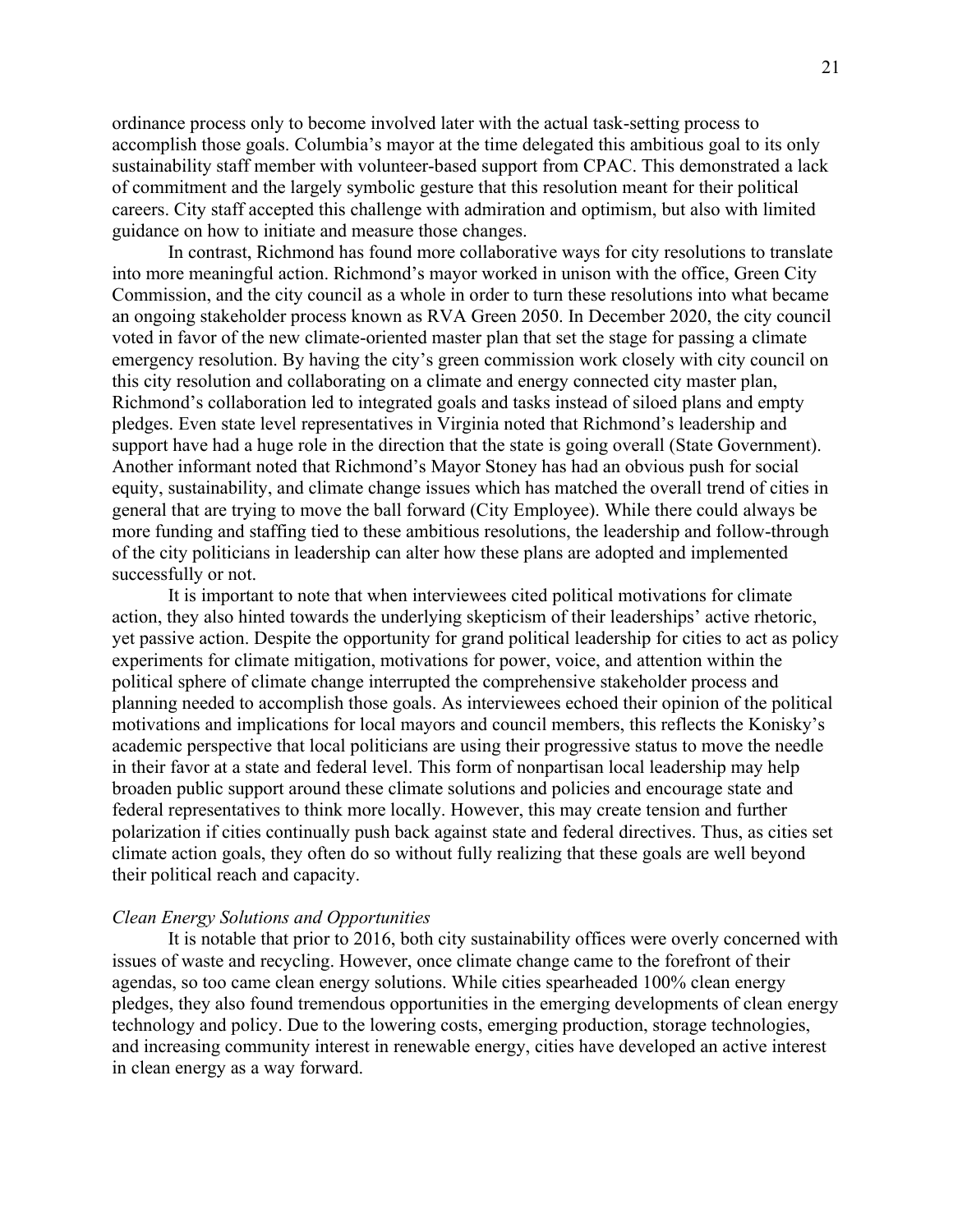ordinance process only to become involved later with the actual task-setting process to accomplish those goals. Columbia's mayor at the time delegated this ambitious goal to its only sustainability staff member with volunteer-based support from CPAC. This demonstrated a lack of commitment and the largely symbolic gesture that this resolution meant for their political careers. City staff accepted this challenge with admiration and optimism, but also with limited guidance on how to initiate and measure those changes.

In contrast, Richmond has found more collaborative ways for city resolutions to translate into more meaningful action. Richmond's mayor worked in unison with the office, Green City Commission, and the city council as a whole in order to turn these resolutions into what became an ongoing stakeholder process known as RVA Green 2050. In December 2020, the city council voted in favor of the new climate-oriented master plan that set the stage for passing a climate emergency resolution. By having the city's green commission work closely with city council on this city resolution and collaborating on a climate and energy connected city master plan, Richmond's collaboration led to integrated goals and tasks instead of siloed plans and empty pledges. Even state level representatives in Virginia noted that Richmond's leadership and support have had a huge role in the direction that the state is going overall (State Government). Another informant noted that Richmond's Mayor Stoney has had an obvious push for social equity, sustainability, and climate change issues which has matched the overall trend of cities in general that are trying to move the ball forward (City Employee). While there could always be more funding and staffing tied to these ambitious resolutions, the leadership and follow-through of the city politicians in leadership can alter how these plans are adopted and implemented successfully or not.

It is important to note that when interviewees cited political motivations for climate action, they also hinted towards the underlying skepticism of their leaderships' active rhetoric, yet passive action. Despite the opportunity for grand political leadership for cities to act as policy experiments for climate mitigation, motivations for power, voice, and attention within the political sphere of climate change interrupted the comprehensive stakeholder process and planning needed to accomplish those goals. As interviewees echoed their opinion of the political motivations and implications for local mayors and council members, this reflects the Konisky's academic perspective that local politicians are using their progressive status to move the needle in their favor at a state and federal level. This form of nonpartisan local leadership may help broaden public support around these climate solutions and policies and encourage state and federal representatives to think more locally. However, this may create tension and further polarization if cities continually push back against state and federal directives. Thus, as cities set climate action goals, they often do so without fully realizing that these goals are well beyond their political reach and capacity.

*Clean Energy Solutions and Opportunities*

It is notable that prior to 2016, both city sustainability offices were overly concerned with issues of waste and recycling. However, once climate change came to the forefront of their agendas, so too came clean energy solutions. While cities spearheaded 100% clean energy pledges, they also found tremendous opportunities in the emerging developments of clean energy technology and policy. Due to the lowering costs, emerging production, storage technologies, and increasing community interest in renewable energy, cities have developed an active interest in clean energy as a way forward.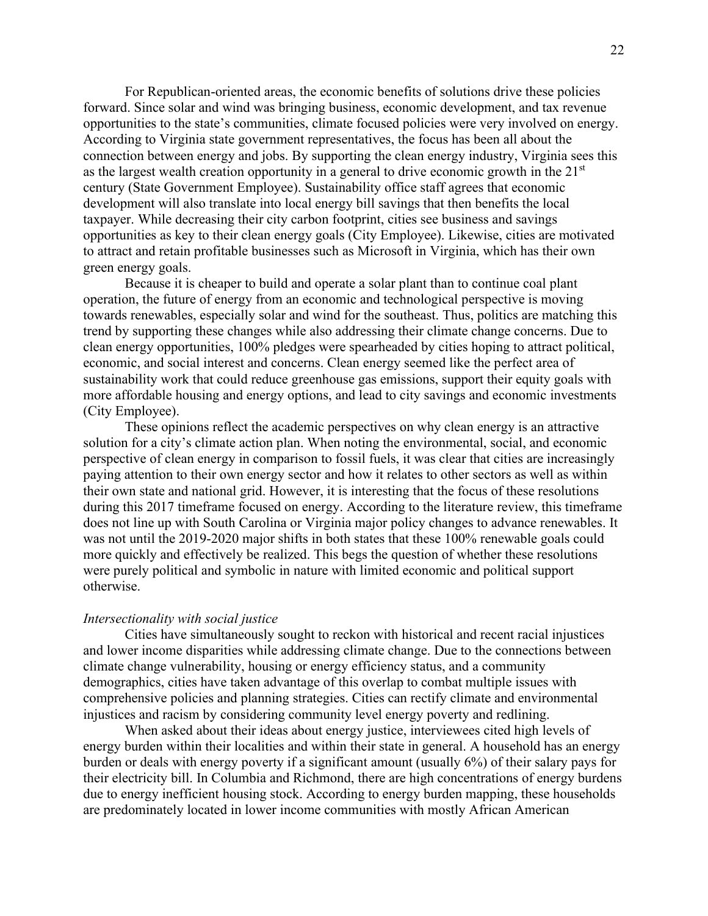For Republican-oriented areas, the economic benefits of solutions drive these policies forward. Since solar and wind was bringing business, economic development, and tax revenue opportunities to the state's communities, climate focused policies were very involved on energy. According to Virginia state government representatives, the focus has been all about the connection between energy and jobs. By supporting the clean energy industry, Virginia sees this as the largest wealth creation opportunity in a general to drive economic growth in the 21st century (State Government Employee). Sustainability office staff agrees that economic development will also translate into local energy bill savings that then benefits the local taxpayer. While decreasing their city carbon footprint, cities see business and savings opportunities as key to their clean energy goals (City Employee). Likewise, cities are motivated to attract and retain profitable businesses such as Microsoft in Virginia, which has their own green energy goals.

Because it is cheaper to build and operate a solar plant than to continue coal plant operation, the future of energy from an economic and technological perspective is moving towards renewables, especially solar and wind for the southeast. Thus, politics are matching this trend by supporting these changes while also addressing their climate change concerns. Due to clean energy opportunities, 100% pledges were spearheaded by cities hoping to attract political, economic, and social interest and concerns. Clean energy seemed like the perfect area of sustainability work that could reduce greenhouse gas emissions, support their equity goals with more affordable housing and energy options, and lead to city savings and economic investments (City Employee).

These opinions reflect the academic perspectives on why clean energy is an attractive solution for a city's climate action plan. When noting the environmental, social, and economic perspective of clean energy in comparison to fossil fuels, it was clear that cities are increasingly paying attention to their own energy sector and how it relates to other sectors as well as within their own state and national grid. However, it is interesting that the focus of these resolutions during this 2017 timeframe focused on energy. According to the literature review, this timeframe does not line up with South Carolina or Virginia major policy changes to advance renewables. It was not until the 2019-2020 major shifts in both states that these 100% renewable goals could more quickly and effectively be realized. This begs the question of whether these resolutions were purely political and symbolic in nature with limited economic and political support otherwise.

*Intersectionality with social justice*

Cities have simultaneously sought to reckon with historical and recent racial injustices and lower income disparities while addressing climate change. Due to the connections between climate change vulnerability, housing or energy efficiency status, and a community demographics, cities have taken advantage of this overlap to combat multiple issues with comprehensive policies and planning strategies. Cities can rectify climate and environmental injustices and racism by considering community level energy poverty and redlining.

When asked about their ideas about energy justice, interviewees cited high levels of energy burden within their localities and within their state in general. A household has an energy burden or deals with energy poverty if a significant amount (usually 6%) of their salary pays for their electricity bill. In Columbia and Richmond, there are high concentrations of energy burdens due to energy inefficient housing stock. According to energy burden mapping, these households are predominately located in lower income communities with mostly African American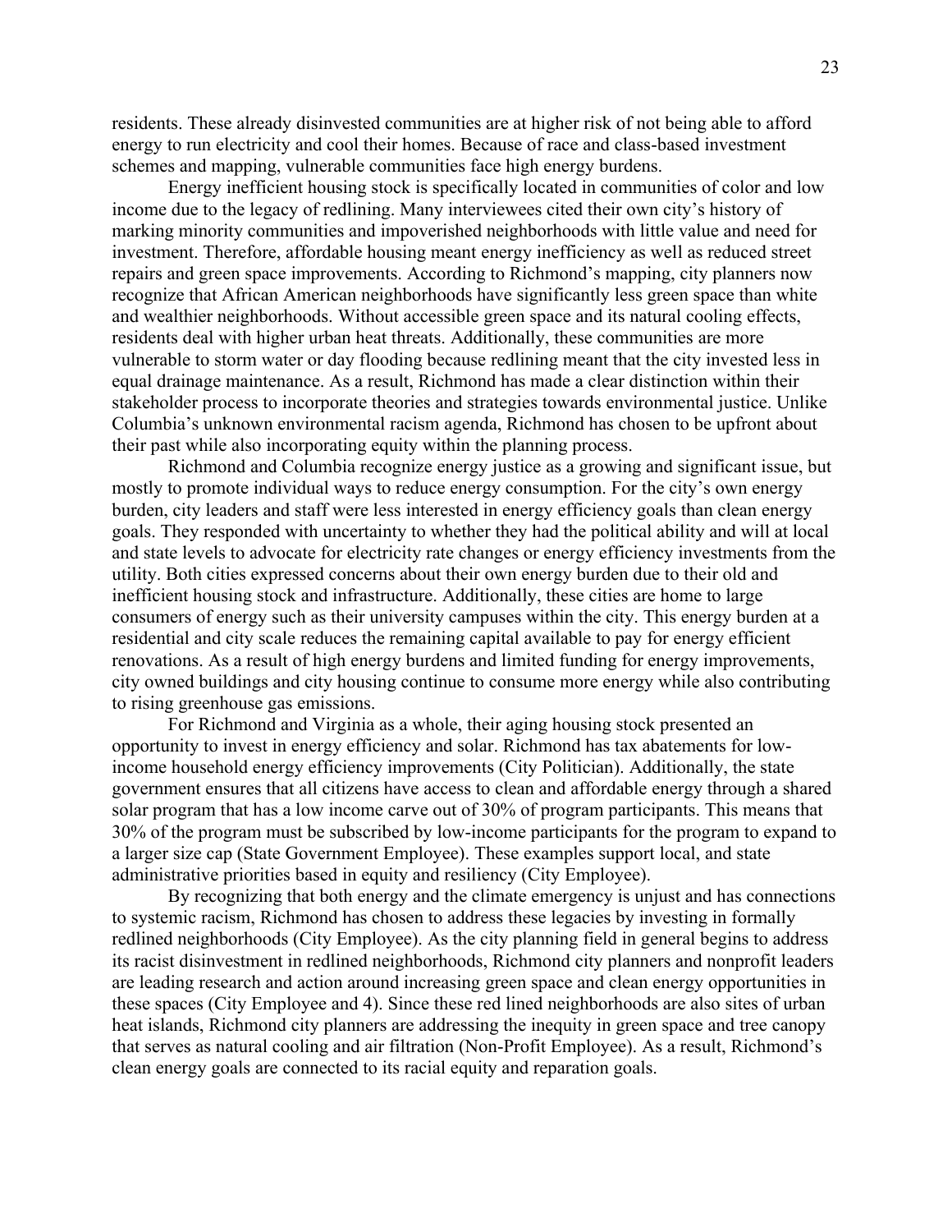residents. These already disinvested communities are at higher risk of not being able to afford energy to run electricity and cool their homes. Because of race and class-based investment schemes and mapping, vulnerable communities face high energy burdens.

Energy inefficient housing stock is specifically located in communities of color and low income due to the legacy of redlining. Many interviewees cited their own city's history of marking minority communities and impoverished neighborhoods with little value and need for investment. Therefore, affordable housing meant energy inefficiency as well as reduced street repairs and green space improvements. According to Richmond's mapping, city planners now recognize that African American neighborhoods have significantly less green space than white and wealthier neighborhoods. Without accessible green space and its natural cooling effects, residents deal with higher urban heat threats. Additionally, these communities are more vulnerable to storm water or day flooding because redlining meant that the city invested less in equal drainage maintenance. As a result, Richmond has made a clear distinction within their stakeholder process to incorporate theories and strategies towards environmental justice. Unlike Columbia's unknown environmental racism agenda, Richmond has chosen to be upfront about their past while also incorporating equity within the planning process.

Richmond and Columbia recognize energy justice as a growing and significant issue, but mostly to promote individual ways to reduce energy consumption. For the city's own energy burden, city leaders and staff were less interested in energy efficiency goals than clean energy goals. They responded with uncertainty to whether they had the political ability and will at local and state levels to advocate for electricity rate changes or energy efficiency investments from the utility. Both cities expressed concerns about their own energy burden due to their old and inefficient housing stock and infrastructure. Additionally, these cities are home to large consumers of energy such as their university campuses within the city. This energy burden at a residential and city scale reduces the remaining capital available to pay for energy efficient renovations. As a result of high energy burdens and limited funding for energy improvements, city owned buildings and city housing continue to consume more energy while also contributing to rising greenhouse gas emissions.

For Richmond and Virginia as a whole, their aging housing stock presented an opportunity to invest in energy efficiency and solar. Richmond has tax abatements for low-income household energy efficiency improvements (City Politician). Additionally, the state government ensures that all citizens have access to clean and affordable energy through a shared solar program that has a low income carve out of 30% of program participants. This means that 30% of the program must be subscribed by low-income participants for the program to expand to a larger size cap (State Government Employee). These examples support local, and state administrative priorities based in equity and resiliency (City Employee).

By recognizing that both energy and the climate emergency is unjust and has connections to systemic racism, Richmond has chosen to address these legacies by investing in formally redlined neighborhoods (City Employee). As the city planning field in general begins to address its racist disinvestment in redlined neighborhoods, Richmond city planners and nonprofit leaders are leading research and action around increasing green space and clean energy opportunities in these spaces (City Employee and 4). Since these red lined neighborhoods are also sites of urban heat islands, Richmond city planners are addressing the inequity in green space and tree canopy that serves as natural cooling and air filtration (Non-Profit Employee). As a result, Richmond's clean energy goals are connected to its racial equity and reparation goals.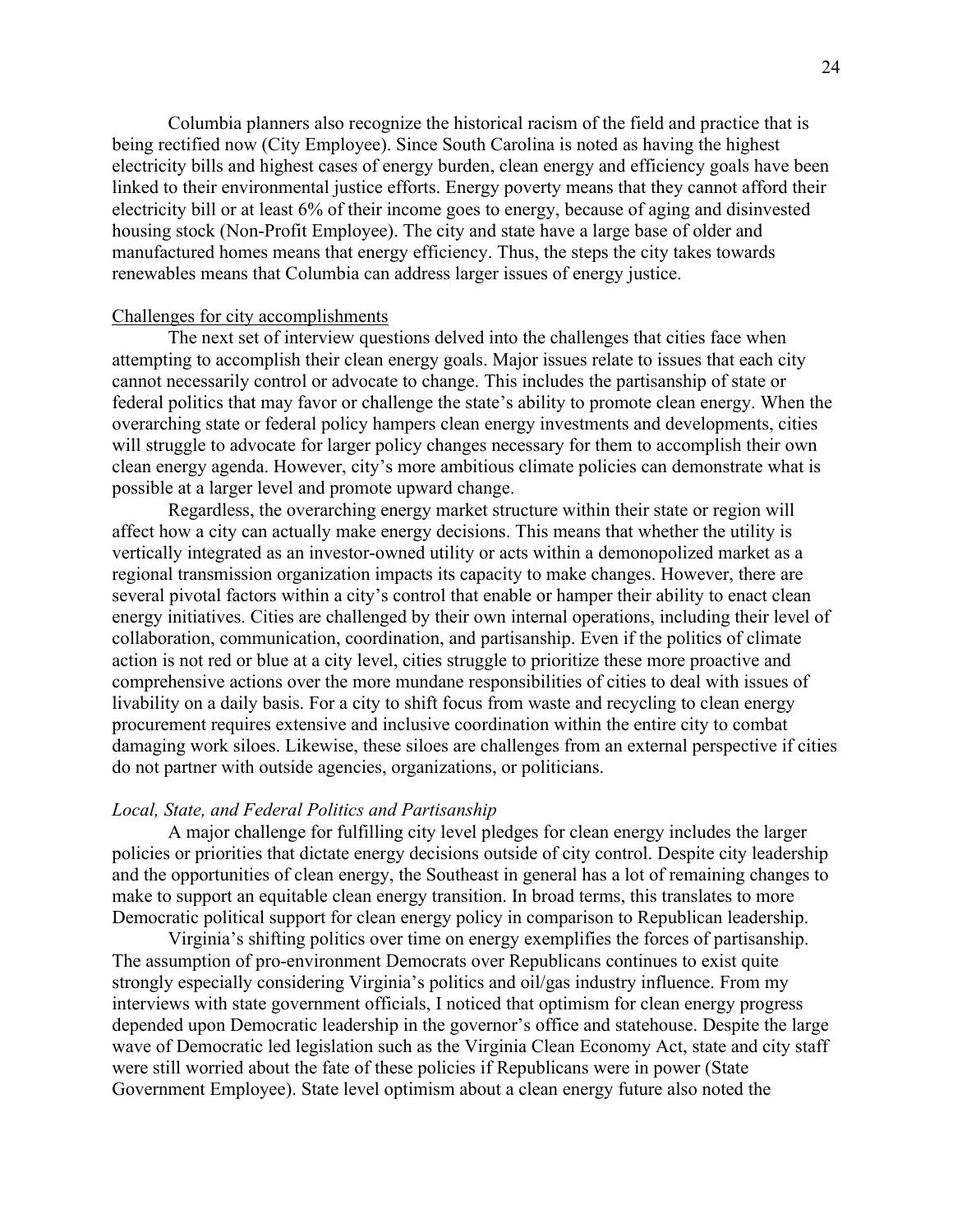Columbia planners also recognize the historical racism of the field and practice that is being rectified now (City Employee). Since South Carolina is noted as having the highest electricity bills and highest cases of energy burden, clean energy and efficiency goals have been linked to their environmental justice efforts. Energy poverty means that they cannot afford their electricity bill or at least 6% of their income goes to energy, because of aging and disinvested housing stock (Non-Profit Employee). The city and state have a large base of older and manufactured homes means that energy efficiency. Thus, the steps the city takes towards renewables means that Columbia can address larger issues of energy justice.

## Challenges for city accomplishments

The next set of interview questions delved into the challenges that cities face when attempting to accomplish their clean energy goals. Major issues relate to issues that each city cannot necessarily control or advocate to change. This includes the partisanship of state or federal politics that may favor or challenge the state's ability to promote clean energy. When the overarching state or federal policy hampers clean energy investments and developments, cities will struggle to advocate for larger policy changes necessary for them to accomplish their own clean energy agenda. However, city's more ambitious climate policies can demonstrate what is possible at a larger level and promote upward change.

Regardless, the overarching energy market structure within their state or region will affect how a city can actually make energy decisions. This means that whether the utility is vertically integrated as an investor-owned utility or acts within a demonopolized market as a regional transmission organization impacts its capacity to make changes. However, there are several pivotal factors within a city's control that enable or hamper their ability to enact clean energy initiatives. Cities are challenged by their own internal operations, including their level of collaboration, communication, coordination, and partisanship. Even if the politics of climate action is not red or blue at a city level, cities struggle to prioritize these more proactive and comprehensive actions over the more mundane responsibilities of cities to deal with issues of livability on a daily basis. For a city to shift focus from waste and recycling to clean energy procurement requires extensive and inclusive coordination within the entire city to combat damaging work siloes. Likewise, these siloes are challenges from an external perspective if cities do not partner with outside agencies, organizations, or politicians.

### *Local, State, and Federal Politics and Partisanship*

A major challenge for fulfilling city level pledges for clean energy includes the larger policies or priorities that dictate energy decisions outside of city control. Despite city leadership and the opportunities of clean energy, the Southeast in general has a lot of remaining changes to make to support an equitable clean energy transition. In broad terms, this translates to more Democratic political support for clean energy policy in comparison to Republican leadership.

Virginia's shifting politics over time on energy exemplifies the forces of partisanship. The assumption of pro-environment Democrats over Republicans continues to exist quite strongly especially considering Virginia's politics and oil/gas industry influence. From my interviews with state government officials, I noticed that optimism for clean energy progress depended upon Democratic leadership in the governor's office and statehouse. Despite the large wave of Democratic led legislation such as the Virginia Clean Economy Act, state and city staff were still worried about the fate of these policies if Republicans were in power (State Government Employee). State level optimism about a clean energy future also noted the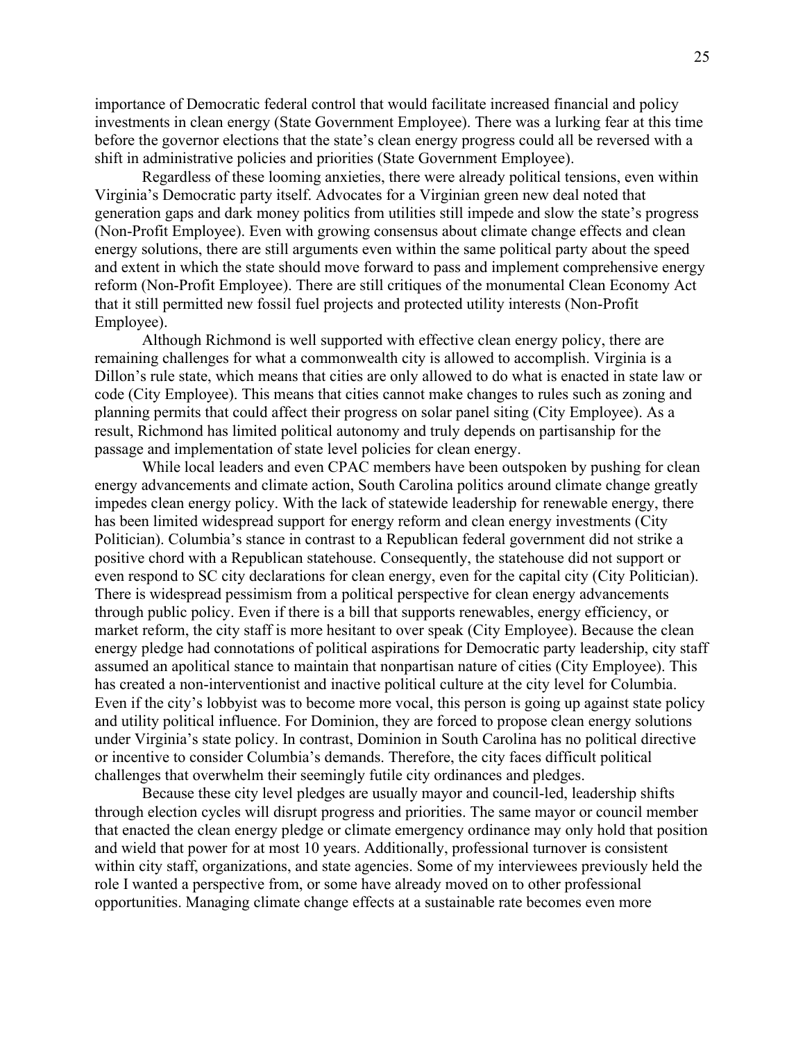importance of Democratic federal control that would facilitate increased financial and policy investments in clean energy (State Government Employee). There was a lurking fear at this time before the governor elections that the state's clean energy progress could all be reversed with a shift in administrative policies and priorities (State Government Employee).

Regardless of these looming anxieties, there were already political tensions, even within Virginia's Democratic party itself. Advocates for a Virginian green new deal noted that generation gaps and dark money politics from utilities still impede and slow the state's progress (Non-Profit Employee). Even with growing consensus about climate change effects and clean energy solutions, there are still arguments even within the same political party about the speed and extent in which the state should move forward to pass and implement comprehensive energy reform (Non-Profit Employee). There are still critiques of the monumental Clean Economy Act that it still permitted new fossil fuel projects and protected utility interests (Non-Profit Employee).

Although Richmond is well supported with effective clean energy policy, there are remaining challenges for what a commonwealth city is allowed to accomplish. Virginia is a Dillon's rule state, which means that cities are only allowed to do what is enacted in state law or code (City Employee). This means that cities cannot make changes to rules such as zoning and planning permits that could affect their progress on solar panel siting (City Employee). As a result, Richmond has limited political autonomy and truly depends on partisanship for the passage and implementation of state level policies for clean energy.

While local leaders and even CPAC members have been outspoken by pushing for clean energy advancements and climate action, South Carolina politics around climate change greatly impedes clean energy policy. With the lack of statewide leadership for renewable energy, there has been limited widespread support for energy reform and clean energy investments (City Politician). Columbia's stance in contrast to a Republican federal government did not strike a positive chord with a Republican statehouse. Consequently, the statehouse did not support or even respond to SC city declarations for clean energy, even for the capital city (City Politician). There is widespread pessimism from a political perspective for clean energy advancements through public policy. Even if there is a bill that supports renewables, energy efficiency, or market reform, the city staff is more hesitant to over speak (City Employee). Because the clean energy pledge had connotations of political aspirations for Democratic party leadership, city staff assumed an apolitical stance to maintain that nonpartisan nature of cities (City Employee). This has created a non-interventionist and inactive political culture at the city level for Columbia. Even if the city's lobbyist was to become more vocal, this person is going up against state policy and utility political influence. For Dominion, they are forced to propose clean energy solutions under Virginia's state policy. In contrast, Dominion in South Carolina has no political directive or incentive to consider Columbia's demands. Therefore, the city faces difficult political challenges that overwhelm their seemingly futile city ordinances and pledges.

Because these city level pledges are usually mayor and council-led, leadership shifts through election cycles will disrupt progress and priorities. The same mayor or council member that enacted the clean energy pledge or climate emergency ordinance may only hold that position and wield that power for at most 10 years. Additionally, professional turnover is consistent within city staff, organizations, and state agencies. Some of my interviewees previously held the role I wanted a perspective from, or some have already moved on to other professional opportunities. Managing climate change effects at a sustainable rate becomes even more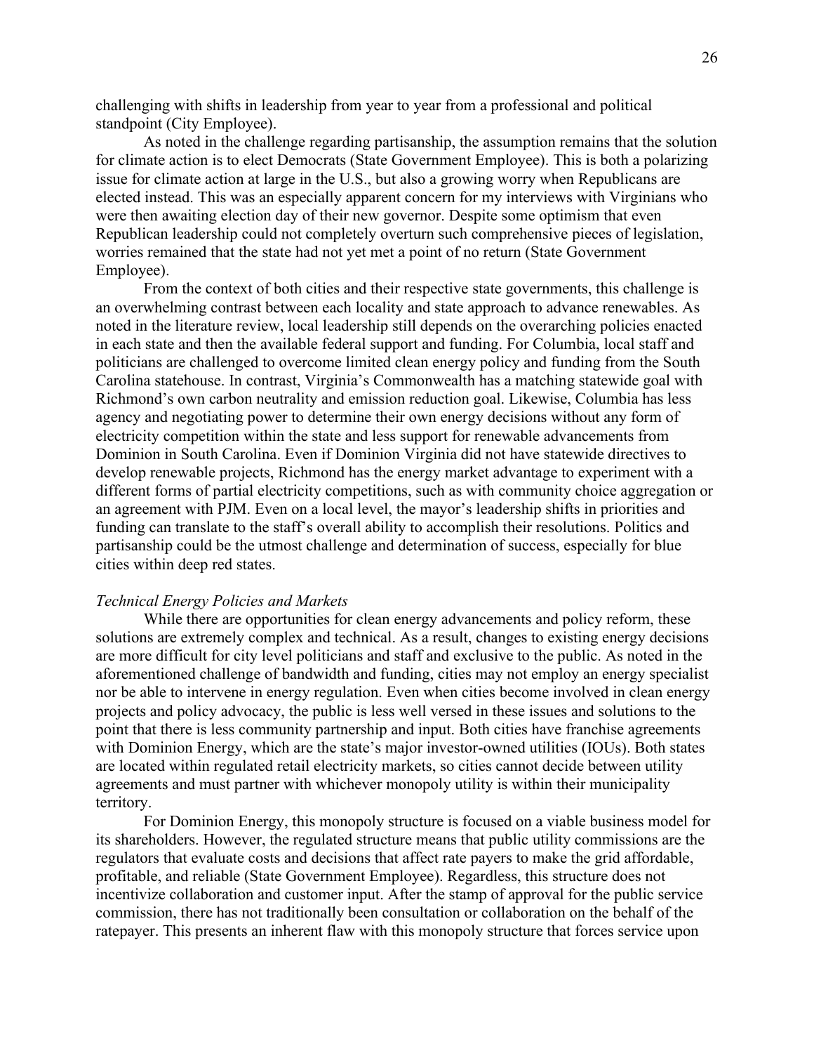challenging with shifts in leadership from year to year from a professional and political standpoint (City Employee).

As noted in the challenge regarding partisanship, the assumption remains that the solution for climate action is to elect Democrats (State Government Employee). This is both a polarizing issue for climate action at large in the U.S., but also a growing worry when Republicans are elected instead. This was an especially apparent concern for my interviews with Virginians who were then awaiting election day of their new governor. Despite some optimism that even Republican leadership could not completely overturn such comprehensive pieces of legislation, worries remained that the state had not yet met a point of no return (State Government Employee).

From the context of both cities and their respective state governments, this challenge is an overwhelming contrast between each locality and state approach to advance renewables. As noted in the literature review, local leadership still depends on the overarching policies enacted in each state and then the available federal support and funding. For Columbia, local staff and politicians are challenged to overcome limited clean energy policy and funding from the South Carolina statehouse. In contrast, Virginia's Commonwealth has a matching statewide goal with Richmond's own carbon neutrality and emission reduction goal. Likewise, Columbia has less agency and negotiating power to determine their own energy decisions without any form of electricity competition within the state and less support for renewable advancements from Dominion in South Carolina. Even if Dominion Virginia did not have statewide directives to develop renewable projects, Richmond has the energy market advantage to experiment with a different forms of partial electricity competitions, such as with community choice aggregation or an agreement with PJM. Even on a local level, the mayor's leadership shifts in priorities and funding can translate to the staff's overall ability to accomplish their resolutions. Politics and partisanship could be the utmost challenge and determination of success, especially for blue cities within deep red states.

*Technical Energy Policies and Markets*

While there are opportunities for clean energy advancements and policy reform, these solutions are extremely complex and technical. As a result, changes to existing energy decisions are more difficult for city level politicians and staff and exclusive to the public. As noted in the aforementioned challenge of bandwidth and funding, cities may not employ an energy specialist nor be able to intervene in energy regulation. Even when cities become involved in clean energy projects and policy advocacy, the public is less well versed in these issues and solutions to the point that there is less community partnership and input. Both cities have franchise agreements with Dominion Energy, which are the state's major investor-owned utilities (IOUs). Both states are located within regulated retail electricity markets, so cities cannot decide between utility agreements and must partner with whichever monopoly utility is within their municipality territory.

For Dominion Energy, this monopoly structure is focused on a viable business model for its shareholders. However, the regulated structure means that public utility commissions are the regulators that evaluate costs and decisions that affect rate payers to make the grid affordable, profitable, and reliable (State Government Employee). Regardless, this structure does not incentivize collaboration and customer input. After the stamp of approval for the public service commission, there has not traditionally been consultation or collaboration on the behalf of the ratepayer. This presents an inherent flaw with this monopoly structure that forces service upon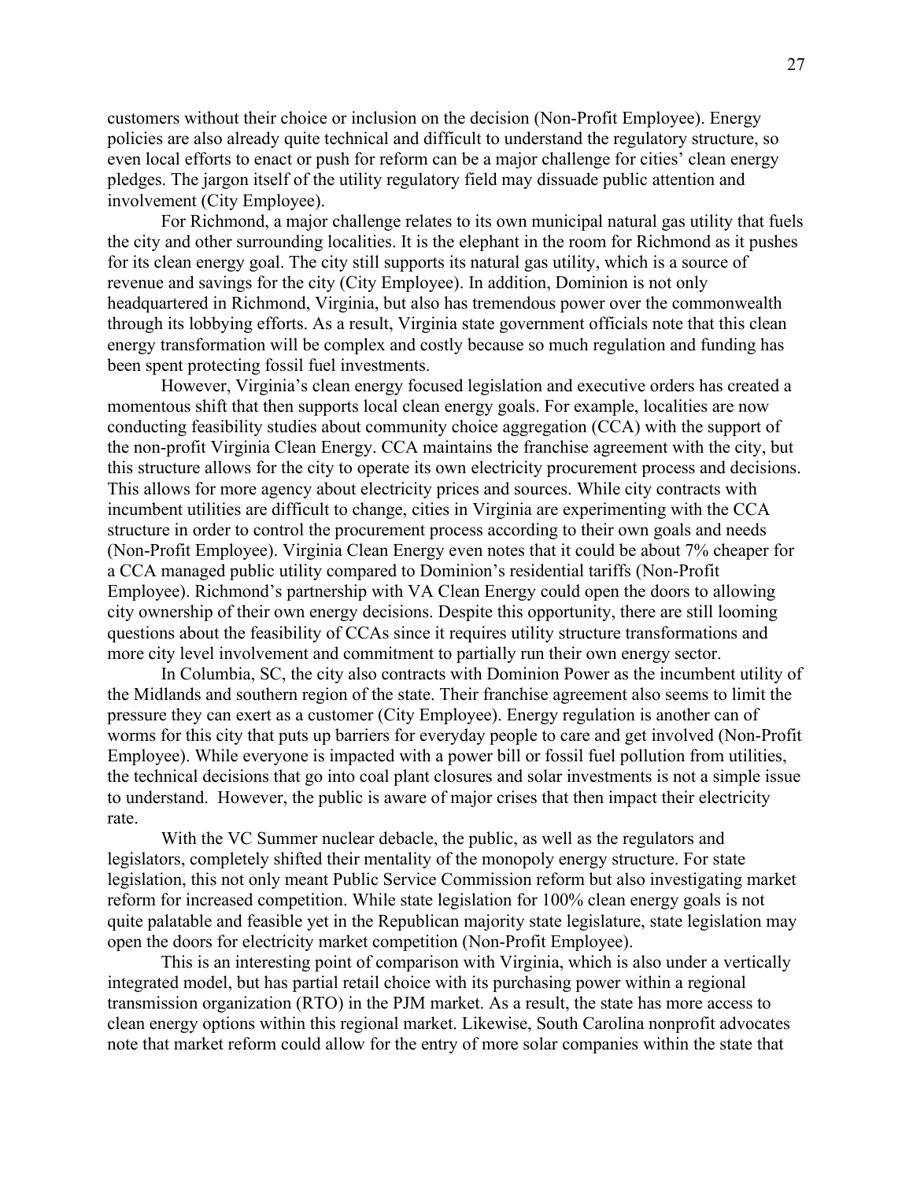customers without their choice or inclusion on the decision (Non-Profit Employee). Energy policies are also already quite technical and difficult to understand the regulatory structure, so even local efforts to enact or push for reform can be a major challenge for cities' clean energy pledges. The jargon itself of the utility regulatory field may dissuade public attention and involvement (City Employee).

For Richmond, a major challenge relates to its own municipal natural gas utility that fuels the city and other surrounding localities. It is the elephant in the room for Richmond as it pushes for its clean energy goal. The city still supports its natural gas utility, which is a source of revenue and savings for the city (City Employee). In addition, Dominion is not only headquartered in Richmond, Virginia, but also has tremendous power over the commonwealth through its lobbying efforts. As a result, Virginia state government officials note that this clean energy transformation will be complex and costly because so much regulation and funding has been spent protecting fossil fuel investments.

However, Virginia's clean energy focused legislation and executive orders has created a momentous shift that then supports local clean energy goals. For example, localities are now conducting feasibility studies about community choice aggregation (CCA) with the support of the non-profit Virginia Clean Energy. CCA maintains the franchise agreement with the city, but this structure allows for the city to operate its own electricity procurement process and decisions. This allows for more agency about electricity prices and sources. While city contracts with incumbent utilities are difficult to change, cities in Virginia are experimenting with the CCA structure in order to control the procurement process according to their own goals and needs (Non-Profit Employee). Virginia Clean Energy even notes that it could be about 7% cheaper for a CCA managed public utility compared to Dominion's residential tariffs (Non-Profit Employee). Richmond's partnership with VA Clean Energy could open the doors to allowing city ownership of their own energy decisions. Despite this opportunity, there are still looming questions about the feasibility of CCAs since it requires utility structure transformations and more city level involvement and commitment to partially run their own energy sector.

In Columbia, SC, the city also contracts with Dominion Power as the incumbent utility of the Midlands and southern region of the state. Their franchise agreement also seems to limit the pressure they can exert as a customer (City Employee). Energy regulation is another can of worms for this city that puts up barriers for everyday people to care and get involved (Non-Profit Employee). While everyone is impacted with a power bill or fossil fuel pollution from utilities, the technical decisions that go into coal plant closures and solar investments is not a simple issue to understand. However, the public is aware of major crises that then impact their electricity rate.

With the VC Summer nuclear debacle, the public, as well as the regulators and legislators, completely shifted their mentality of the monopoly energy structure. For state legislation, this not only meant Public Service Commission reform but also investigating market reform for increased competition. While state legislation for 100% clean energy goals is not quite palatable and feasible yet in the Republican majority state legislature, state legislation may open the doors for electricity market competition (Non-Profit Employee).

This is an interesting point of comparison with Virginia, which is also under a vertically integrated model, but has partial retail choice with its purchasing power within a regional transmission organization (RTO) in the PJM market. As a result, the state has more access to clean energy options within this regional market. Likewise, South Carolina nonprofit advocates note that market reform could allow for the entry of more solar companies within the state that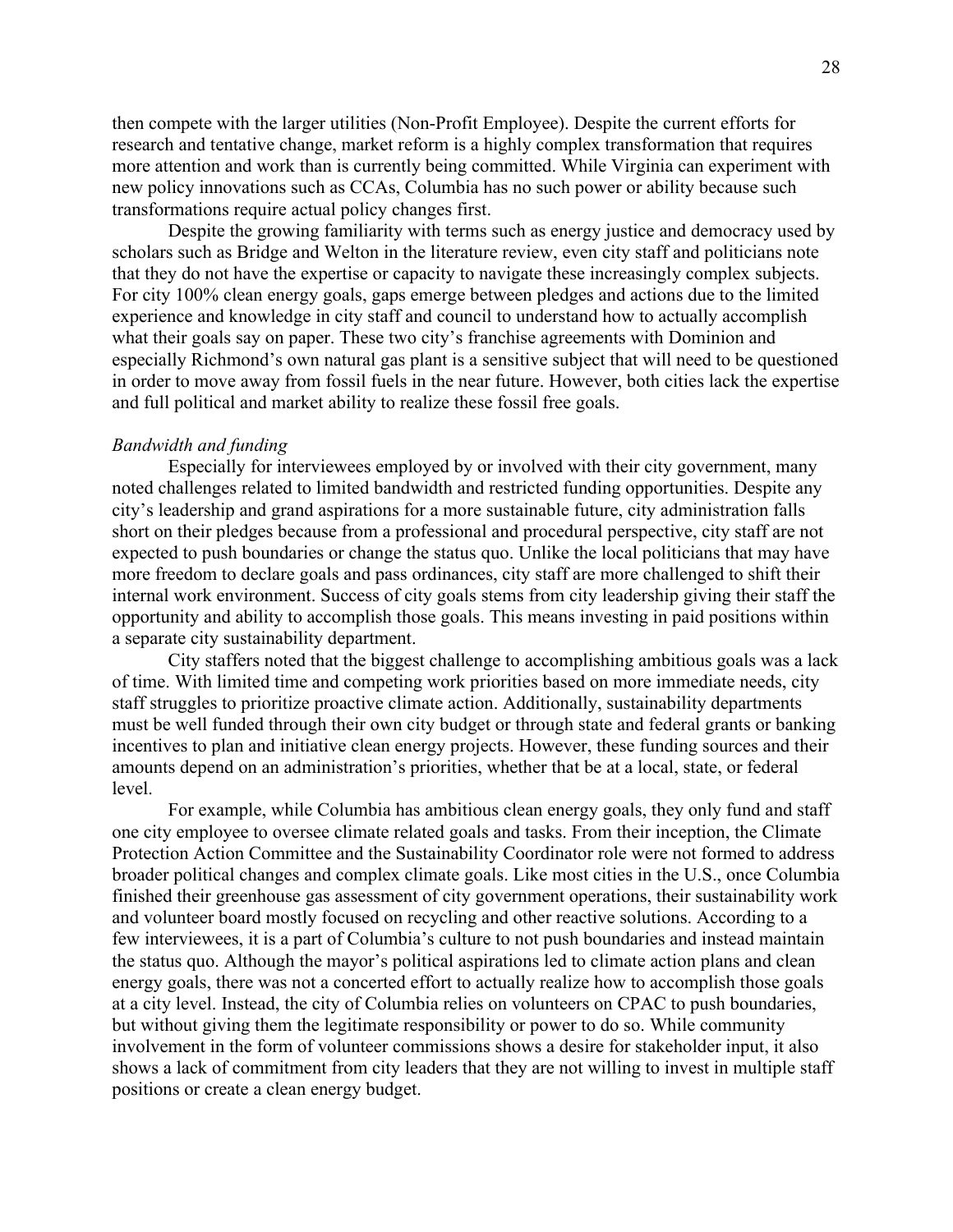then compete with the larger utilities (Non-Profit Employee). Despite the current efforts for research and tentative change, market reform is a highly complex transformation that requires more attention and work than is currently being committed. While Virginia can experiment with new policy innovations such as CCAs, Columbia has no such power or ability because such transformations require actual policy changes first.

Despite the growing familiarity with terms such as energy justice and democracy used by scholars such as Bridge and Welton in the literature review, even city staff and politicians note that they do not have the expertise or capacity to navigate these increasingly complex subjects. For city 100% clean energy goals, gaps emerge between pledges and actions due to the limited experience and knowledge in city staff and council to understand how to actually accomplish what their goals say on paper. These two city's franchise agreements with Dominion and especially Richmond's own natural gas plant is a sensitive subject that will need to be questioned in order to move away from fossil fuels in the near future. However, both cities lack the expertise and full political and market ability to realize these fossil free goals.

*Bandwidth and funding*

Especially for interviewees employed by or involved with their city government, many noted challenges related to limited bandwidth and restricted funding opportunities. Despite any city's leadership and grand aspirations for a more sustainable future, city administration falls short on their pledges because from a professional and procedural perspective, city staff are not expected to push boundaries or change the status quo. Unlike the local politicians that may have more freedom to declare goals and pass ordinances, city staff are more challenged to shift their internal work environment. Success of city goals stems from city leadership giving their staff the opportunity and ability to accomplish those goals. This means investing in paid positions within a separate city sustainability department.

City staffers noted that the biggest challenge to accomplishing ambitious goals was a lack of time. With limited time and competing work priorities based on more immediate needs, city staff struggles to prioritize proactive climate action. Additionally, sustainability departments must be well funded through their own city budget or through state and federal grants or banking incentives to plan and initiative clean energy projects. However, these funding sources and their amounts depend on an administration's priorities, whether that be at a local, state, or federal level.

For example, while Columbia has ambitious clean energy goals, they only fund and staff one city employee to oversee climate related goals and tasks. From their inception, the Climate Protection Action Committee and the Sustainability Coordinator role were not formed to address broader political changes and complex climate goals. Like most cities in the U.S., once Columbia finished their greenhouse gas assessment of city government operations, their sustainability work and volunteer board mostly focused on recycling and other reactive solutions. According to a few interviewees, it is a part of Columbia's culture to not push boundaries and instead maintain the status quo. Although the mayor's political aspirations led to climate action plans and clean energy goals, there was not a concerted effort to actually realize how to accomplish those goals at a city level. Instead, the city of Columbia relies on volunteers on CPAC to push boundaries, but without giving them the legitimate responsibility or power to do so. While community involvement in the form of volunteer commissions shows a desire for stakeholder input, it also shows a lack of commitment from city leaders that they are not willing to invest in multiple staff positions or create a clean energy budget.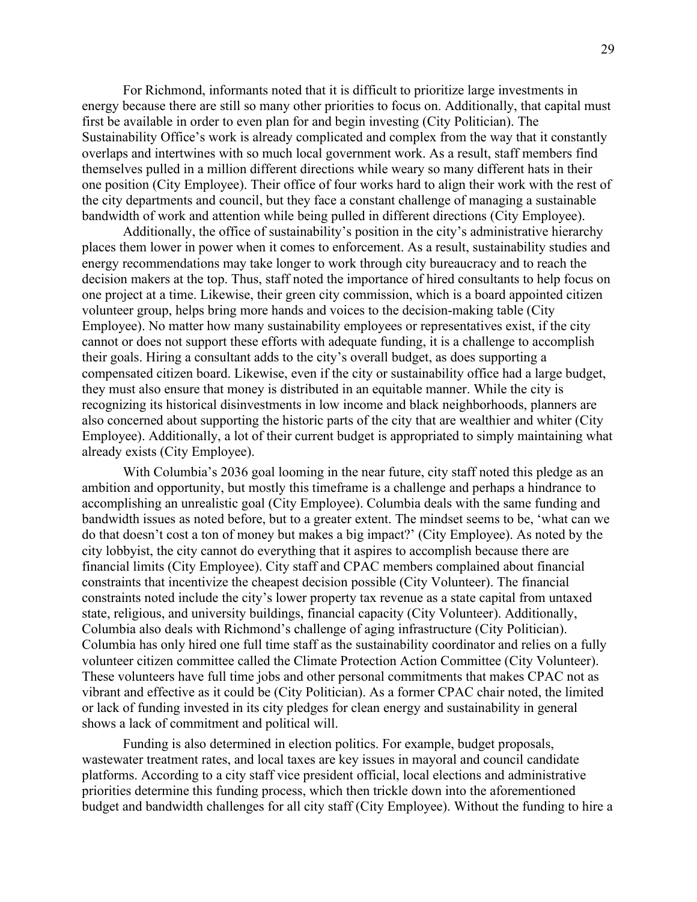For Richmond, informants noted that it is difficult to prioritize large investments in energy because there are still so many other priorities to focus on. Additionally, that capital must first be available in order to even plan for and begin investing (City Politician). The Sustainability Office's work is already complicated and complex from the way that it constantly overlaps and intertwines with so much local government work. As a result, staff members find themselves pulled in a million different directions while weary so many different hats in their one position (City Employee). Their office of four works hard to align their work with the rest of the city departments and council, but they face a constant challenge of managing a sustainable bandwidth of work and attention while being pulled in different directions (City Employee).

Additionally, the office of sustainability's position in the city's administrative hierarchy places them lower in power when it comes to enforcement. As a result, sustainability studies and energy recommendations may take longer to work through city bureaucracy and to reach the decision makers at the top. Thus, staff noted the importance of hired consultants to help focus on one project at a time. Likewise, their green city commission, which is a board appointed citizen volunteer group, helps bring more hands and voices to the decision-making table (City Employee). No matter how many sustainability employees or representatives exist, if the city cannot or does not support these efforts with adequate funding, it is a challenge to accomplish their goals. Hiring a consultant adds to the city's overall budget, as does supporting a compensated citizen board. Likewise, even if the city or sustainability office had a large budget, they must also ensure that money is distributed in an equitable manner. While the city is recognizing its historical disinvestments in low income and black neighborhoods, planners are also concerned about supporting the historic parts of the city that are wealthier and whiter (City Employee). Additionally, a lot of their current budget is appropriated to simply maintaining what already exists (City Employee).

With Columbia's 2036 goal looming in the near future, city staff noted this pledge as an ambition and opportunity, but mostly this timeframe is a challenge and perhaps a hindrance to accomplishing an unrealistic goal (City Employee). Columbia deals with the same funding and bandwidth issues as noted before, but to a greater extent. The mindset seems to be, 'what can we do that doesn't cost a ton of money but makes a big impact?' (City Employee). As noted by the city lobbyist, the city cannot do everything that it aspires to accomplish because there are financial limits (City Employee). City staff and CPAC members complained about financial constraints that incentivize the cheapest decision possible (City Volunteer). The financial constraints noted include the city's lower property tax revenue as a state capital from untaxed state, religious, and university buildings, financial capacity (City Volunteer). Additionally, Columbia also deals with Richmond's challenge of aging infrastructure (City Politician). Columbia has only hired one full time staff as the sustainability coordinator and relies on a fully volunteer citizen committee called the Climate Protection Action Committee (City Volunteer). These volunteers have full time jobs and other personal commitments that makes CPAC not as vibrant and effective as it could be (City Politician). As a former CPAC chair noted, the limited or lack of funding invested in its city pledges for clean energy and sustainability in general shows a lack of commitment and political will.

Funding is also determined in election politics. For example, budget proposals, wastewater treatment rates, and local taxes are key issues in mayoral and council candidate platforms. According to a city staff vice president official, local elections and administrative priorities determine this funding process, which then trickle down into the aforementioned budget and bandwidth challenges for all city staff (City Employee). Without the funding to hire a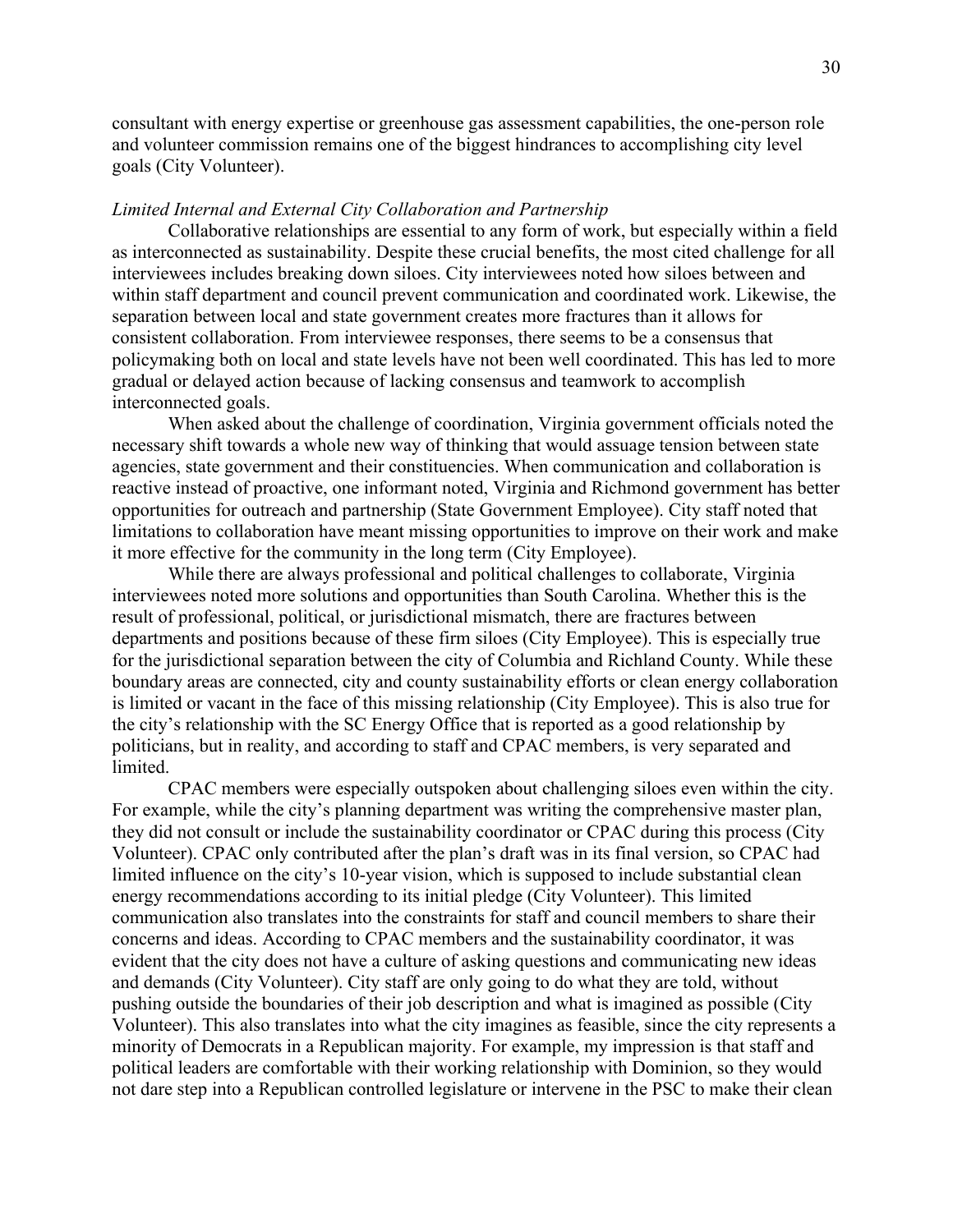consultant with energy expertise or greenhouse gas assessment capabilities, the one-person role and volunteer commission remains one of the biggest hindrances to accomplishing city level goals (City Volunteer).

*Limited Internal and External City Collaboration and Partnership*

Collaborative relationships are essential to any form of work, but especially within a field as interconnected as sustainability. Despite these crucial benefits, the most cited challenge for all interviewees includes breaking down siloes. City interviewees noted how siloes between and within staff department and council prevent communication and coordinated work. Likewise, the separation between local and state government creates more fractures than it allows for consistent collaboration. From interviewee responses, there seems to be a consensus that policymaking both on local and state levels have not been well coordinated. This has led to more gradual or delayed action because of lacking consensus and teamwork to accomplish interconnected goals.

When asked about the challenge of coordination, Virginia government officials noted the necessary shift towards a whole new way of thinking that would assuage tension between state agencies, state government and their constituencies. When communication and collaboration is reactive instead of proactive, one informant noted, Virginia and Richmond government has better opportunities for outreach and partnership (State Government Employee). City staff noted that limitations to collaboration have meant missing opportunities to improve on their work and make it more effective for the community in the long term (City Employee).

While there are always professional and political challenges to collaborate, Virginia interviewees noted more solutions and opportunities than South Carolina. Whether this is the result of professional, political, or jurisdictional mismatch, there are fractures between departments and positions because of these firm siloes (City Employee). This is especially true for the jurisdictional separation between the city of Columbia and Richland County. While these boundary areas are connected, city and county sustainability efforts or clean energy collaboration is limited or vacant in the face of this missing relationship (City Employee). This is also true for the city's relationship with the SC Energy Office that is reported as a good relationship by politicians, but in reality, and according to staff and CPAC members, is very separated and limited.

CPAC members were especially outspoken about challenging siloes even within the city. For example, while the city's planning department was writing the comprehensive master plan, they did not consult or include the sustainability coordinator or CPAC during this process (City Volunteer). CPAC only contributed after the plan's draft was in its final version, so CPAC had limited influence on the city's 10-year vision, which is supposed to include substantial clean energy recommendations according to its initial pledge (City Volunteer). This limited communication also translates into the constraints for staff and council members to share their concerns and ideas. According to CPAC members and the sustainability coordinator, it was evident that the city does not have a culture of asking questions and communicating new ideas and demands (City Volunteer). City staff are only going to do what they are told, without pushing outside the boundaries of their job description and what is imagined as possible (City Volunteer). This also translates into what the city imagines as feasible, since the city represents a minority of Democrats in a Republican majority. For example, my impression is that staff and political leaders are comfortable with their working relationship with Dominion, so they would not dare step into a Republican controlled legislature or intervene in the PSC to make their clean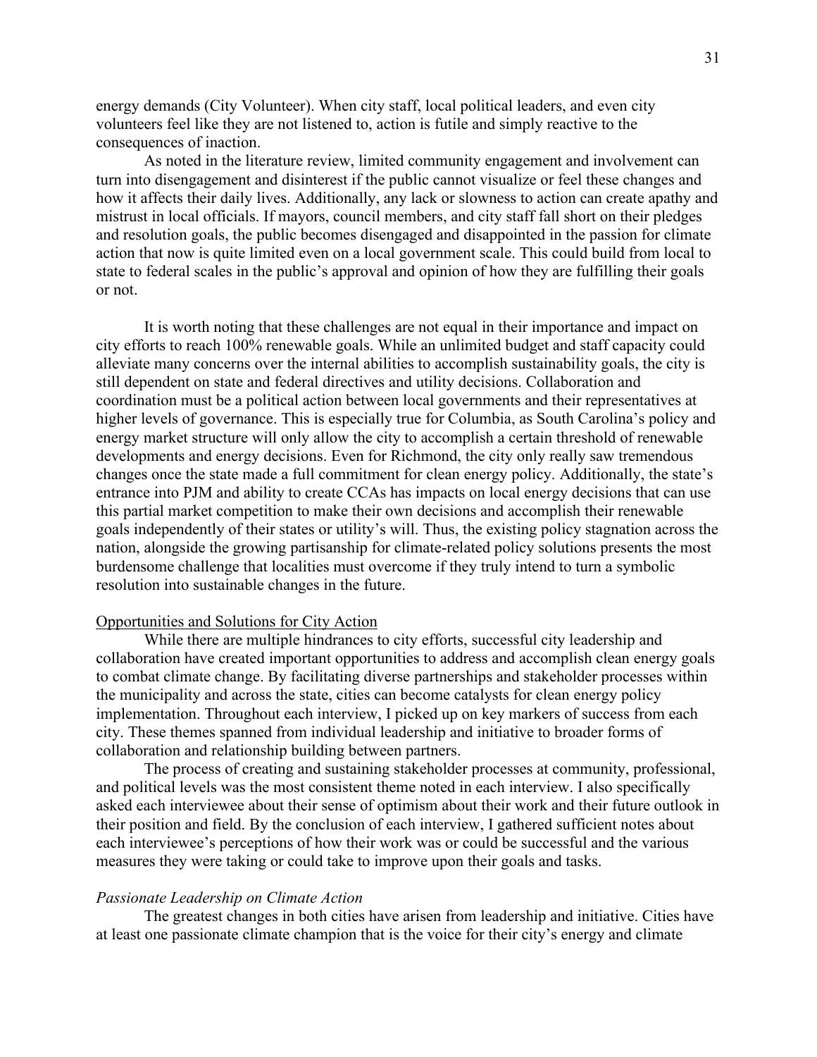energy demands (City Volunteer). When city staff, local political leaders, and even city volunteers feel like they are not listened to, action is futile and simply reactive to the consequences of inaction.

As noted in the literature review, limited community engagement and involvement can turn into disengagement and disinterest if the public cannot visualize or feel these changes and how it affects their daily lives. Additionally, any lack or slowness to action can create apathy and mistrust in local officials. If mayors, council members, and city staff fall short on their pledges and resolution goals, the public becomes disengaged and disappointed in the passion for climate action that now is quite limited even on a local government scale. This could build from local to state to federal scales in the public's approval and opinion of how they are fulfilling their goals or not.

It is worth noting that these challenges are not equal in their importance and impact on city efforts to reach 100% renewable goals. While an unlimited budget and staff capacity could alleviate many concerns over the internal abilities to accomplish sustainability goals, the city is still dependent on state and federal directives and utility decisions. Collaboration and coordination must be a political action between local governments and their representatives at higher levels of governance. This is especially true for Columbia, as South Carolina's policy and energy market structure will only allow the city to accomplish a certain threshold of renewable developments and energy decisions. Even for Richmond, the city only really saw tremendous changes once the state made a full commitment for clean energy policy. Additionally, the state's entrance into PJM and ability to create CCAs has impacts on local energy decisions that can use this partial market competition to make their own decisions and accomplish their renewable goals independently of their states or utility's will. Thus, the existing policy stagnation across the nation, alongside the growing partisanship for climate-related policy solutions presents the most burdensome challenge that localities must overcome if they truly intend to turn a symbolic resolution into sustainable changes in the future.

## Opportunities and Solutions for City Action

While there are multiple hindrances to city efforts, successful city leadership and collaboration have created important opportunities to address and accomplish clean energy goals to combat climate change. By facilitating diverse partnerships and stakeholder processes within the municipality and across the state, cities can become catalysts for clean energy policy implementation. Throughout each interview, I picked up on key markers of success from each city. These themes spanned from individual leadership and initiative to broader forms of collaboration and relationship building between partners.

The process of creating and sustaining stakeholder processes at community, professional, and political levels was the most consistent theme noted in each interview. I also specifically asked each interviewee about their sense of optimism about their work and their future outlook in their position and field. By the conclusion of each interview, I gathered sufficient notes about each interviewee's perceptions of how their work was or could be successful and the various measures they were taking or could take to improve upon their goals and tasks.

### *Passionate Leadership on Climate Action*

The greatest changes in both cities have arisen from leadership and initiative. Cities have at least one passionate climate champion that is the voice for their city's energy and climate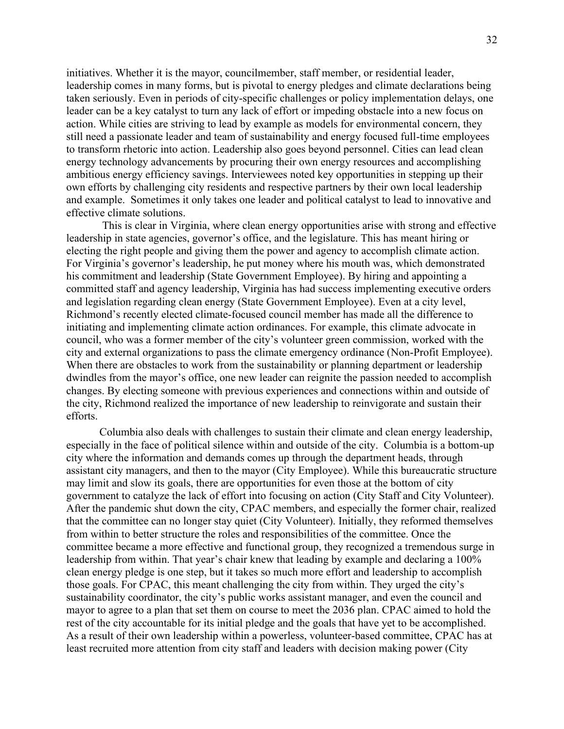initiatives. Whether it is the mayor, councilmember, staff member, or residential leader, leadership comes in many forms, but is pivotal to energy pledges and climate declarations being taken seriously. Even in periods of city-specific challenges or policy implementation delays, one leader can be a key catalyst to turn any lack of effort or impeding obstacle into a new focus on action. While cities are striving to lead by example as models for environmental concern, they still need a passionate leader and team of sustainability and energy focused full-time employees to transform rhetoric into action. Leadership also goes beyond personnel. Cities can lead clean energy technology advancements by procuring their own energy resources and accomplishing ambitious energy efficiency savings. Interviewees noted key opportunities in stepping up their own efforts by challenging city residents and respective partners by their own local leadership and example. Sometimes it only takes one leader and political catalyst to lead to innovative and effective climate solutions.

This is clear in Virginia, where clean energy opportunities arise with strong and effective leadership in state agencies, governor's office, and the legislature. This has meant hiring or electing the right people and giving them the power and agency to accomplish climate action. For Virginia's governor's leadership, he put money where his mouth was, which demonstrated his commitment and leadership (State Government Employee). By hiring and appointing a committed staff and agency leadership, Virginia has had success implementing executive orders and legislation regarding clean energy (State Government Employee). Even at a city level, Richmond's recently elected climate-focused council member has made all the difference to initiating and implementing climate action ordinances. For example, this climate advocate in council, who was a former member of the city's volunteer green commission, worked with the city and external organizations to pass the climate emergency ordinance (Non-Profit Employee). When there are obstacles to work from the sustainability or planning department or leadership dwindles from the mayor's office, one new leader can reignite the passion needed to accomplish changes. By electing someone with previous experiences and connections within and outside of the city, Richmond realized the importance of new leadership to reinvigorate and sustain their efforts.

Columbia also deals with challenges to sustain their climate and clean energy leadership, especially in the face of political silence within and outside of the city. Columbia is a bottom-up city where the information and demands comes up through the department heads, through assistant city managers, and then to the mayor (City Employee). While this bureaucratic structure may limit and slow its goals, there are opportunities for even those at the bottom of city government to catalyze the lack of effort into focusing on action (City Staff and City Volunteer). After the pandemic shut down the city, CPAC members, and especially the former chair, realized that the committee can no longer stay quiet (City Volunteer). Initially, they reformed themselves from within to better structure the roles and responsibilities of the committee. Once the committee became a more effective and functional group, they recognized a tremendous surge in leadership from within. That year's chair knew that leading by example and declaring a 100% clean energy pledge is one step, but it takes so much more effort and leadership to accomplish those goals. For CPAC, this meant challenging the city from within. They urged the city's sustainability coordinator, the city's public works assistant manager, and even the council and mayor to agree to a plan that set them on course to meet the 2036 plan. CPAC aimed to hold the rest of the city accountable for its initial pledge and the goals that have yet to be accomplished. As a result of their own leadership within a powerless, volunteer-based committee, CPAC has at least recruited more attention from city staff and leaders with decision making power (City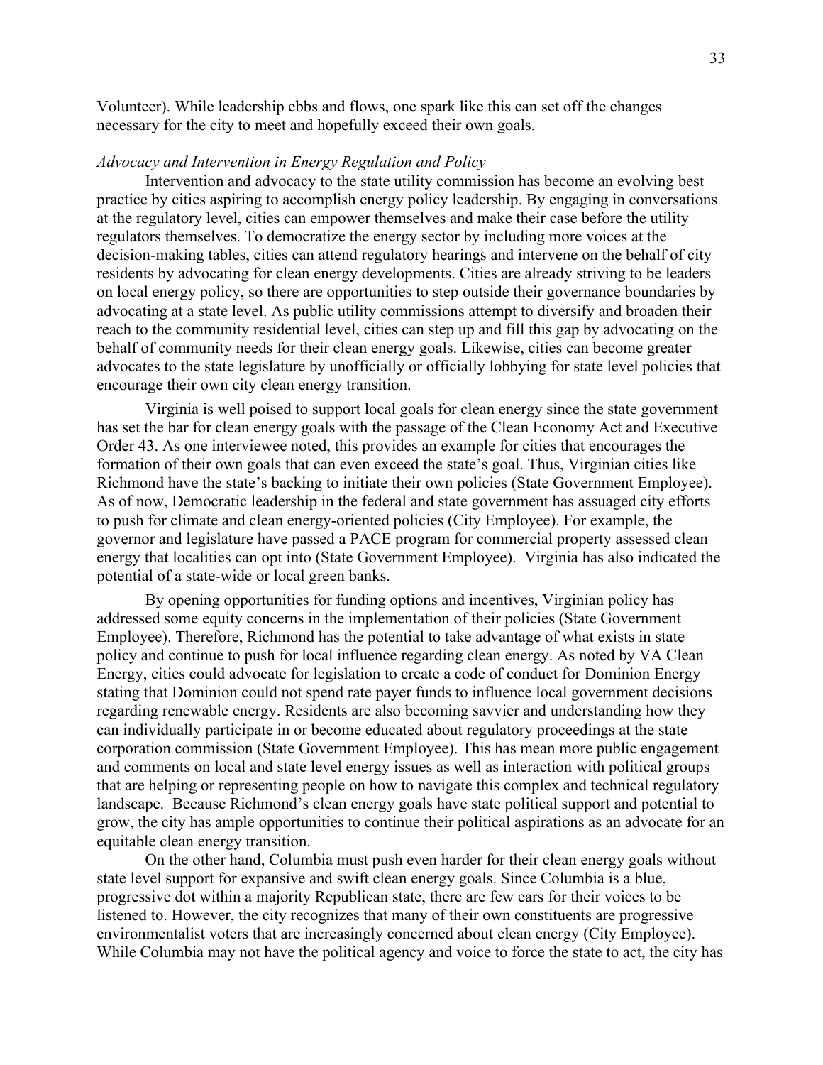Volunteer). While leadership ebbs and flows, one spark like this can set off the changes necessary for the city to meet and hopefully exceed their own goals.

*Advocacy and Intervention in Energy Regulation and Policy*

Intervention and advocacy to the state utility commission has become an evolving best practice by cities aspiring to accomplish energy policy leadership. By engaging in conversations at the regulatory level, cities can empower themselves and make their case before the utility regulators themselves. To democratize the energy sector by including more voices at the decision-making tables, cities can attend regulatory hearings and intervene on the behalf of city residents by advocating for clean energy developments. Cities are already striving to be leaders on local energy policy, so there are opportunities to step outside their governance boundaries by advocating at a state level. As public utility commissions attempt to diversify and broaden their reach to the community residential level, cities can step up and fill this gap by advocating on the behalf of community needs for their clean energy goals. Likewise, cities can become greater advocates to the state legislature by unofficially or officially lobbying for state level policies that encourage their own city clean energy transition.

Virginia is well poised to support local goals for clean energy since the state government has set the bar for clean energy goals with the passage of the Clean Economy Act and Executive Order 43. As one interviewee noted, this provides an example for cities that encourages the formation of their own goals that can even exceed the state's goal. Thus, Virginian cities like Richmond have the state's backing to initiate their own policies (State Government Employee). As of now, Democratic leadership in the federal and state government has assuaged city efforts to push for climate and clean energy-oriented policies (City Employee). For example, the governor and legislature have passed a PACE program for commercial property assessed clean energy that localities can opt into (State Government Employee). Virginia has also indicated the potential of a state-wide or local green banks.

By opening opportunities for funding options and incentives, Virginian policy has addressed some equity concerns in the implementation of their policies (State Government Employee). Therefore, Richmond has the potential to take advantage of what exists in state policy and continue to push for local influence regarding clean energy. As noted by VA Clean Energy, cities could advocate for legislation to create a code of conduct for Dominion Energy stating that Dominion could not spend rate payer funds to influence local government decisions regarding renewable energy. Residents are also becoming savvier and understanding how they can individually participate in or become educated about regulatory proceedings at the state corporation commission (State Government Employee). This has mean more public engagement and comments on local and state level energy issues as well as interaction with political groups that are helping or representing people on how to navigate this complex and technical regulatory landscape. Because Richmond's clean energy goals have state political support and potential to grow, the city has ample opportunities to continue their political aspirations as an advocate for an equitable clean energy transition.

On the other hand, Columbia must push even harder for their clean energy goals without state level support for expansive and swift clean energy goals. Since Columbia is a blue, progressive dot within a majority Republican state, there are few ears for their voices to be listened to. However, the city recognizes that many of their own constituents are progressive environmentalist voters that are increasingly concerned about clean energy (City Employee). While Columbia may not have the political agency and voice to force the state to act, the city has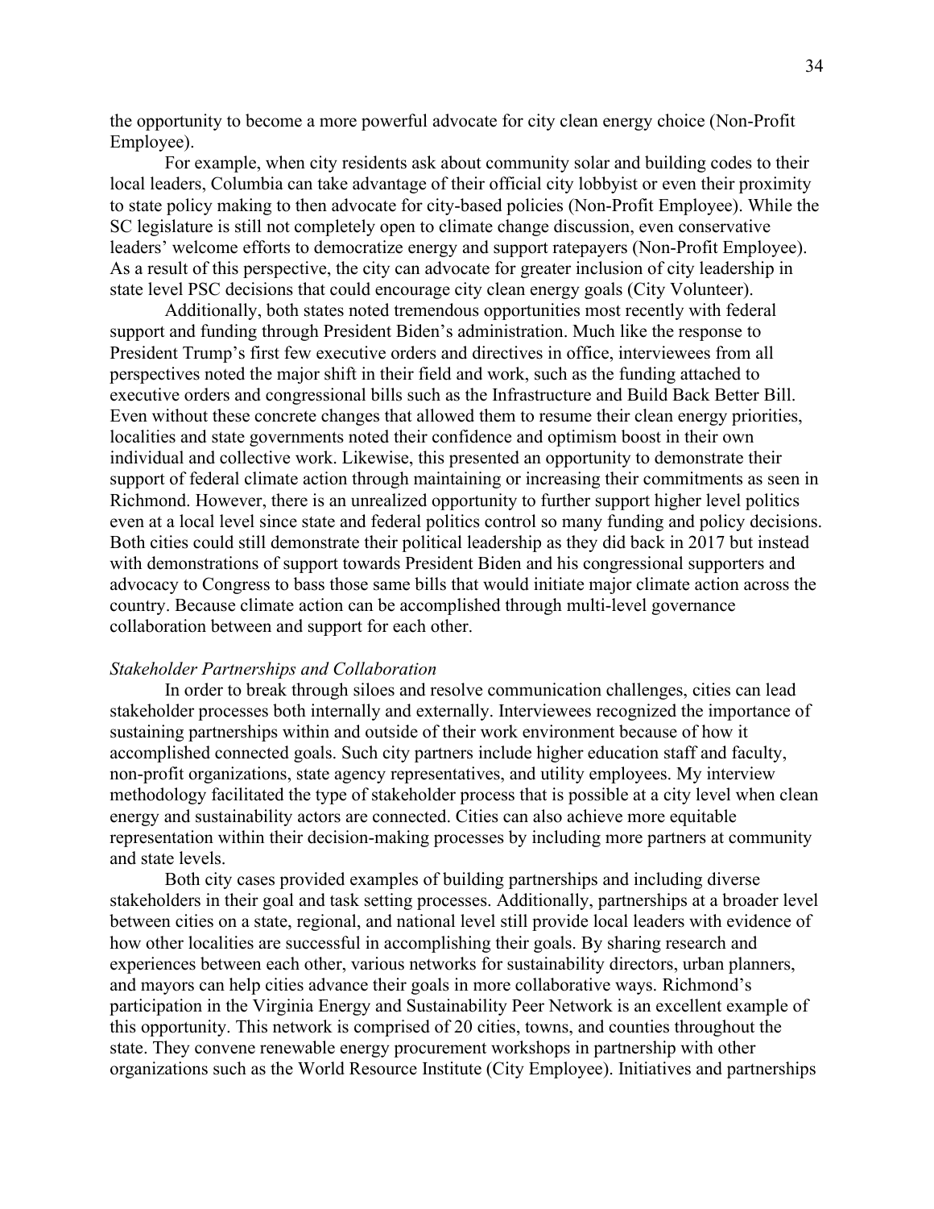the opportunity to become a more powerful advocate for city clean energy choice (Non-Profit Employee).

For example, when city residents ask about community solar and building codes to their local leaders, Columbia can take advantage of their official city lobbyist or even their proximity to state policy making to then advocate for city-based policies (Non-Profit Employee). While the SC legislature is still not completely open to climate change discussion, even conservative leaders' welcome efforts to democratize energy and support ratepayers (Non-Profit Employee). As a result of this perspective, the city can advocate for greater inclusion of city leadership in state level PSC decisions that could encourage city clean energy goals (City Volunteer).

Additionally, both states noted tremendous opportunities most recently with federal support and funding through President Biden's administration. Much like the response to President Trump's first few executive orders and directives in office, interviewees from all perspectives noted the major shift in their field and work, such as the funding attached to executive orders and congressional bills such as the Infrastructure and Build Back Better Bill. Even without these concrete changes that allowed them to resume their clean energy priorities, localities and state governments noted their confidence and optimism boost in their own individual and collective work. Likewise, this presented an opportunity to demonstrate their support of federal climate action through maintaining or increasing their commitments as seen in Richmond. However, there is an unrealized opportunity to further support higher level politics even at a local level since state and federal politics control so many funding and policy decisions. Both cities could still demonstrate their political leadership as they did back in 2017 but instead with demonstrations of support towards President Biden and his congressional supporters and advocacy to Congress to bass those same bills that would initiate major climate action across the country. Because climate action can be accomplished through multi-level governance collaboration between and support for each other.

*Stakeholder Partnerships and Collaboration*

In order to break through siloes and resolve communication challenges, cities can lead stakeholder processes both internally and externally. Interviewees recognized the importance of sustaining partnerships within and outside of their work environment because of how it accomplished connected goals. Such city partners include higher education staff and faculty, non-profit organizations, state agency representatives, and utility employees. My interview methodology facilitated the type of stakeholder process that is possible at a city level when clean energy and sustainability actors are connected. Cities can also achieve more equitable representation within their decision-making processes by including more partners at community and state levels.

Both city cases provided examples of building partnerships and including diverse stakeholders in their goal and task setting processes. Additionally, partnerships at a broader level between cities on a state, regional, and national level still provide local leaders with evidence of how other localities are successful in accomplishing their goals. By sharing research and experiences between each other, various networks for sustainability directors, urban planners, and mayors can help cities advance their goals in more collaborative ways. Richmond's participation in the Virginia Energy and Sustainability Peer Network is an excellent example of this opportunity. This network is comprised of 20 cities, towns, and counties throughout the state. They convene renewable energy procurement workshops in partnership with other organizations such as the World Resource Institute (City Employee). Initiatives and partnerships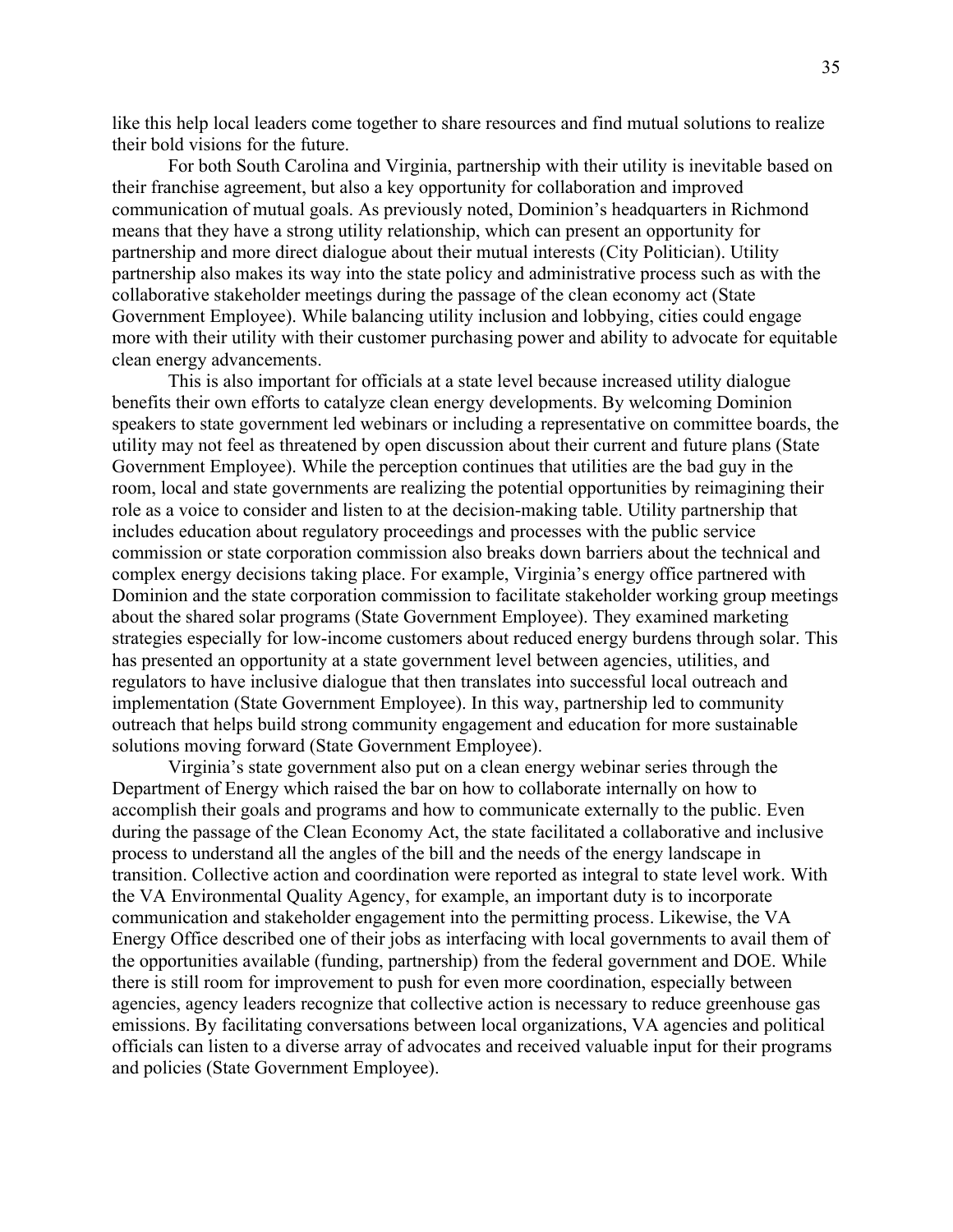like this help local leaders come together to share resources and find mutual solutions to realize their bold visions for the future.

For both South Carolina and Virginia, partnership with their utility is inevitable based on their franchise agreement, but also a key opportunity for collaboration and improved communication of mutual goals. As previously noted, Dominion's headquarters in Richmond means that they have a strong utility relationship, which can present an opportunity for partnership and more direct dialogue about their mutual interests (City Politician). Utility partnership also makes its way into the state policy and administrative process such as with the collaborative stakeholder meetings during the passage of the clean economy act (State Government Employee). While balancing utility inclusion and lobbying, cities could engage more with their utility with their customer purchasing power and ability to advocate for equitable clean energy advancements.

This is also important for officials at a state level because increased utility dialogue benefits their own efforts to catalyze clean energy developments. By welcoming Dominion speakers to state government led webinars or including a representative on committee boards, the utility may not feel as threatened by open discussion about their current and future plans (State Government Employee). While the perception continues that utilities are the bad guy in the room, local and state governments are realizing the potential opportunities by reimagining their role as a voice to consider and listen to at the decision-making table. Utility partnership that includes education about regulatory proceedings and processes with the public service commission or state corporation commission also breaks down barriers about the technical and complex energy decisions taking place. For example, Virginia's energy office partnered with Dominion and the state corporation commission to facilitate stakeholder working group meetings about the shared solar programs (State Government Employee). They examined marketing strategies especially for low-income customers about reduced energy burdens through solar. This has presented an opportunity at a state government level between agencies, utilities, and regulators to have inclusive dialogue that then translates into successful local outreach and implementation (State Government Employee). In this way, partnership led to community outreach that helps build strong community engagement and education for more sustainable solutions moving forward (State Government Employee).

Virginia's state government also put on a clean energy webinar series through the Department of Energy which raised the bar on how to collaborate internally on how to accomplish their goals and programs and how to communicate externally to the public. Even during the passage of the Clean Economy Act, the state facilitated a collaborative and inclusive process to understand all the angles of the bill and the needs of the energy landscape in transition. Collective action and coordination were reported as integral to state level work. With the VA Environmental Quality Agency, for example, an important duty is to incorporate communication and stakeholder engagement into the permitting process. Likewise, the VA Energy Office described one of their jobs as interfacing with local governments to avail them of the opportunities available (funding, partnership) from the federal government and DOE. While there is still room for improvement to push for even more coordination, especially between agencies, agency leaders recognize that collective action is necessary to reduce greenhouse gas emissions. By facilitating conversations between local organizations, VA agencies and political officials can listen to a diverse array of advocates and received valuable input for their programs and policies (State Government Employee).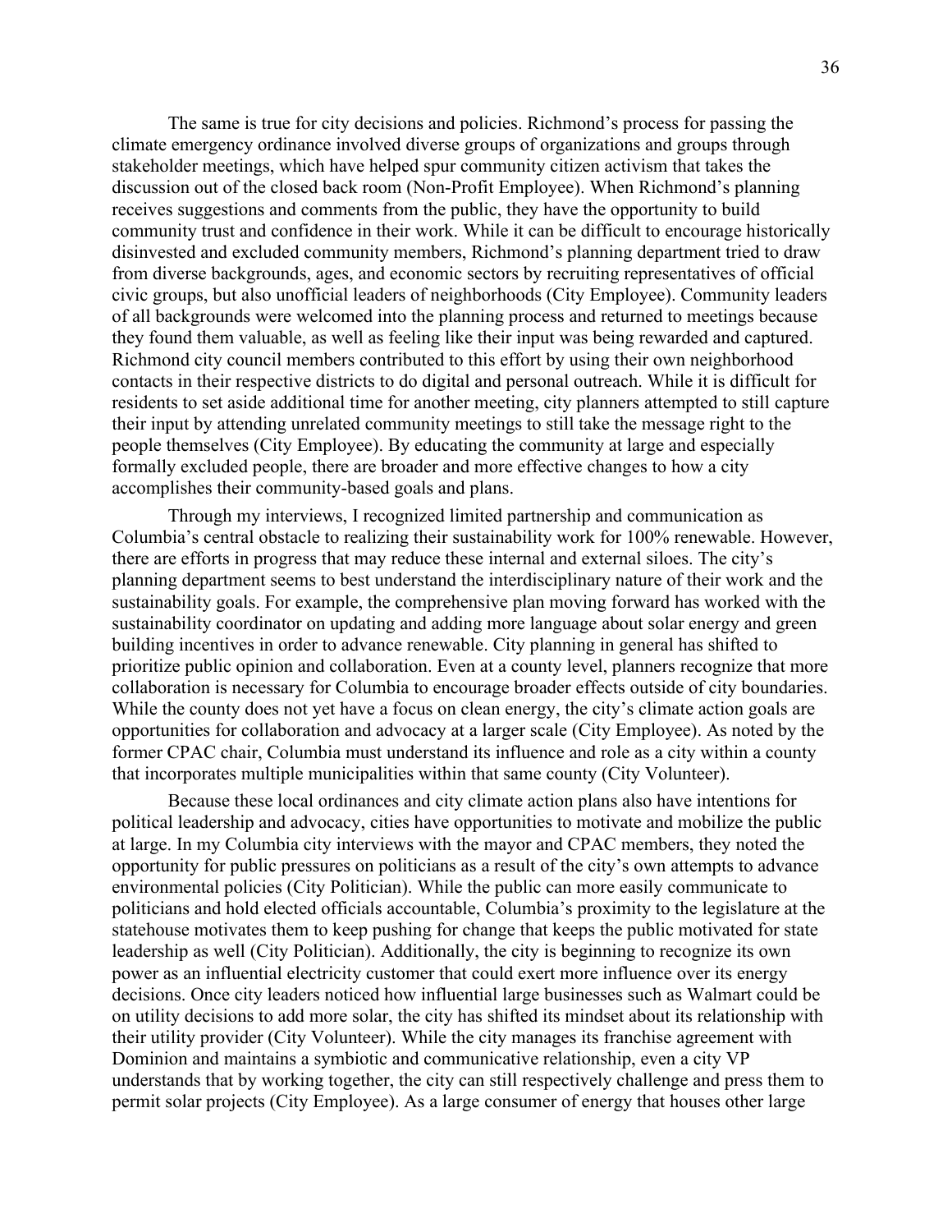The same is true for city decisions and policies. Richmond's process for passing the climate emergency ordinance involved diverse groups of organizations and groups through stakeholder meetings, which have helped spur community citizen activism that takes the discussion out of the closed back room (Non-Profit Employee). When Richmond's planning receives suggestions and comments from the public, they have the opportunity to build community trust and confidence in their work. While it can be difficult to encourage historically disinvested and excluded community members, Richmond's planning department tried to draw from diverse backgrounds, ages, and economic sectors by recruiting representatives of official civic groups, but also unofficial leaders of neighborhoods (City Employee). Community leaders of all backgrounds were welcomed into the planning process and returned to meetings because they found them valuable, as well as feeling like their input was being rewarded and captured. Richmond city council members contributed to this effort by using their own neighborhood contacts in their respective districts to do digital and personal outreach. While it is difficult for residents to set aside additional time for another meeting, city planners attempted to still capture their input by attending unrelated community meetings to still take the message right to the people themselves (City Employee). By educating the community at large and especially formally excluded people, there are broader and more effective changes to how a city accomplishes their community-based goals and plans.

Through my interviews, I recognized limited partnership and communication as Columbia's central obstacle to realizing their sustainability work for 100% renewable. However, there are efforts in progress that may reduce these internal and external siloes. The city's planning department seems to best understand the interdisciplinary nature of their work and the sustainability goals. For example, the comprehensive plan moving forward has worked with the sustainability coordinator on updating and adding more language about solar energy and green building incentives in order to advance renewable. City planning in general has shifted to prioritize public opinion and collaboration. Even at a county level, planners recognize that more collaboration is necessary for Columbia to encourage broader effects outside of city boundaries. While the county does not yet have a focus on clean energy, the city's climate action goals are opportunities for collaboration and advocacy at a larger scale (City Employee). As noted by the former CPAC chair, Columbia must understand its influence and role as a city within a county that incorporates multiple municipalities within that same county (City Volunteer).

Because these local ordinances and city climate action plans also have intentions for political leadership and advocacy, cities have opportunities to motivate and mobilize the public at large. In my Columbia city interviews with the mayor and CPAC members, they noted the opportunity for public pressures on politicians as a result of the city's own attempts to advance environmental policies (City Politician). While the public can more easily communicate to politicians and hold elected officials accountable, Columbia's proximity to the legislature at the statehouse motivates them to keep pushing for change that keeps the public motivated for state leadership as well (City Politician). Additionally, the city is beginning to recognize its own power as an influential electricity customer that could exert more influence over its energy decisions. Once city leaders noticed how influential large businesses such as Walmart could be on utility decisions to add more solar, the city has shifted its mindset about its relationship with their utility provider (City Volunteer). While the city manages its franchise agreement with Dominion and maintains a symbiotic and communicative relationship, even a city VP understands that by working together, the city can still respectively challenge and press them to permit solar projects (City Employee). As a large consumer of energy that houses other large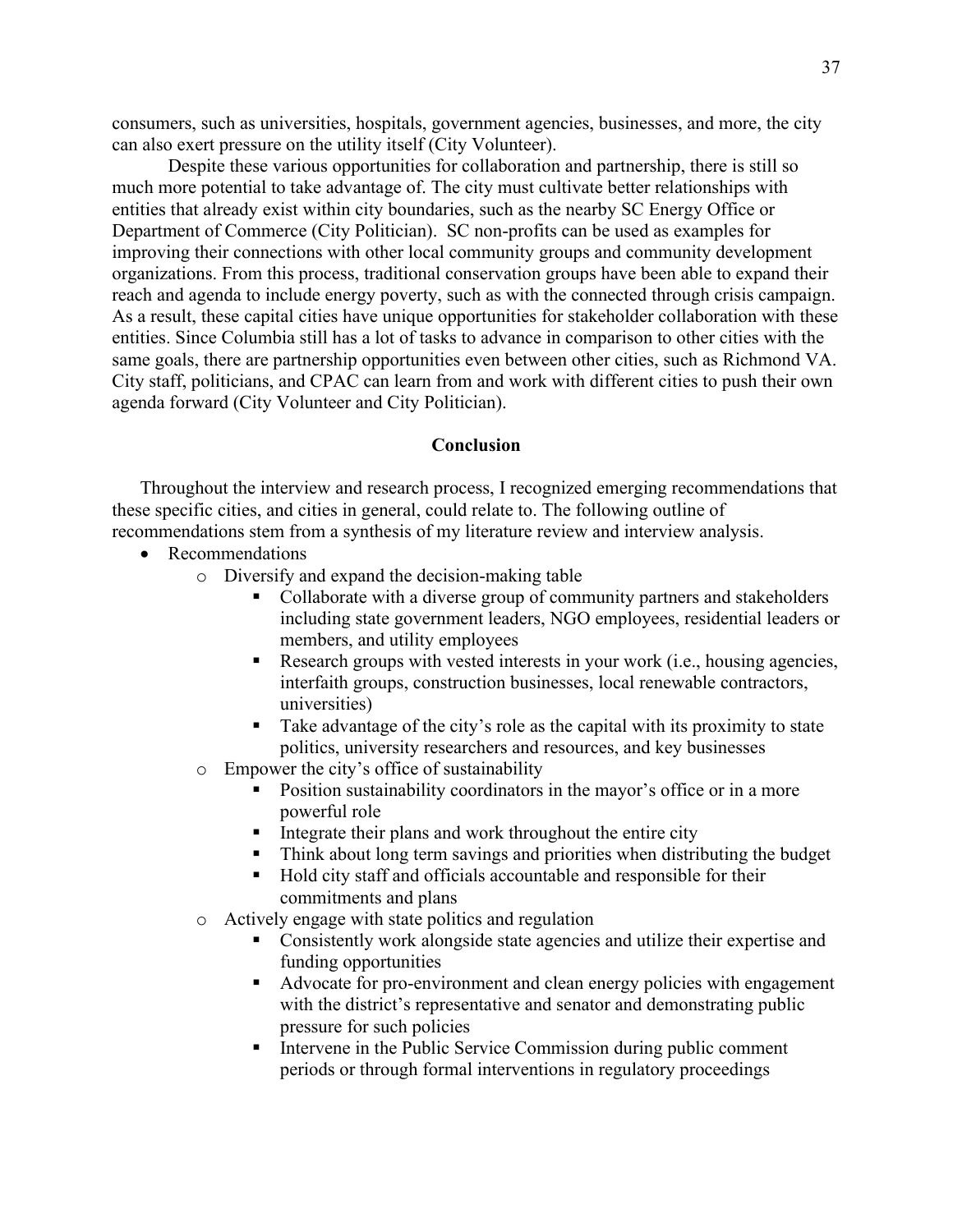consumers, such as universities, hospitals, government agencies, businesses, and more, the city can also exert pressure on the utility itself (City Volunteer).

Despite these various opportunities for collaboration and partnership, there is still so much more potential to take advantage of. The city must cultivate better relationships with entities that already exist within city boundaries, such as the nearby SC Energy Office or Department of Commerce (City Politician). SC non-profits can be used as examples for improving their connections with other local community groups and community development organizations. From this process, traditional conservation groups have been able to expand their reach and agenda to include energy poverty, such as with the connected through crisis campaign. As a result, these capital cities have unique opportunities for stakeholder collaboration with these entities. Since Columbia still has a lot of tasks to advance in comparison to other cities with the same goals, there are partnership opportunities even between other cities, such as Richmond VA. City staff, politicians, and CPAC can learn from and work with different cities to push their own agenda forward (City Volunteer and City Politician).

## Conclusion

Throughout the interview and research process, I recognized emerging recommendations that these specific cities, and cities in general, could relate to. The following outline of recommendations stem from a synthesis of my literature review and interview analysis.

- Recommendations
  - Diversify and expand the decision-making table
    - Collaborate with a diverse group of community partners and stakeholders including state government leaders, NGO employees, residential leaders or members, and utility employees
    - Research groups with vested interests in your work (i.e., housing agencies, interfaith groups, construction businesses, local renewable contractors, universities)
    - Take advantage of the city's role as the capital with its proximity to state politics, university researchers and resources, and key businesses
  - Empower the city's office of sustainability
    - Position sustainability coordinators in the mayor's office or in a more powerful role
    - Integrate their plans and work throughout the entire city
    - Think about long term savings and priorities when distributing the budget
    - Hold city staff and officials accountable and responsible for their commitments and plans
  - Actively engage with state politics and regulation
    - Consistently work alongside state agencies and utilize their expertise and funding opportunities
    - Advocate for pro-environment and clean energy policies with engagement with the district's representative and senator and demonstrating public pressure for such policies
    - Intervene in the Public Service Commission during public comment periods or through formal interventions in regulatory proceedings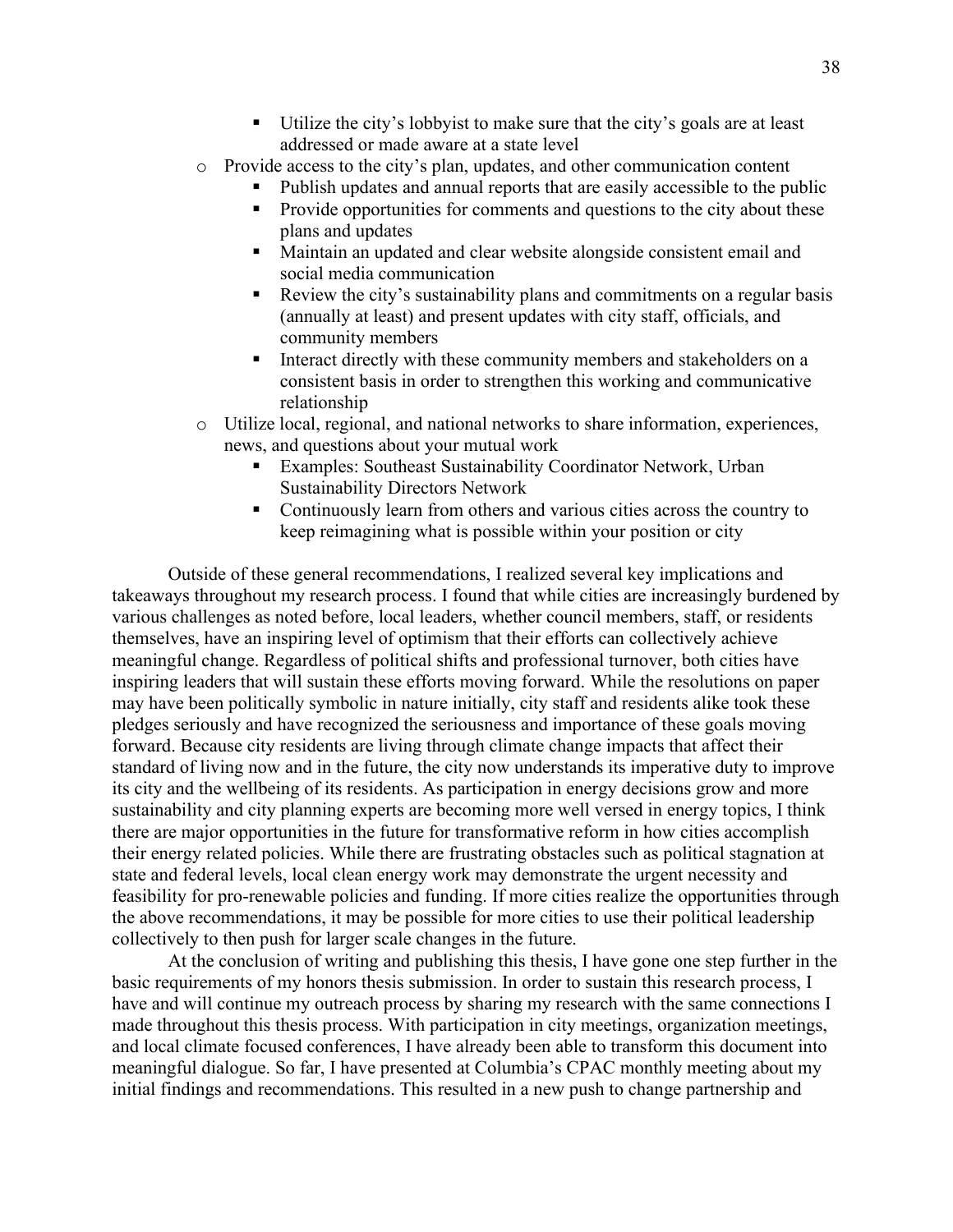- Utilize the city's lobbyist to make sure that the city's goals are at least addressed or made aware at a state level
    - Provide access to the city's plan, updates, and other communication content
        - Publish updates and annual reports that are easily accessible to the public
        - Provide opportunities for comments and questions to the city about these plans and updates
        - Maintain an updated and clear website alongside consistent email and social media communication
        - Review the city's sustainability plans and commitments on a regular basis (annually at least) and present updates with city staff, officials, and community members
        - Interact directly with these community members and stakeholders on a consistent basis in order to strengthen this working and communicative relationship
    - Utilize local, regional, and national networks to share information, experiences, news, and questions about your mutual work
        - Examples: Southeast Sustainability Coordinator Network, Urban Sustainability Directors Network
        - Continuously learn from others and various cities across the country to keep reimagining what is possible within your position or city

Outside of these general recommendations, I realized several key implications and takeaways throughout my research process. I found that while cities are increasingly burdened by various challenges as noted before, local leaders, whether council members, staff, or residents themselves, have an inspiring level of optimism that their efforts can collectively achieve meaningful change. Regardless of political shifts and professional turnover, both cities have inspiring leaders that will sustain these efforts moving forward. While the resolutions on paper may have been politically symbolic in nature initially, city staff and residents alike took these pledges seriously and have recognized the seriousness and importance of these goals moving forward. Because city residents are living through climate change impacts that affect their standard of living now and in the future, the city now understands its imperative duty to improve its city and the wellbeing of its residents. As participation in energy decisions grow and more sustainability and city planning experts are becoming more well versed in energy topics, I think there are major opportunities in the future for transformative reform in how cities accomplish their energy related policies. While there are frustrating obstacles such as political stagnation at state and federal levels, local clean energy work may demonstrate the urgent necessity and feasibility for pro-renewable policies and funding. If more cities realize the opportunities through the above recommendations, it may be possible for more cities to use their political leadership collectively to then push for larger scale changes in the future.

At the conclusion of writing and publishing this thesis, I have gone one step further in the basic requirements of my honors thesis submission. In order to sustain this research process, I have and will continue my outreach process by sharing my research with the same connections I made throughout this thesis process. With participation in city meetings, organization meetings, and local climate focused conferences, I have already been able to transform this document into meaningful dialogue. So far, I have presented at Columbia's CPAC monthly meeting about my initial findings and recommendations. This resulted in a new push to change partnership and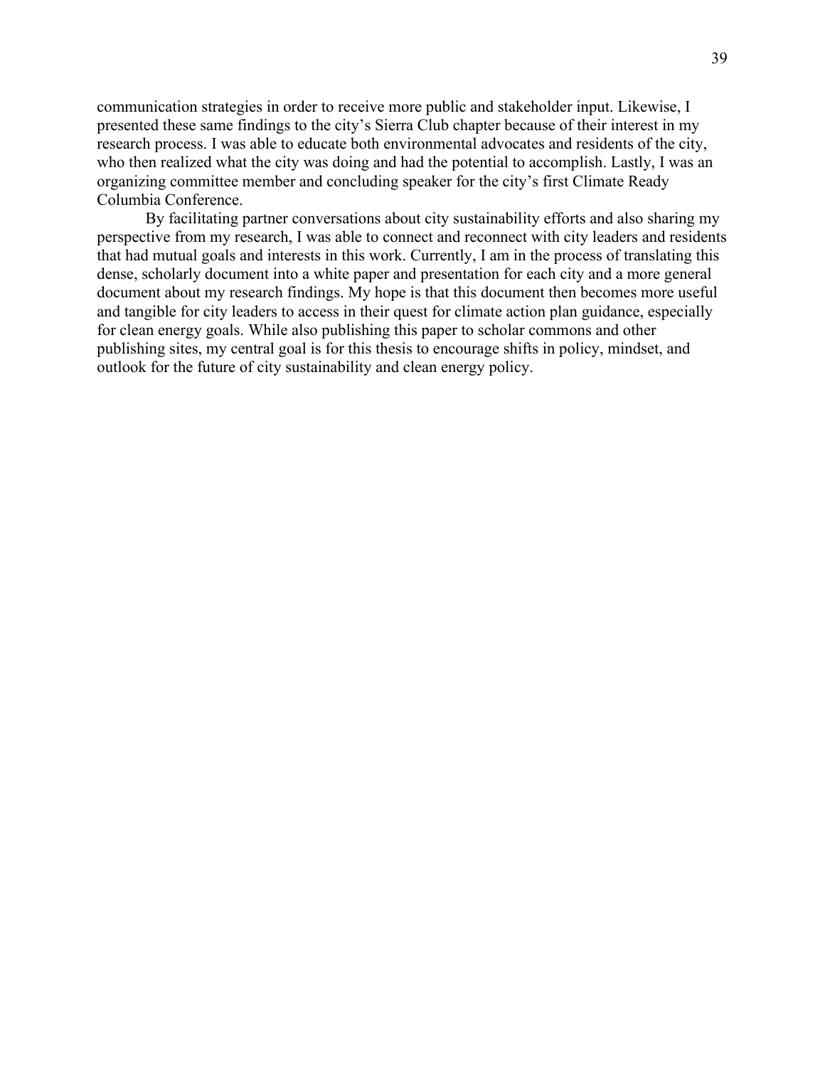communication strategies in order to receive more public and stakeholder input. Likewise, I presented these same findings to the city's Sierra Club chapter because of their interest in my research process. I was able to educate both environmental advocates and residents of the city, who then realized what the city was doing and had the potential to accomplish. Lastly, I was an organizing committee member and concluding speaker for the city's first Climate Ready Columbia Conference.

By facilitating partner conversations about city sustainability efforts and also sharing my perspective from my research, I was able to connect and reconnect with city leaders and residents that had mutual goals and interests in this work. Currently, I am in the process of translating this dense, scholarly document into a white paper and presentation for each city and a more general document about my research findings. My hope is that this document then becomes more useful and tangible for city leaders to access in their quest for climate action plan guidance, especially for clean energy goals. While also publishing this paper to scholar commons and other publishing sites, my central goal is for this thesis to encourage shifts in policy, mindset, and outlook for the future of city sustainability and clean energy policy.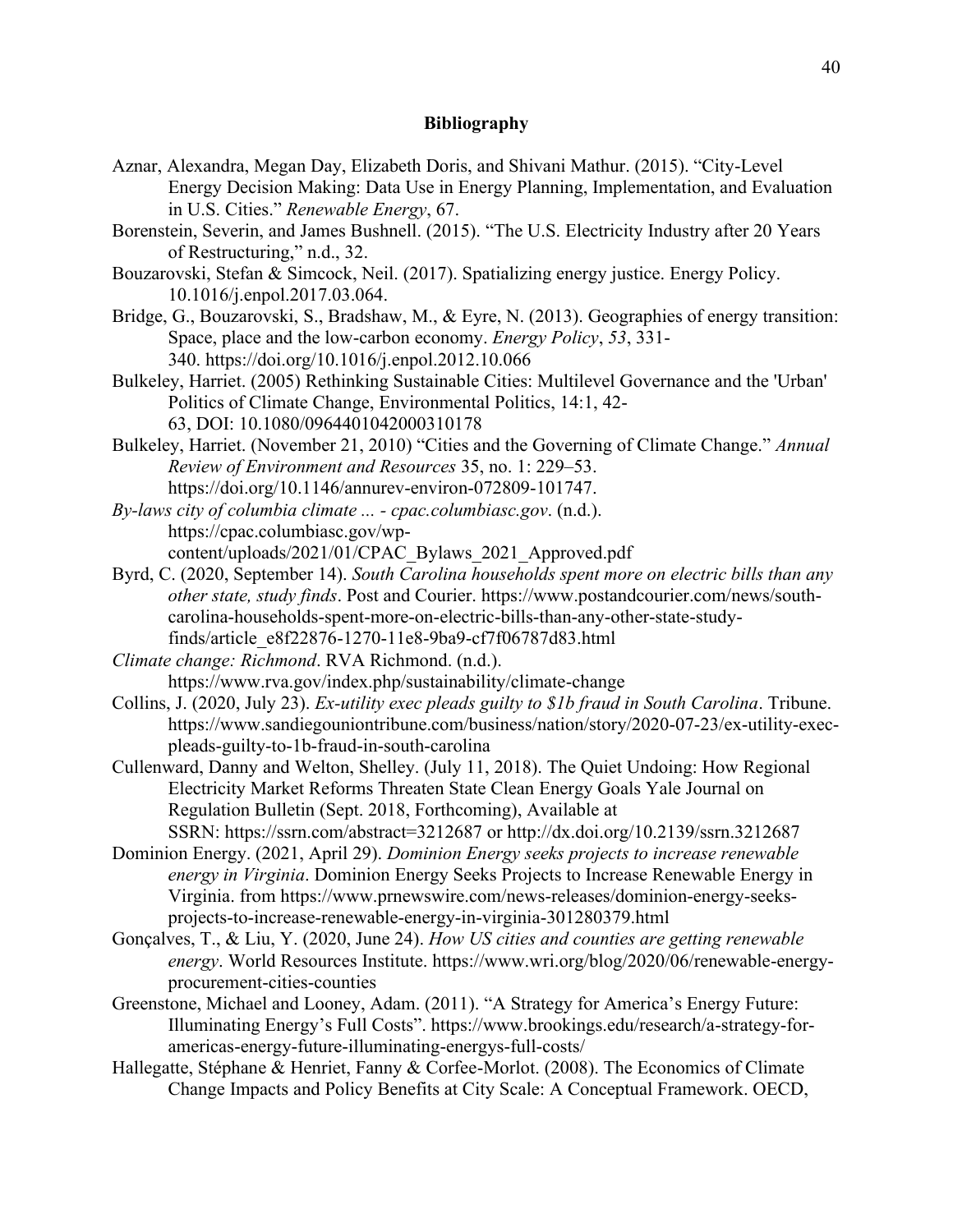**Bibliography**

Aznar, Alexandra, Megan Day, Elizabeth Doris, and Shivani Mathur. (2015). "City-Level Energy Decision Making: Data Use in Energy Planning, Implementation, and Evaluation in U.S. Cities." *Renewable Energy*, 67.

Borenstein, Severin, and James Bushnell. (2015). "The U.S. Electricity Industry after 20 Years of Restructuring," n.d., 32.

Bouzarovski, Stefan & Simcock, Neil. (2017). Spatializing energy justice. Energy Policy. 10.1016/j.enpol.2017.03.064.

Bridge, G., Bouzarovski, S., Bradshaw, M., & Eyre, N. (2013). Geographies of energy transition: Space, place and the low-carbon economy. *Energy Policy*, *53*, 331-340. https://doi.org/10.1016/j.enpol.2012.10.066

Bulkeley, Harriet. (2005) Rethinking Sustainable Cities: Multilevel Governance and the 'Urban' Politics of Climate Change, Environmental Politics, 14:1, 42-63, DOI: 10.1080/0964401042000310178

Bulkeley, Harriet. (November 21, 2010) "Cities and the Governing of Climate Change." *Annual Review of Environment and Resources* 35, no. 1: 229–53. https://doi.org/10.1146/annurev-environ-072809-101747.

*By-laws city of columbia climate ... - cpac.columbiasc.gov*. (n.d.). https://cpac.columbiasc.gov/wp-content/uploads/2021/01/CPAC_Bylaws_2021_Approved.pdf

Byrd, C. (2020, September 14). *South Carolina households spent more on electric bills than any other state, study finds*. Post and Courier. https://www.postandcourier.com/news/south-carolina-households-spent-more-on-electric-bills-than-any-other-state-study-finds/article_e8f22876-1270-11e8-9ba9-cf7f06787d83.html

*Climate change: Richmond*. RVA Richmond. (n.d.). https://www.rva.gov/index.php/sustainability/climate-change

Collins, J. (2020, July 23). *Ex-utility exec pleads guilty to $1b fraud in South Carolina*. Tribune. https://www.sandiegouniontribune.com/business/nation/story/2020-07-23/ex-utility-exec-pleads-guilty-to-1b-fraud-in-south-carolina

Cullenward, Danny and Welton, Shelley. (July 11, 2018). The Quiet Undoing: How Regional Electricity Market Reforms Threaten State Clean Energy Goals Yale Journal on Regulation Bulletin (Sept. 2018, Forthcoming), Available at SSRN: https://ssrn.com/abstract=3212687 or http://dx.doi.org/10.2139/ssrn.3212687

Dominion Energy. (2021, April 29). *Dominion Energy seeks projects to increase renewable energy in Virginia*. Dominion Energy Seeks Projects to Increase Renewable Energy in Virginia. from https://www.prnewswire.com/news-releases/dominion-energy-seeks-projects-to-increase-renewable-energy-in-virginia-301280379.html

Gonçalves, T., & Liu, Y. (2020, June 24). *How US cities and counties are getting renewable energy*. World Resources Institute. https://www.wri.org/blog/2020/06/renewable-energy-procurement-cities-counties

Greenstone, Michael and Looney, Adam. (2011). "A Strategy for America's Energy Future: Illuminating Energy's Full Costs". https://www.brookings.edu/research/a-strategy-for-americas-energy-future-illuminating-energys-full-costs/

Hallegatte, Stéphane & Henriet, Fanny & Corfee-Morlot. (2008). The Economics of Climate Change Impacts and Policy Benefits at City Scale: A Conceptual Framework. OECD,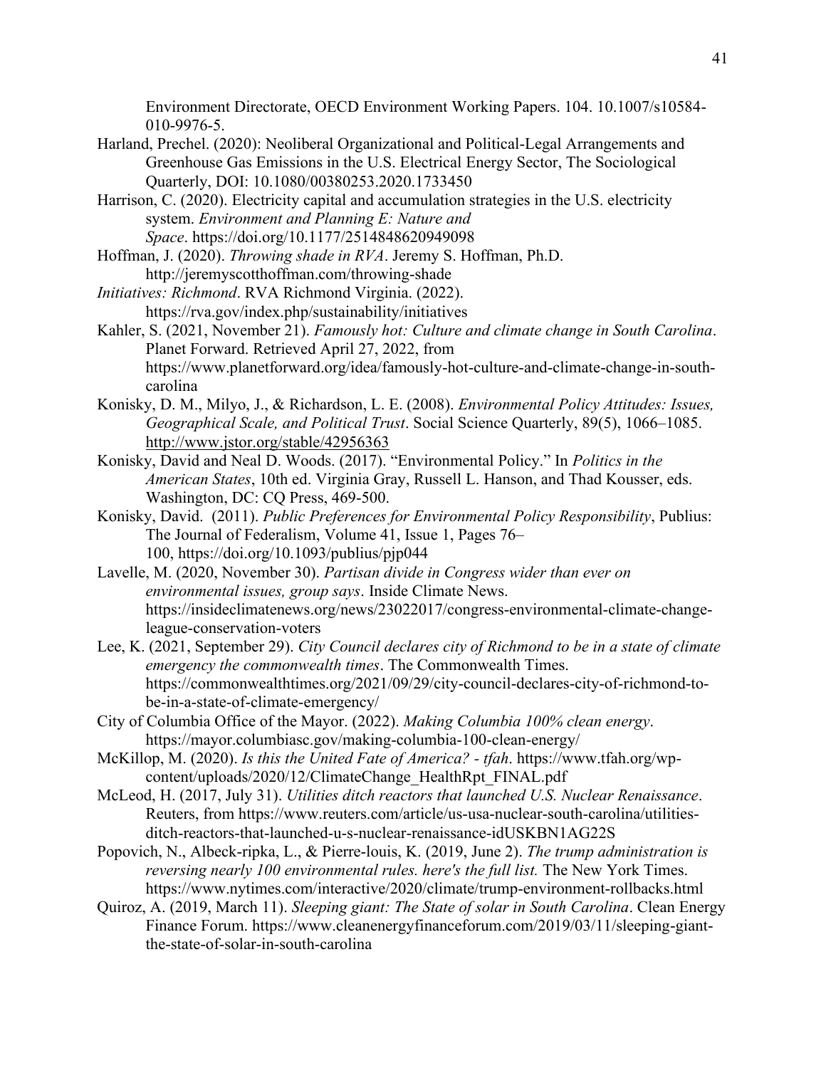Environment Directorate, OECD Environment Working Papers. 104. 10.1007/s10584-010-9976-5.

Harland, Prechel. (2020): Neoliberal Organizational and Political-Legal Arrangements and Greenhouse Gas Emissions in the U.S. Electrical Energy Sector, The Sociological Quarterly, DOI: 10.1080/00380253.2020.1733450

Harrison, C. (2020). Electricity capital and accumulation strategies in the U.S. electricity system. *Environment and Planning E: Nature and Space*. https://doi.org/10.1177/2514848620949098

Hoffman, J. (2020). *Throwing shade in RVA*. Jeremy S. Hoffman, Ph.D. http://jeremyscotthoffman.com/throwing-shade

*Initiatives: Richmond*. RVA Richmond Virginia. (2022). https://rva.gov/index.php/sustainability/initiatives

Kahler, S. (2021, November 21). *Famously hot: Culture and climate change in South Carolina*. Planet Forward. Retrieved April 27, 2022, from https://www.planetforward.org/idea/famously-hot-culture-and-climate-change-in-south-carolina

Konisky, D. M., Milyo, J., & Richardson, L. E. (2008). *Environmental Policy Attitudes: Issues, Geographical Scale, and Political Trust*. Social Science Quarterly, 89(5), 1066–1085. http://www.jstor.org/stable/42956363

Konisky, David and Neal D. Woods. (2017). "Environmental Policy." In *Politics in the American States*, 10th ed. Virginia Gray, Russell L. Hanson, and Thad Kousser, eds. Washington, DC: CQ Press, 469-500.

Konisky, David. (2011). *Public Preferences for Environmental Policy Responsibility*, Publius: The Journal of Federalism, Volume 41, Issue 1, Pages 76–100, https://doi.org/10.1093/publius/pjp044

Lavelle, M. (2020, November 30). *Partisan divide in Congress wider than ever on environmental issues, group says*. Inside Climate News. https://insideclimatenews.org/news/23022017/congress-environmental-climate-change-league-conservation-voters

Lee, K. (2021, September 29). *City Council declares city of Richmond to be in a state of climate emergency the commonwealth times*. The Commonwealth Times. https://commonwealthtimes.org/2021/09/29/city-council-declares-city-of-richmond-to-be-in-a-state-of-climate-emergency/

City of Columbia Office of the Mayor. (2022). *Making Columbia 100% clean energy*. https://mayor.columbiasc.gov/making-columbia-100-clean-energy/

McKillop, M. (2020). *Is this the United Fate of America? - tfah*. https://www.tfah.org/wp-content/uploads/2020/12/ClimateChange_HealthRpt_FINAL.pdf

McLeod, H. (2017, July 31). *Utilities ditch reactors that launched U.S. Nuclear Renaissance*. Reuters, from https://www.reuters.com/article/us-usa-nuclear-south-carolina/utilities-ditch-reactors-that-launched-u-s-nuclear-renaissance-idUSKBN1AG22S

Popovich, N., Albeck-ripka, L., & Pierre-louis, K. (2019, June 2). *The trump administration is reversing nearly 100 environmental rules. here's the full list.* The New York Times. https://www.nytimes.com/interactive/2020/climate/trump-environment-rollbacks.html

Quiroz, A. (2019, March 11). *Sleeping giant: The State of solar in South Carolina*. Clean Energy Finance Forum. https://www.cleanenergyfinanceforum.com/2019/03/11/sleeping-giant-the-state-of-solar-in-south-carolina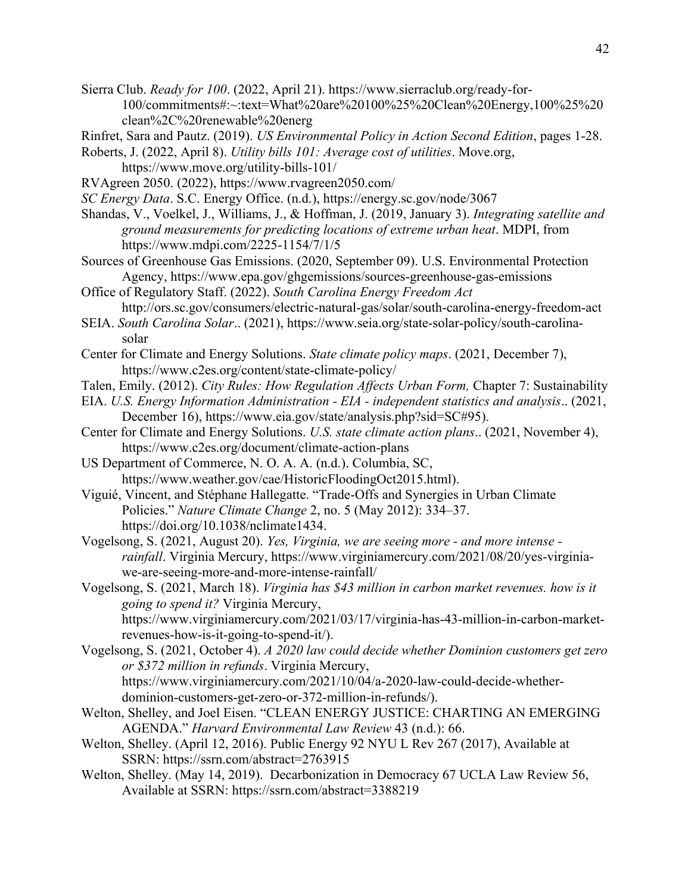Sierra Club. *Ready for 100*. (2022, April 21). https://www.sierraclub.org/ready-for-100/commitments#:~:text=What%20are%20100%25%20Clean%20Energy,100%25%20clean%2C%20renewable%20energ

Rinfret, Sara and Pautz. (2019). *US Environmental Policy in Action Second Edition*, pages 1-28.

Roberts, J. (2022, April 8). *Utility bills 101: Average cost of utilities*. Move.org, https://www.move.org/utility-bills-101/

RVAgreen 2050. (2022), https://www.rvagreen2050.com/

*SC Energy Data*. S.C. Energy Office. (n.d.), https://energy.sc.gov/node/3067

Shandas, V., Voelkel, J., Williams, J., & Hoffman, J. (2019, January 3). *Integrating satellite and ground measurements for predicting locations of extreme urban heat*. MDPI, from https://www.mdpi.com/2225-1154/7/1/5

Sources of Greenhouse Gas Emissions. (2020, September 09). U.S. Environmental Protection Agency, https://www.epa.gov/ghgemissions/sources-greenhouse-gas-emissions

Office of Regulatory Staff. (2022). *South Carolina Energy Freedom Act* http://ors.sc.gov/consumers/electric-natural-gas/solar/south-carolina-energy-freedom-act

SEIA. *South Carolina Solar*.. (2021), https://www.seia.org/state-solar-policy/south-carolina-solar

Center for Climate and Energy Solutions. *State climate policy maps*. (2021, December 7), https://www.c2es.org/content/state-climate-policy/

Talen, Emily. (2012). *City Rules: How Regulation Affects Urban Form,* Chapter 7: Sustainability

EIA. *U.S. Energy Information Administration - EIA - independent statistics and analysis*.. (2021, December 16), https://www.eia.gov/state/analysis.php?sid=SC#95).

Center for Climate and Energy Solutions. *U.S. state climate action plans*.. (2021, November 4), https://www.c2es.org/document/climate-action-plans

US Department of Commerce, N. O. A. A. (n.d.). Columbia, SC, https://www.weather.gov/cae/HistoricFloodingOct2015.html).

Viguié, Vincent, and Stéphane Hallegatte. "Trade-Offs and Synergies in Urban Climate Policies." *Nature Climate Change* 2, no. 5 (May 2012): 334–37. https://doi.org/10.1038/nclimate1434.

Vogelsong, S. (2021, August 20). *Yes, Virginia, we are seeing more - and more intense - rainfall*. Virginia Mercury, https://www.virginiamercury.com/2021/08/20/yes-virginia-we-are-seeing-more-and-more-intense-rainfall/

Vogelsong, S. (2021, March 18). *Virginia has $43 million in carbon market revenues. how is it going to spend it?* Virginia Mercury, https://www.virginiamercury.com/2021/03/17/virginia-has-43-million-in-carbon-market-revenues-how-is-it-going-to-spend-it/).

Vogelsong, S. (2021, October 4). *A 2020 law could decide whether Dominion customers get zero or $372 million in refunds*. Virginia Mercury, https://www.virginiamercury.com/2021/10/04/a-2020-law-could-decide-whether-dominion-customers-get-zero-or-372-million-in-refunds/).

Welton, Shelley, and Joel Eisen. "CLEAN ENERGY JUSTICE: CHARTING AN EMERGING AGENDA." *Harvard Environmental Law Review* 43 (n.d.): 66.

Welton, Shelley. (April 12, 2016). Public Energy 92 NYU L Rev 267 (2017), Available at SSRN: https://ssrn.com/abstract=2763915

Welton, Shelley. (May 14, 2019). Decarbonization in Democracy 67 UCLA Law Review 56, Available at SSRN: https://ssrn.com/abstract=3388219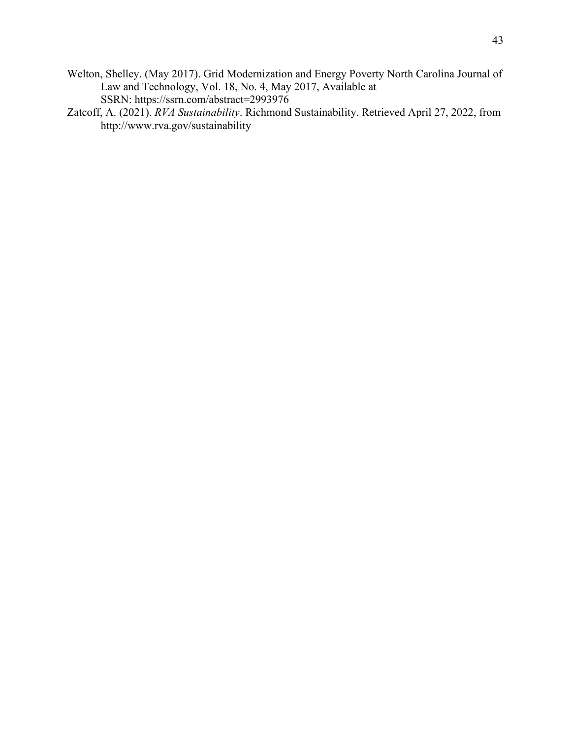Welton, Shelley. (May 2017). Grid Modernization and Energy Poverty North Carolina Journal of Law and Technology, Vol. 18, No. 4, May 2017, Available at SSRN: https://ssrn.com/abstract=2993976

Zatcoff, A. (2021). *RVA Sustainability*. Richmond Sustainability. Retrieved April 27, 2022, from http://www.rva.gov/sustainability